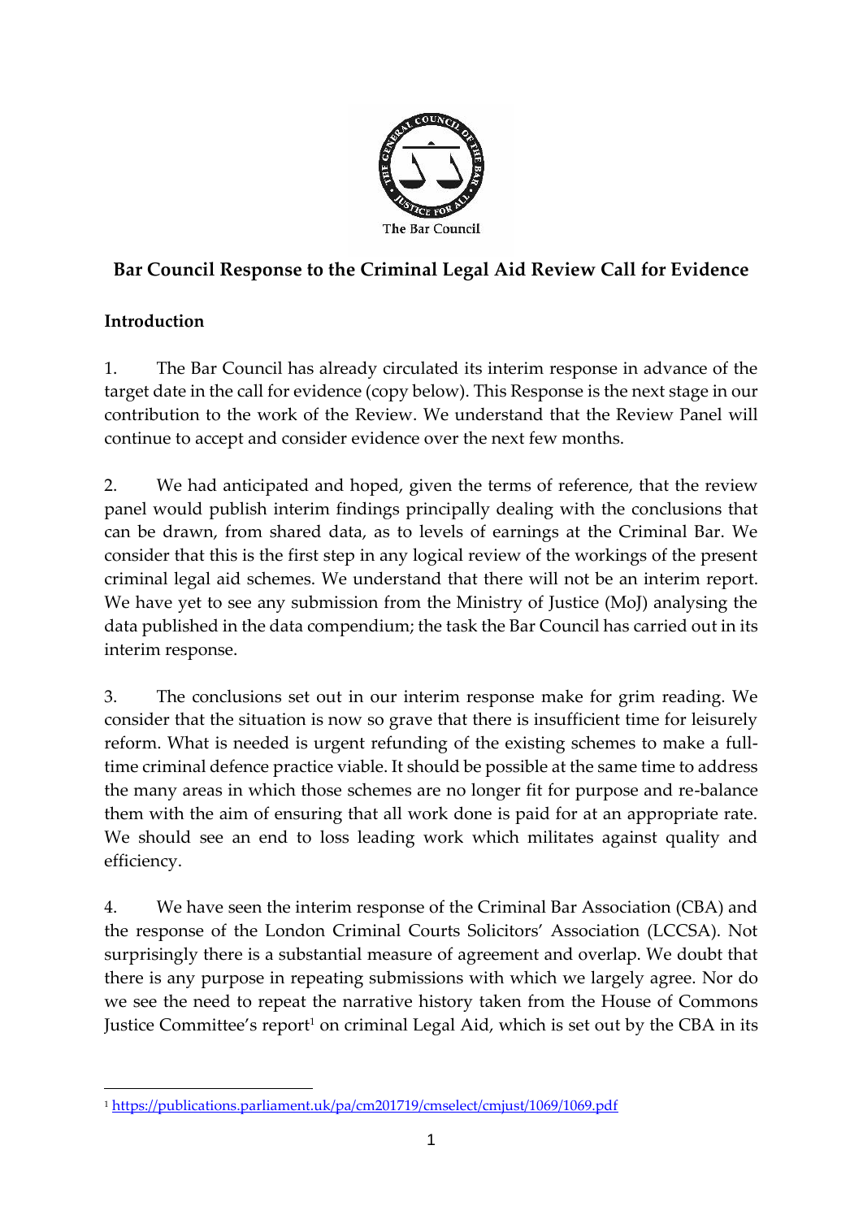The Bar Council

# Bar Council Response to the Criminal Legal Aid Review Call for Evidence

## Introduction

1. The Bar Council has already circulated its interim response in advance of the target date in the call for evidence (copy below). This Response is the next stage in our contribution to the work of the Review. We understand that the Review Panel will continue to accept and consider evidence over the next few months.

2. We had anticipated and hoped, given the terms of reference, that the review panel would publish interim findings principally dealing with the conclusions that can be drawn, from shared data, as to levels of earnings at the Criminal Bar. We consider that this is the first step in any logical review of the workings of the present criminal legal aid schemes. We understand that there will not be an interim report. We have yet to see any submission from the Ministry of Justice (MoJ) analysing the data published in the data compendium; the task the Bar Council has carried out in its interim response.

3. The conclusions set out in our interim response make for grim reading. We consider that the situation is now so grave that there is insufficient time for leisurely reform. What is needed is urgent refunding of the existing schemes to make a full-time criminal defence practice viable. It should be possible at the same time to address the many areas in which those schemes are no longer fit for purpose and re-balance them with the aim of ensuring that all work done is paid for at an appropriate rate. We should see an end to loss leading work which militates against quality and efficiency.

4. We have seen the interim response of the Criminal Bar Association (CBA) and the response of the London Criminal Courts Solicitors' Association (LCCSA). Not surprisingly there is a substantial measure of agreement and overlap. We doubt that there is any purpose in repeating submissions with which we largely agree. Nor do we see the need to repeat the narrative history taken from the House of Commons Justice Committee's report[1] on criminal Legal Aid, which is set out by the CBA in its

[1] https://publications.parliament.uk/pa/cm201719/cmselect/cmjust/1069/1069.pdf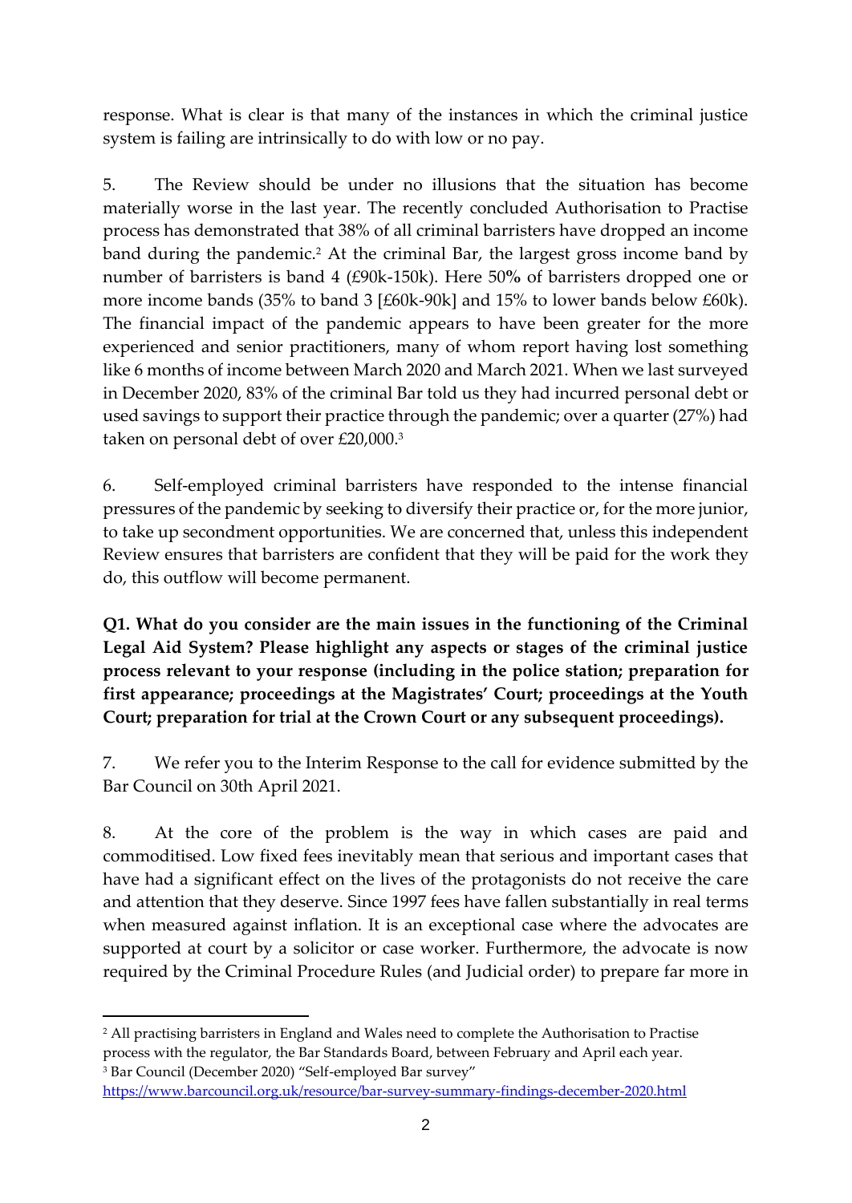response. What is clear is that many of the instances in which the criminal justice system is failing are intrinsically to do with low or no pay.

5. The Review should be under no illusions that the situation has become materially worse in the last year. The recently concluded Authorisation to Practise process has demonstrated that 38% of all criminal barristers have dropped an income band during the pandemic.[2] At the criminal Bar, the largest gross income band by number of barristers is band 4 (£90k-150k). Here 50**%** of barristers dropped one or more income bands (35% to band 3 [£60k-90k] and 15% to lower bands below £60k). The financial impact of the pandemic appears to have been greater for the more experienced and senior practitioners, many of whom report having lost something like 6 months of income between March 2020 and March 2021. When we last surveyed in December 2020, 83% of the criminal Bar told us they had incurred personal debt or used savings to support their practice through the pandemic; over a quarter (27%) had taken on personal debt of over £20,000.[3]

6. Self-employed criminal barristers have responded to the intense financial pressures of the pandemic by seeking to diversify their practice or, for the more junior, to take up secondment opportunities. We are concerned that, unless this independent Review ensures that barristers are confident that they will be paid for the work they do, this outflow will become permanent.

**Q1. What do you consider are the main issues in the functioning of the Criminal Legal Aid System? Please highlight any aspects or stages of the criminal justice process relevant to your response (including in the police station; preparation for first appearance; proceedings at the Magistrates' Court; proceedings at the Youth Court; preparation for trial at the Crown Court or any subsequent proceedings).**

7. We refer you to the Interim Response to the call for evidence submitted by the Bar Council on 30th April 2021.

8. At the core of the problem is the way in which cases are paid and commoditised. Low fixed fees inevitably mean that serious and important cases that have had a significant effect on the lives of the protagonists do not receive the care and attention that they deserve. Since 1997 fees have fallen substantially in real terms when measured against inflation. It is an exceptional case where the advocates are supported at court by a solicitor or case worker. Furthermore, the advocate is now required by the Criminal Procedure Rules (and Judicial order) to prepare far more in

---

[2] All practising barristers in England and Wales need to complete the Authorisation to Practise process with the regulator, the Bar Standards Board, between February and April each year.

[3] Bar Council (December 2020) "Self-employed Bar survey" https://www.barcouncil.org.uk/resource/bar-survey-summary-findings-december-2020.html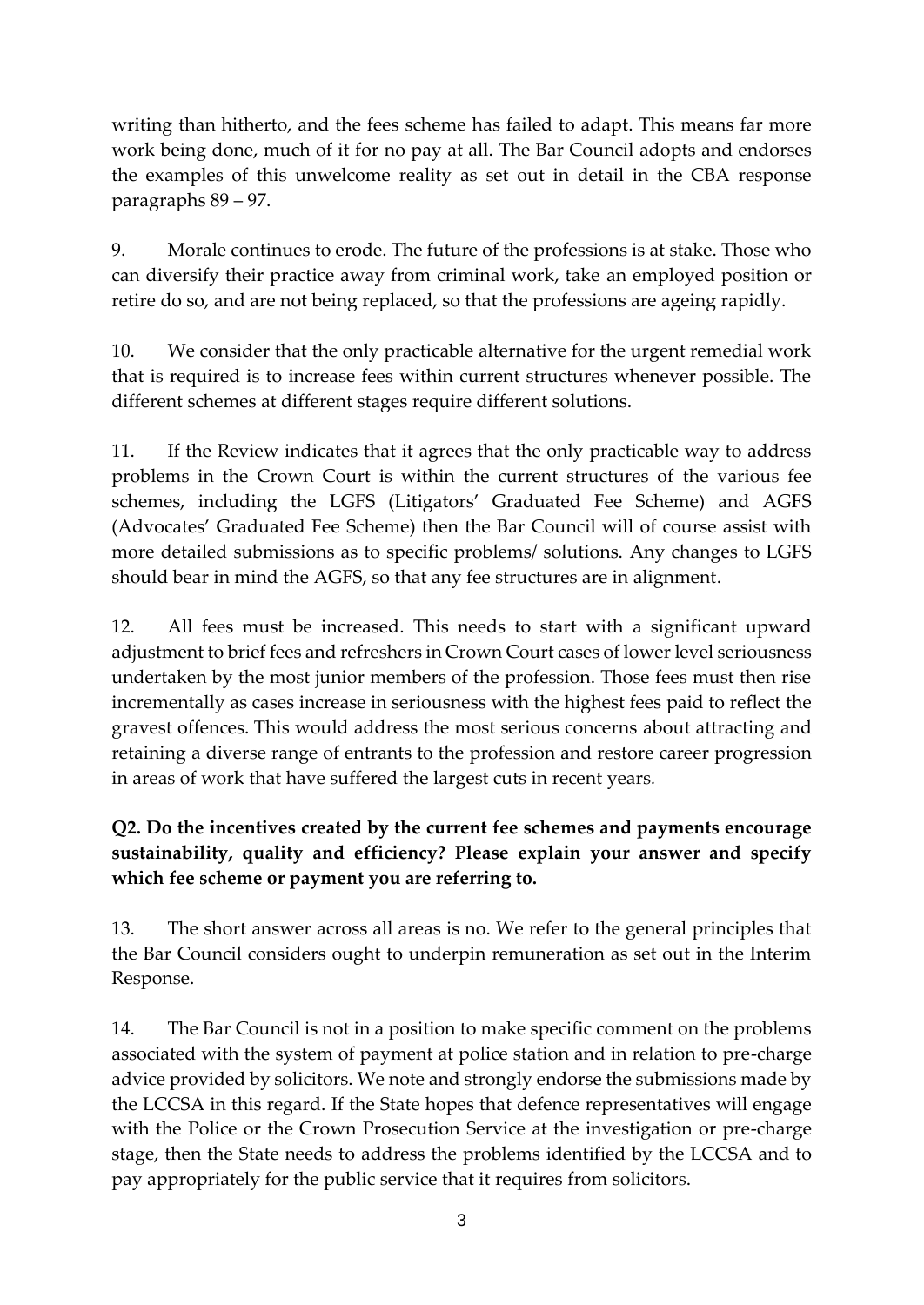writing than hitherto, and the fees scheme has failed to adapt. This means far more work being done, much of it for no pay at all. The Bar Council adopts and endorses the examples of this unwelcome reality as set out in detail in the CBA response paragraphs 89 – 97.

9. Morale continues to erode. The future of the professions is at stake. Those who can diversify their practice away from criminal work, take an employed position or retire do so, and are not being replaced, so that the professions are ageing rapidly.

10. We consider that the only practicable alternative for the urgent remedial work that is required is to increase fees within current structures whenever possible. The different schemes at different stages require different solutions.

11. If the Review indicates that it agrees that the only practicable way to address problems in the Crown Court is within the current structures of the various fee schemes, including the LGFS (Litigators' Graduated Fee Scheme) and AGFS (Advocates' Graduated Fee Scheme) then the Bar Council will of course assist with more detailed submissions as to specific problems/ solutions. Any changes to LGFS should bear in mind the AGFS, so that any fee structures are in alignment.

12. All fees must be increased. This needs to start with a significant upward adjustment to brief fees and refreshers in Crown Court cases of lower level seriousness undertaken by the most junior members of the profession. Those fees must then rise incrementally as cases increase in seriousness with the highest fees paid to reflect the gravest offences. This would address the most serious concerns about attracting and retaining a diverse range of entrants to the profession and restore career progression in areas of work that have suffered the largest cuts in recent years.

**Q2. Do the incentives created by the current fee schemes and payments encourage sustainability, quality and efficiency? Please explain your answer and specify which fee scheme or payment you are referring to.**

13. The short answer across all areas is no. We refer to the general principles that the Bar Council considers ought to underpin remuneration as set out in the Interim Response.

14. The Bar Council is not in a position to make specific comment on the problems associated with the system of payment at police station and in relation to pre-charge advice provided by solicitors. We note and strongly endorse the submissions made by the LCCSA in this regard. If the State hopes that defence representatives will engage with the Police or the Crown Prosecution Service at the investigation or pre-charge stage, then the State needs to address the problems identified by the LCCSA and to pay appropriately for the public service that it requires from solicitors.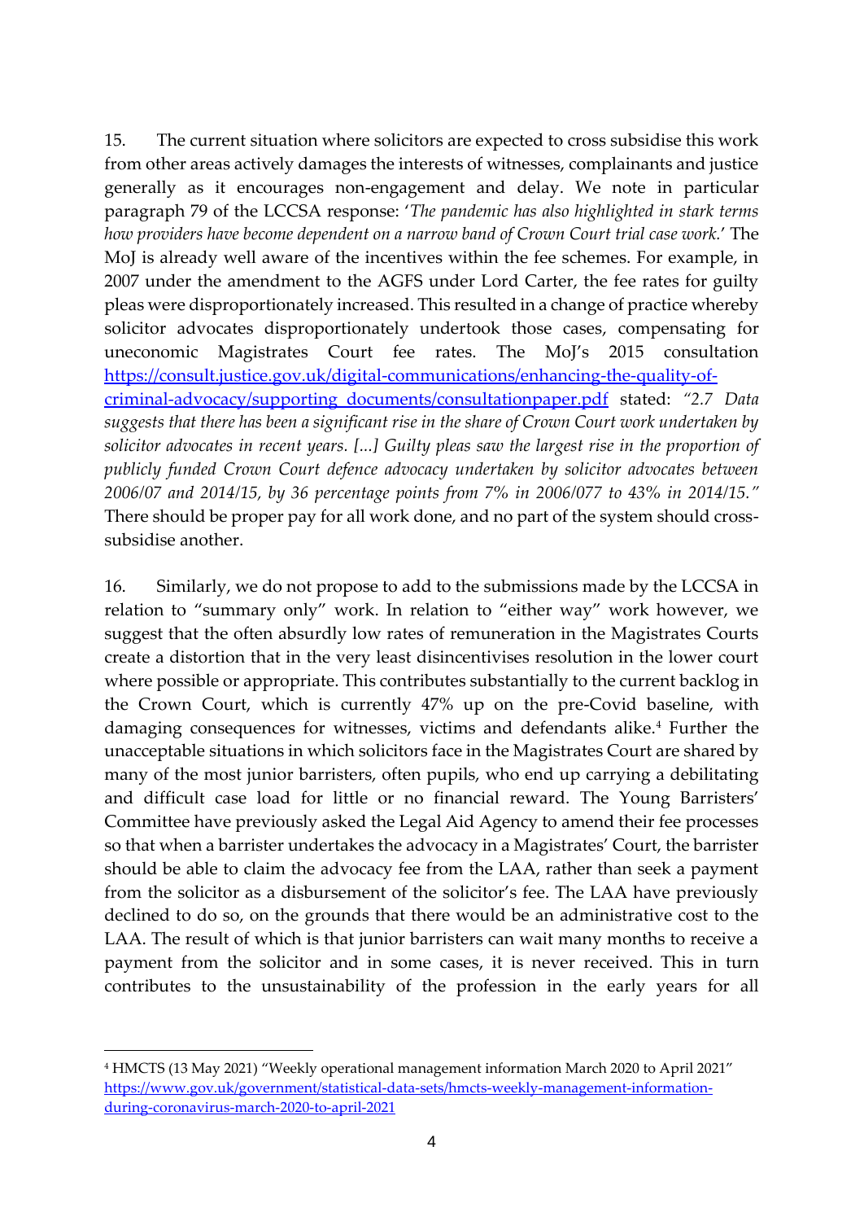15. The current situation where solicitors are expected to cross subsidise this work from other areas actively damages the interests of witnesses, complainants and justice generally as it encourages non-engagement and delay. We note in particular paragraph 79 of the LCCSA response: '*The pandemic has also highlighted in stark terms how providers have become dependent on a narrow band of Crown Court trial case work.*' The MoJ is already well aware of the incentives within the fee schemes. For example, in 2007 under the amendment to the AGFS under Lord Carter, the fee rates for guilty pleas were disproportionately increased. This resulted in a change of practice whereby solicitor advocates disproportionately undertook those cases, compensating for uneconomic Magistrates Court fee rates. The MoJ's 2015 consultation [https://consult.justice.gov.uk/digital-communications/enhancing-the-quality-of-criminal-advocacy/supporting_documents/consultationpaper.pdf](https://consult.justice.gov.uk/digital-communications/enhancing-the-quality-of-criminal-advocacy/supporting_documents/consultationpaper.pdf) stated: *"2.7 Data suggests that there has been a significant rise in the share of Crown Court work undertaken by solicitor advocates in recent years. [...] Guilty pleas saw the largest rise in the proportion of publicly funded Crown Court defence advocacy undertaken by solicitor advocates between 2006/07 and 2014/15, by 36 percentage points from 7% in 2006/077 to 43% in 2014/15."* There should be proper pay for all work done, and no part of the system should cross-subsidise another.

16. Similarly, we do not propose to add to the submissions made by the LCCSA in relation to "summary only" work. In relation to "either way" work however, we suggest that the often absurdly low rates of remuneration in the Magistrates Courts create a distortion that in the very least disincentivises resolution in the lower court where possible or appropriate. This contributes substantially to the current backlog in the Crown Court, which is currently 47% up on the pre-Covid baseline, with damaging consequences for witnesses, victims and defendants alike.[4] Further the unacceptable situations in which solicitors face in the Magistrates Court are shared by many of the most junior barristers, often pupils, who end up carrying a debilitating and difficult case load for little or no financial reward. The Young Barristers' Committee have previously asked the Legal Aid Agency to amend their fee processes so that when a barrister undertakes the advocacy in a Magistrates' Court, the barrister should be able to claim the advocacy fee from the LAA, rather than seek a payment from the solicitor as a disbursement of the solicitor's fee. The LAA have previously declined to do so, on the grounds that there would be an administrative cost to the LAA. The result of which is that junior barristers can wait many months to receive a payment from the solicitor and in some cases, it is never received. This in turn contributes to the unsustainability of the profession in the early years for all

[4] HMCTS (13 May 2021) "Weekly operational management information March 2020 to April 2021" [https://www.gov.uk/government/statistical-data-sets/hmcts-weekly-management-information-during-coronavirus-march-2020-to-april-2021](https://www.gov.uk/government/statistical-data-sets/hmcts-weekly-management-information-during-coronavirus-march-2020-to-april-2021)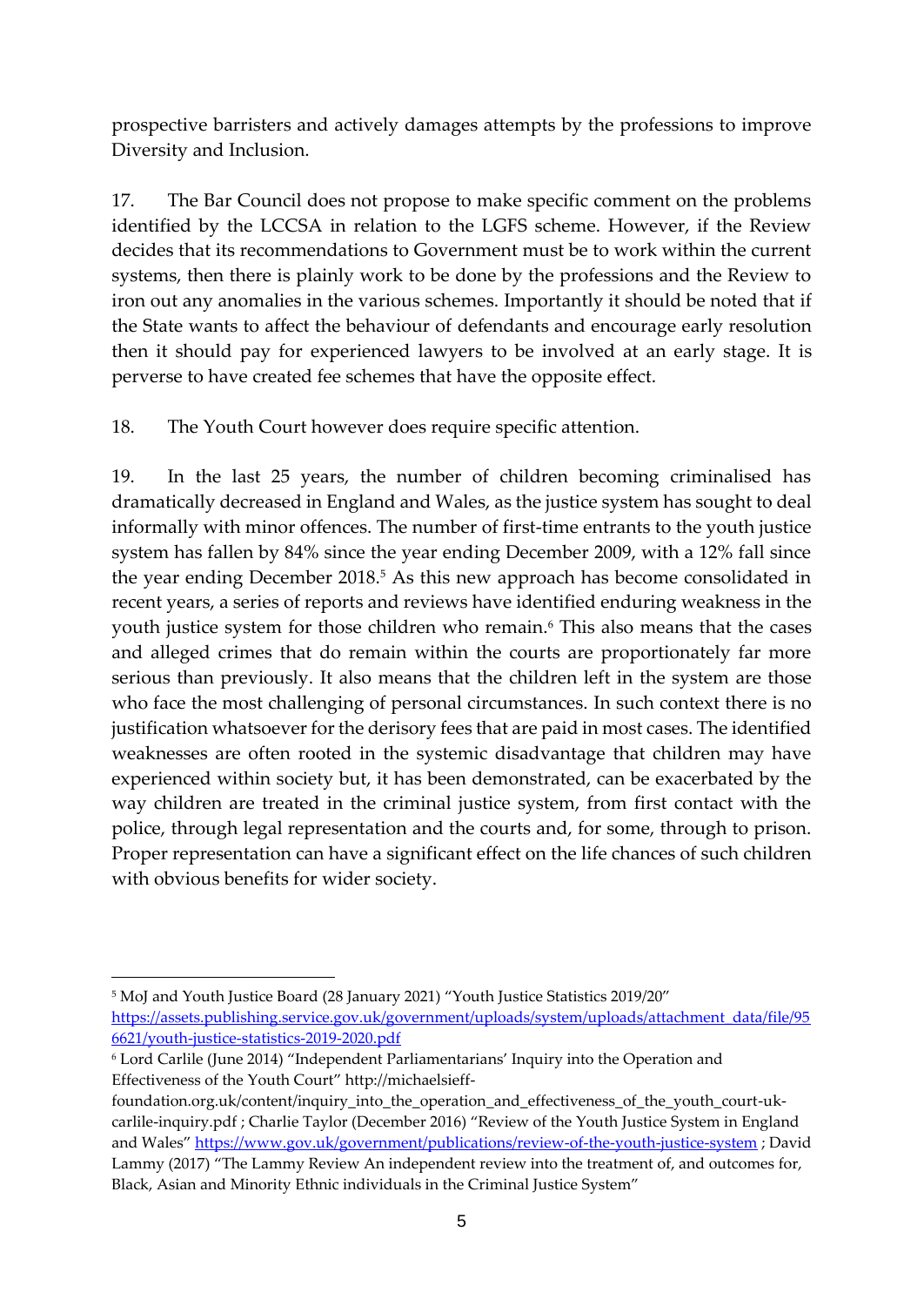prospective barristers and actively damages attempts by the professions to improve Diversity and Inclusion.

17. The Bar Council does not propose to make specific comment on the problems identified by the LCCSA in relation to the LGFS scheme. However, if the Review decides that its recommendations to Government must be to work within the current systems, then there is plainly work to be done by the professions and the Review to iron out any anomalies in the various schemes. Importantly it should be noted that if the State wants to affect the behaviour of defendants and encourage early resolution then it should pay for experienced lawyers to be involved at an early stage. It is perverse to have created fee schemes that have the opposite effect.

18. The Youth Court however does require specific attention.

19. In the last 25 years, the number of children becoming criminalised has dramatically decreased in England and Wales, as the justice system has sought to deal informally with minor offences. The number of first-time entrants to the youth justice system has fallen by 84% since the year ending December 2009, with a 12% fall since the year ending December 2018.[5] As this new approach has become consolidated in recent years, a series of reports and reviews have identified enduring weakness in the youth justice system for those children who remain.[6] This also means that the cases and alleged crimes that do remain within the courts are proportionately far more serious than previously. It also means that the children left in the system are those who face the most challenging of personal circumstances. In such context there is no justification whatsoever for the derisory fees that are paid in most cases. The identified weaknesses are often rooted in the systemic disadvantage that children may have experienced within society but, it has been demonstrated, can be exacerbated by the way children are treated in the criminal justice system, from first contact with the police, through legal representation and the courts and, for some, through to prison. Proper representation can have a significant effect on the life chances of such children with obvious benefits for wider society.

---

[5] MoJ and Youth Justice Board (28 January 2021) "Youth Justice Statistics 2019/20" https://assets.publishing.service.gov.uk/government/uploads/system/uploads/attachment_data/file/956621/youth-justice-statistics-2019-2020.pdf

[6] Lord Carlile (June 2014) "Independent Parliamentarians' Inquiry into the Operation and Effectiveness of the Youth Court" http://michaelsieff-foundation.org.uk/content/inquiry_into_the_operation_and_effectiveness_of_the_youth_court-uk-carlile-inquiry.pdf ; Charlie Taylor (December 2016) "Review of the Youth Justice System in England and Wales" https://www.gov.uk/government/publications/review-of-the-youth-justice-system ; David Lammy (2017) "The Lammy Review An independent review into the treatment of, and outcomes for, Black, Asian and Minority Ethnic individuals in the Criminal Justice System"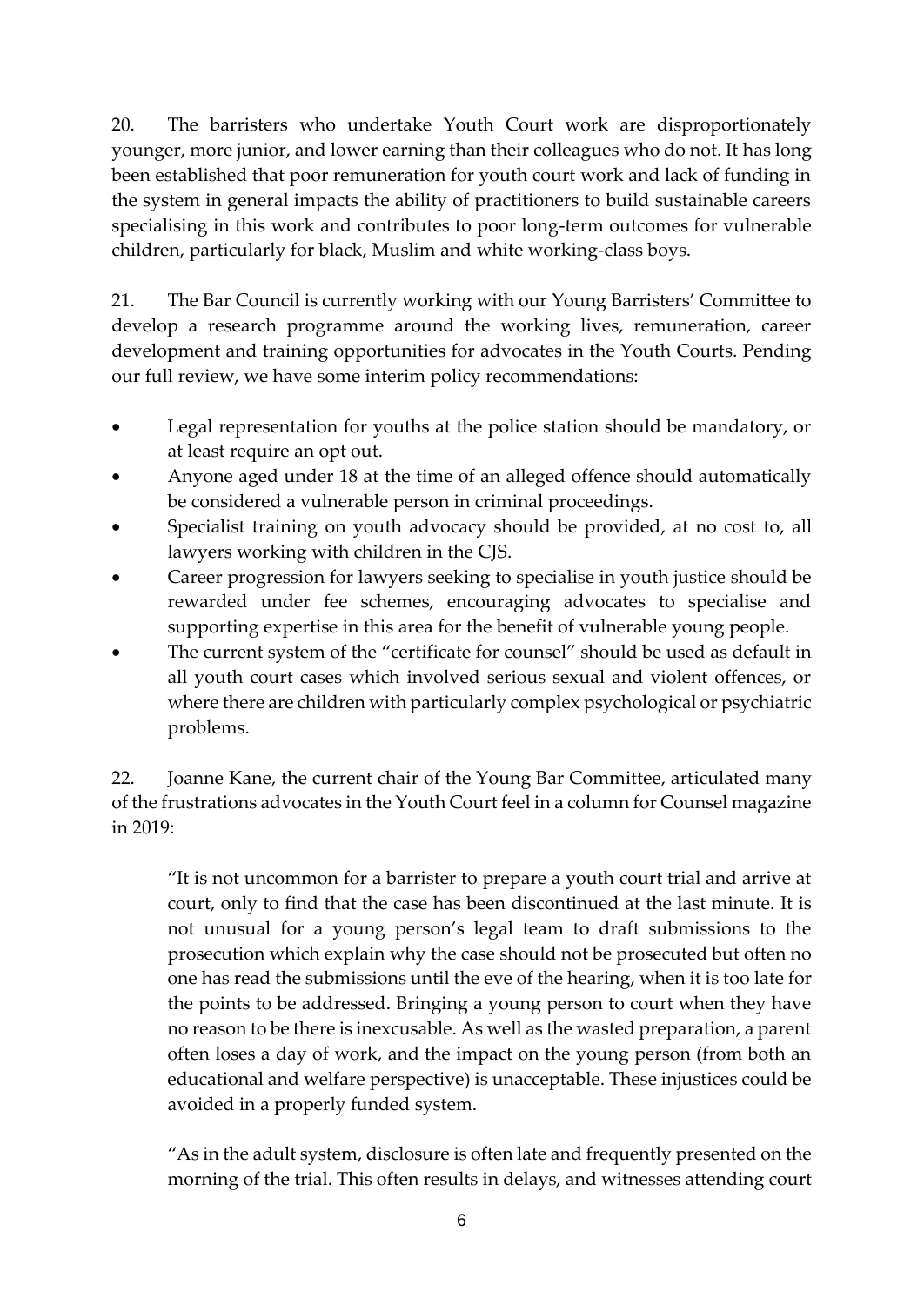20. The barristers who undertake Youth Court work are disproportionately younger, more junior, and lower earning than their colleagues who do not. It has long been established that poor remuneration for youth court work and lack of funding in the system in general impacts the ability of practitioners to build sustainable careers specialising in this work and contributes to poor long-term outcomes for vulnerable children, particularly for black, Muslim and white working-class boys.

21. The Bar Council is currently working with our Young Barristers' Committee to develop a research programme around the working lives, remuneration, career development and training opportunities for advocates in the Youth Courts. Pending our full review, we have some interim policy recommendations:

- Legal representation for youths at the police station should be mandatory, or at least require an opt out.
- Anyone aged under 18 at the time of an alleged offence should automatically be considered a vulnerable person in criminal proceedings.
- Specialist training on youth advocacy should be provided, at no cost to, all lawyers working with children in the CJS.
- Career progression for lawyers seeking to specialise in youth justice should be rewarded under fee schemes, encouraging advocates to specialise and supporting expertise in this area for the benefit of vulnerable young people.
- The current system of the "certificate for counsel" should be used as default in all youth court cases which involved serious sexual and violent offences, or where there are children with particularly complex psychological or psychiatric problems.

22. Joanne Kane, the current chair of the Young Bar Committee, articulated many of the frustrations advocates in the Youth Court feel in a column for Counsel magazine in 2019:

> "It is not uncommon for a barrister to prepare a youth court trial and arrive at court, only to find that the case has been discontinued at the last minute. It is not unusual for a young person's legal team to draft submissions to the prosecution which explain why the case should not be prosecuted but often no one has read the submissions until the eve of the hearing, when it is too late for the points to be addressed. Bringing a young person to court when they have no reason to be there is inexcusable. As well as the wasted preparation, a parent often loses a day of work, and the impact on the young person (from both an educational and welfare perspective) is unacceptable. These injustices could be avoided in a properly funded system.
>
> "As in the adult system, disclosure is often late and frequently presented on the morning of the trial. This often results in delays, and witnesses attending court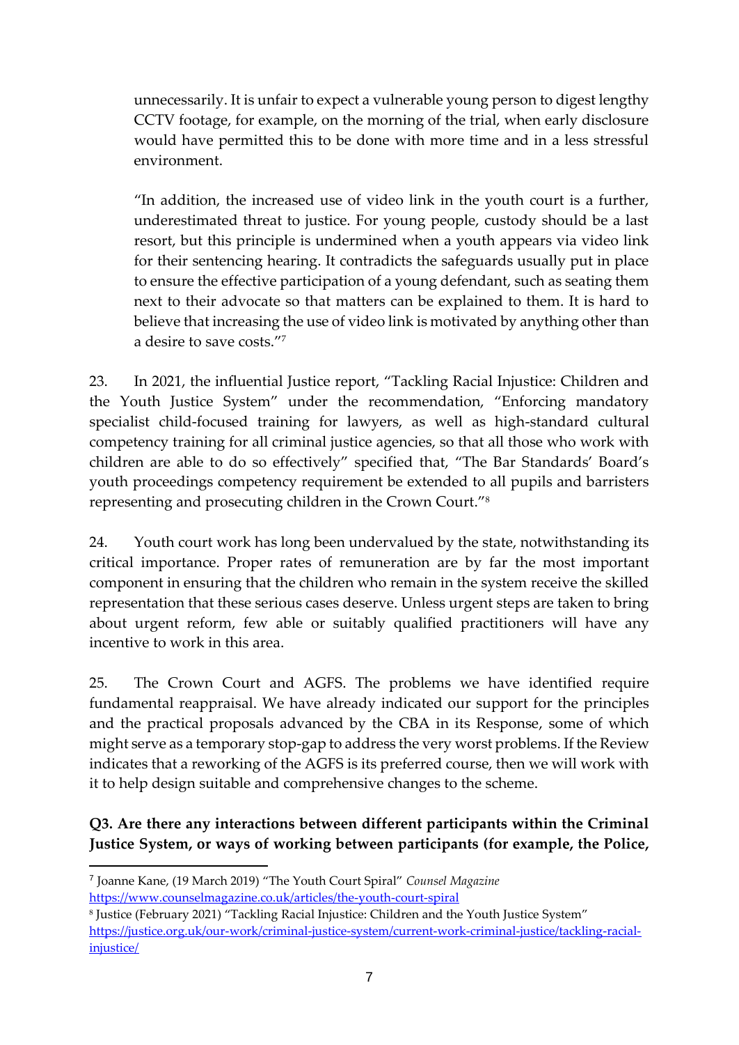unnecessarily. It is unfair to expect a vulnerable young person to digest lengthy CCTV footage, for example, on the morning of the trial, when early disclosure would have permitted this to be done with more time and in a less stressful environment.

"In addition, the increased use of video link in the youth court is a further, underestimated threat to justice. For young people, custody should be a last resort, but this principle is undermined when a youth appears via video link for their sentencing hearing. It contradicts the safeguards usually put in place to ensure the effective participation of a young defendant, such as seating them next to their advocate so that matters can be explained to them. It is hard to believe that increasing the use of video link is motivated by anything other than a desire to save costs."[7]

23. In 2021, the influential Justice report, "Tackling Racial Injustice: Children and the Youth Justice System" under the recommendation, "Enforcing mandatory specialist child-focused training for lawyers, as well as high-standard cultural competency training for all criminal justice agencies, so that all those who work with children are able to do so effectively" specified that, "The Bar Standards' Board's youth proceedings competency requirement be extended to all pupils and barristers representing and prosecuting children in the Crown Court."[8]

24. Youth court work has long been undervalued by the state, notwithstanding its critical importance. Proper rates of remuneration are by far the most important component in ensuring that the children who remain in the system receive the skilled representation that these serious cases deserve. Unless urgent steps are taken to bring about urgent reform, few able or suitably qualified practitioners will have any incentive to work in this area.

25. The Crown Court and AGFS. The problems we have identified require fundamental reappraisal. We have already indicated our support for the principles and the practical proposals advanced by the CBA in its Response, some of which might serve as a temporary stop-gap to address the very worst problems. If the Review indicates that a reworking of the AGFS is its preferred course, then we will work with it to help design suitable and comprehensive changes to the scheme.

**Q3. Are there any interactions between different participants within the Criminal Justice System, or ways of working between participants (for example, the Police,**

---

[7] Joanne Kane, (19 March 2019) "The Youth Court Spiral" *Counsel Magazine* https://www.counselmagazine.co.uk/articles/the-youth-court-spiral

[8] Justice (February 2021) "Tackling Racial Injustice: Children and the Youth Justice System" https://justice.org.uk/our-work/criminal-justice-system/current-work-criminal-justice/tackling-racial-injustice/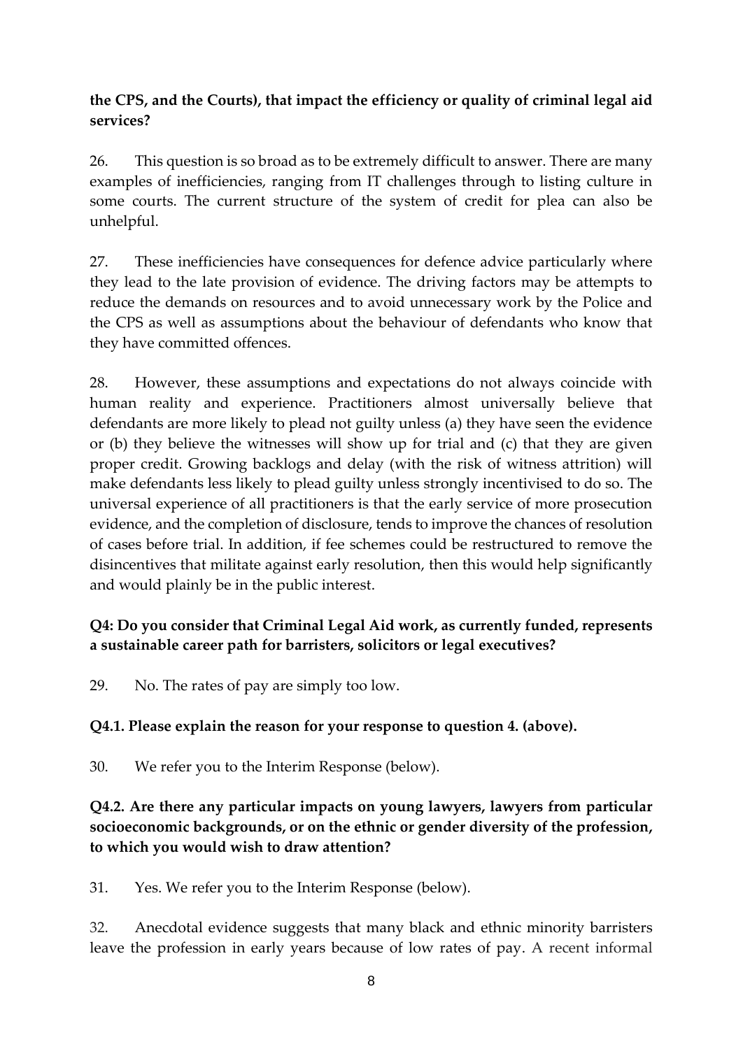**the CPS, and the Courts), that impact the efficiency or quality of criminal legal aid services?**

26. This question is so broad as to be extremely difficult to answer. There are many examples of inefficiencies, ranging from IT challenges through to listing culture in some courts. The current structure of the system of credit for plea can also be unhelpful.

27. These inefficiencies have consequences for defence advice particularly where they lead to the late provision of evidence. The driving factors may be attempts to reduce the demands on resources and to avoid unnecessary work by the Police and the CPS as well as assumptions about the behaviour of defendants who know that they have committed offences.

28. However, these assumptions and expectations do not always coincide with human reality and experience. Practitioners almost universally believe that defendants are more likely to plead not guilty unless (a) they have seen the evidence or (b) they believe the witnesses will show up for trial and (c) that they are given proper credit. Growing backlogs and delay (with the risk of witness attrition) will make defendants less likely to plead guilty unless strongly incentivised to do so. The universal experience of all practitioners is that the early service of more prosecution evidence, and the completion of disclosure, tends to improve the chances of resolution of cases before trial. In addition, if fee schemes could be restructured to remove the disincentives that militate against early resolution, then this would help significantly and would plainly be in the public interest.

**Q4: Do you consider that Criminal Legal Aid work, as currently funded, represents a sustainable career path for barristers, solicitors or legal executives?**

29. No. The rates of pay are simply too low.

**Q4.1. Please explain the reason for your response to question 4. (above).**

30. We refer you to the Interim Response (below).

**Q4.2. Are there any particular impacts on young lawyers, lawyers from particular socioeconomic backgrounds, or on the ethnic or gender diversity of the profession, to which you would wish to draw attention?**

31. Yes. We refer you to the Interim Response (below).

32. Anecdotal evidence suggests that many black and ethnic minority barristers leave the profession in early years because of low rates of pay. A recent informal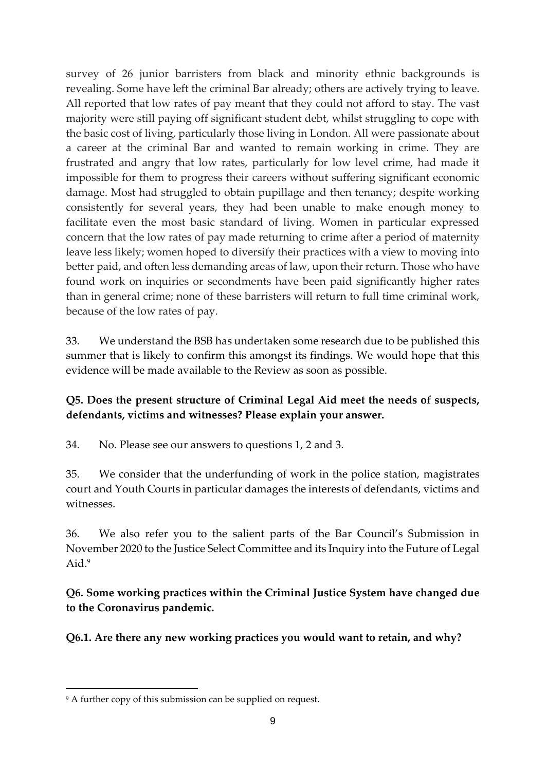survey of 26 junior barristers from black and minority ethnic backgrounds is revealing. Some have left the criminal Bar already; others are actively trying to leave. All reported that low rates of pay meant that they could not afford to stay. The vast majority were still paying off significant student debt, whilst struggling to cope with the basic cost of living, particularly those living in London. All were passionate about a career at the criminal Bar and wanted to remain working in crime. They are frustrated and angry that low rates, particularly for low level crime, had made it impossible for them to progress their careers without suffering significant economic damage. Most had struggled to obtain pupillage and then tenancy; despite working consistently for several years, they had been unable to make enough money to facilitate even the most basic standard of living. Women in particular expressed concern that the low rates of pay made returning to crime after a period of maternity leave less likely; women hoped to diversify their practices with a view to moving into better paid, and often less demanding areas of law, upon their return. Those who have found work on inquiries or secondments have been paid significantly higher rates than in general crime; none of these barristers will return to full time criminal work, because of the low rates of pay.

33. We understand the BSB has undertaken some research due to be published this summer that is likely to confirm this amongst its findings. We would hope that this evidence will be made available to the Review as soon as possible.

**Q5. Does the present structure of Criminal Legal Aid meet the needs of suspects, defendants, victims and witnesses? Please explain your answer.**

34. No. Please see our answers to questions 1, 2 and 3.

35. We consider that the underfunding of work in the police station, magistrates court and Youth Courts in particular damages the interests of defendants, victims and witnesses.

36. We also refer you to the salient parts of the Bar Council's Submission in November 2020 to the Justice Select Committee and its Inquiry into the Future of Legal Aid.[9]

**Q6. Some working practices within the Criminal Justice System have changed due to the Coronavirus pandemic.**

**Q6.1. Are there any new working practices you would want to retain, and why?**

---

[9] A further copy of this submission can be supplied on request.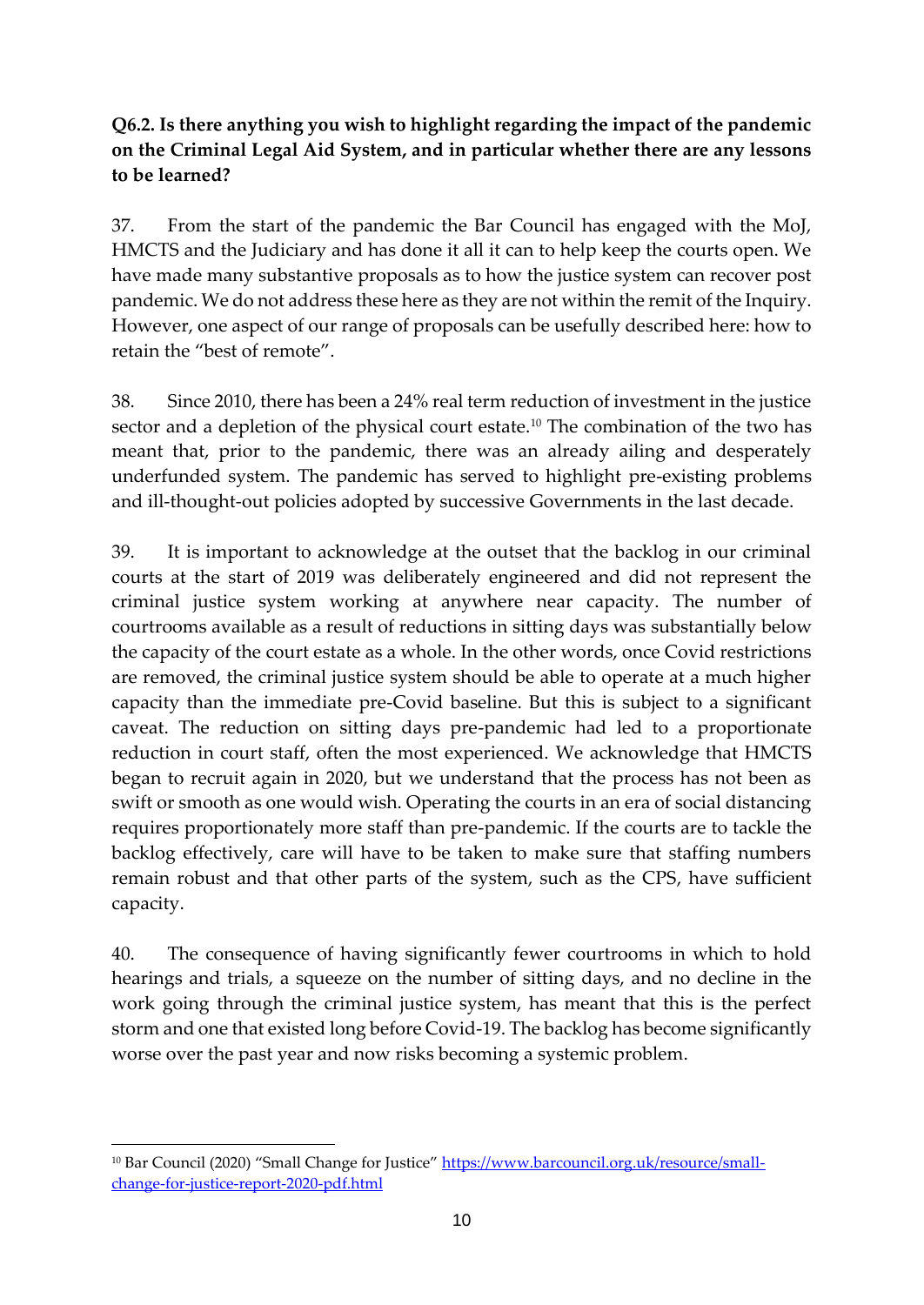**Q6.2. Is there anything you wish to highlight regarding the impact of the pandemic on the Criminal Legal Aid System, and in particular whether there are any lessons to be learned?**

37. From the start of the pandemic the Bar Council has engaged with the MoJ, HMCTS and the Judiciary and has done it all it can to help keep the courts open. We have made many substantive proposals as to how the justice system can recover post pandemic. We do not address these here as they are not within the remit of the Inquiry. However, one aspect of our range of proposals can be usefully described here: how to retain the "best of remote".

38. Since 2010, there has been a 24% real term reduction of investment in the justice sector and a depletion of the physical court estate.[10] The combination of the two has meant that, prior to the pandemic, there was an already ailing and desperately underfunded system. The pandemic has served to highlight pre-existing problems and ill-thought-out policies adopted by successive Governments in the last decade.

39. It is important to acknowledge at the outset that the backlog in our criminal courts at the start of 2019 was deliberately engineered and did not represent the criminal justice system working at anywhere near capacity. The number of courtrooms available as a result of reductions in sitting days was substantially below the capacity of the court estate as a whole. In the other words, once Covid restrictions are removed, the criminal justice system should be able to operate at a much higher capacity than the immediate pre-Covid baseline. But this is subject to a significant caveat. The reduction on sitting days pre-pandemic had led to a proportionate reduction in court staff, often the most experienced. We acknowledge that HMCTS began to recruit again in 2020, but we understand that the process has not been as swift or smooth as one would wish. Operating the courts in an era of social distancing requires proportionately more staff than pre-pandemic. If the courts are to tackle the backlog effectively, care will have to be taken to make sure that staffing numbers remain robust and that other parts of the system, such as the CPS, have sufficient capacity.

40. The consequence of having significantly fewer courtrooms in which to hold hearings and trials, a squeeze on the number of sitting days, and no decline in the work going through the criminal justice system, has meant that this is the perfect storm and one that existed long before Covid-19. The backlog has become significantly worse over the past year and now risks becoming a systemic problem.

---

[10] Bar Council (2020) "Small Change for Justice" https://www.barcouncil.org.uk/resource/small-change-for-justice-report-2020-pdf.html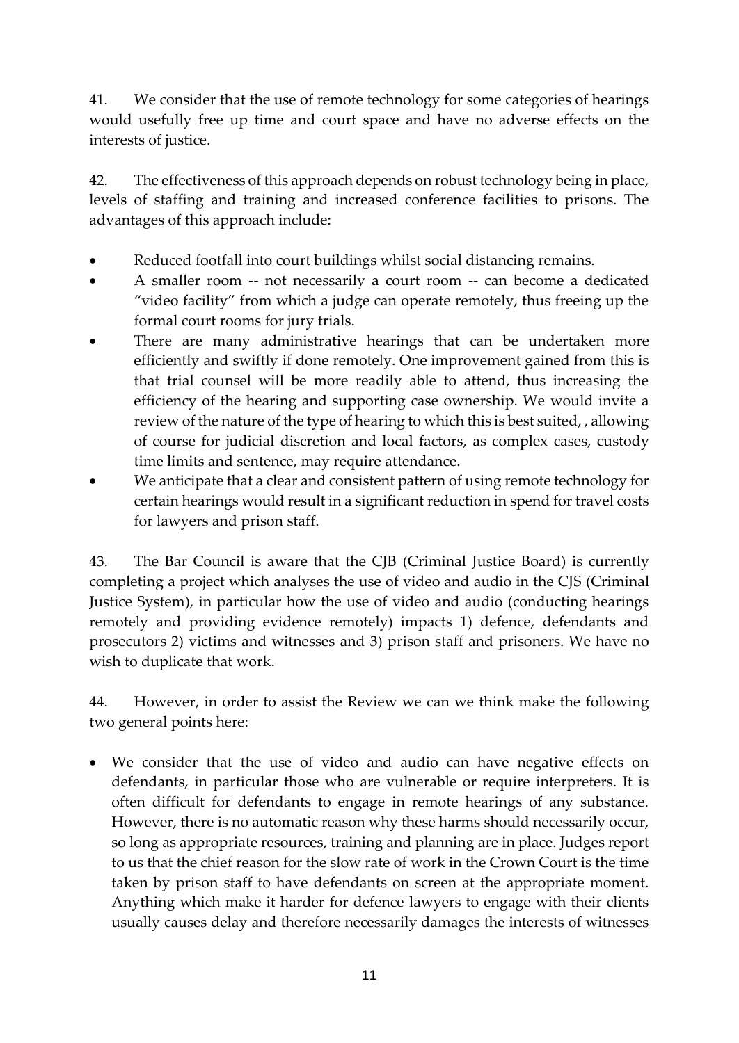41. We consider that the use of remote technology for some categories of hearings would usefully free up time and court space and have no adverse effects on the interests of justice.

42. The effectiveness of this approach depends on robust technology being in place, levels of staffing and training and increased conference facilities to prisons. The advantages of this approach include:

- Reduced footfall into court buildings whilst social distancing remains.
- A smaller room -- not necessarily a court room -- can become a dedicated "video facility" from which a judge can operate remotely, thus freeing up the formal court rooms for jury trials.
- There are many administrative hearings that can be undertaken more efficiently and swiftly if done remotely. One improvement gained from this is that trial counsel will be more readily able to attend, thus increasing the efficiency of the hearing and supporting case ownership. We would invite a review of the nature of the type of hearing to which this is best suited, , allowing of course for judicial discretion and local factors, as complex cases, custody time limits and sentence, may require attendance.
- We anticipate that a clear and consistent pattern of using remote technology for certain hearings would result in a significant reduction in spend for travel costs for lawyers and prison staff.

43. The Bar Council is aware that the CJB (Criminal Justice Board) is currently completing a project which analyses the use of video and audio in the CJS (Criminal Justice System), in particular how the use of video and audio (conducting hearings remotely and providing evidence remotely) impacts 1) defence, defendants and prosecutors 2) victims and witnesses and 3) prison staff and prisoners. We have no wish to duplicate that work.

44. However, in order to assist the Review we can we think make the following two general points here:

- We consider that the use of video and audio can have negative effects on defendants, in particular those who are vulnerable or require interpreters. It is often difficult for defendants to engage in remote hearings of any substance. However, there is no automatic reason why these harms should necessarily occur, so long as appropriate resources, training and planning are in place. Judges report to us that the chief reason for the slow rate of work in the Crown Court is the time taken by prison staff to have defendants on screen at the appropriate moment. Anything which make it harder for defence lawyers to engage with their clients usually causes delay and therefore necessarily damages the interests of witnesses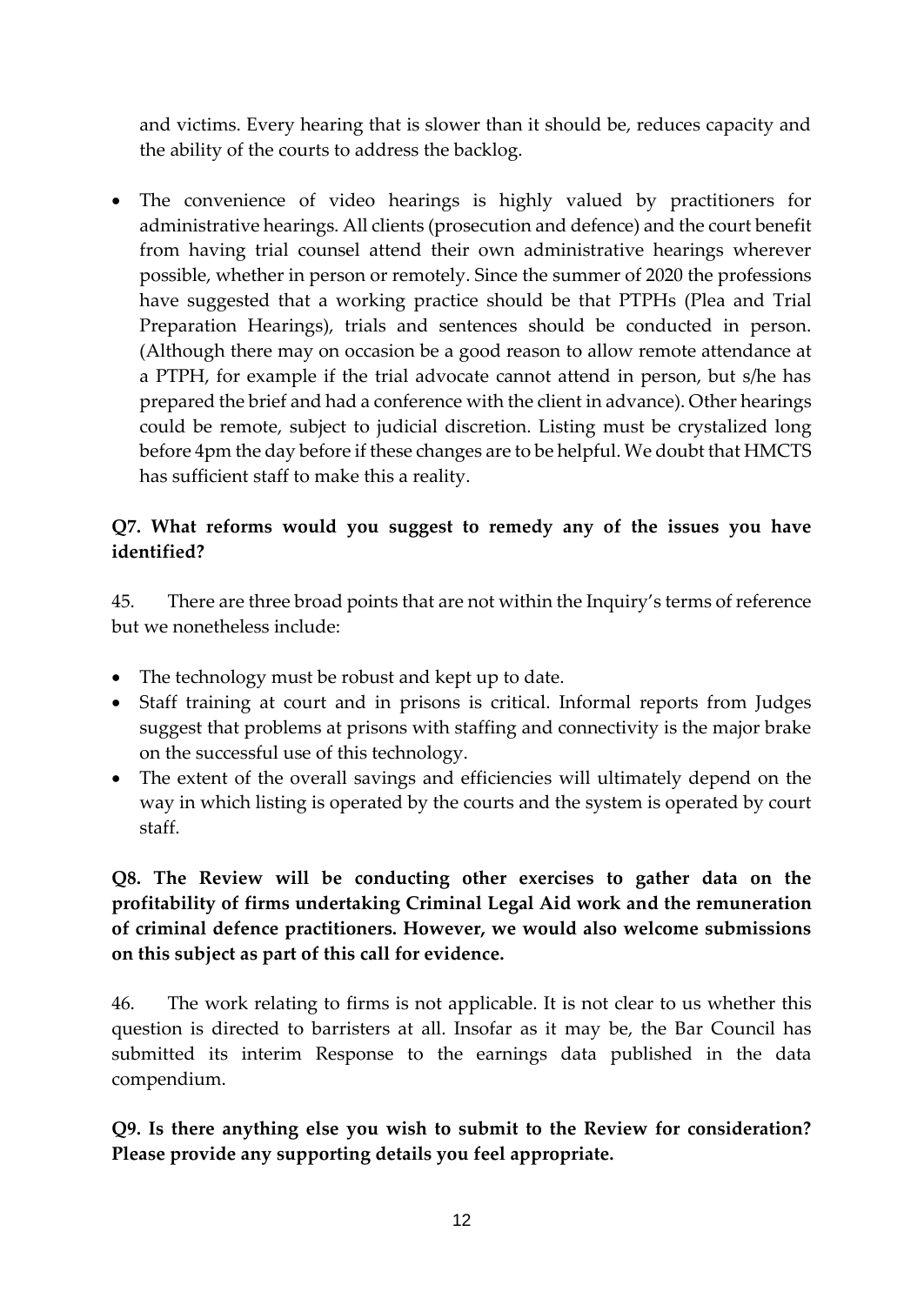and victims. Every hearing that is slower than it should be, reduces capacity and the ability of the courts to address the backlog.

- The convenience of video hearings is highly valued by practitioners for administrative hearings. All clients (prosecution and defence) and the court benefit from having trial counsel attend their own administrative hearings wherever possible, whether in person or remotely. Since the summer of 2020 the professions have suggested that a working practice should be that PTPHs (Plea and Trial Preparation Hearings), trials and sentences should be conducted in person. (Although there may on occasion be a good reason to allow remote attendance at a PTPH, for example if the trial advocate cannot attend in person, but s/he has prepared the brief and had a conference with the client in advance). Other hearings could be remote, subject to judicial discretion. Listing must be crystalized long before 4pm the day before if these changes are to be helpful. We doubt that HMCTS has sufficient staff to make this a reality.

**Q7. What reforms would you suggest to remedy any of the issues you have identified?**

45. There are three broad points that are not within the Inquiry's terms of reference but we nonetheless include:

- The technology must be robust and kept up to date.
- Staff training at court and in prisons is critical. Informal reports from Judges suggest that problems at prisons with staffing and connectivity is the major brake on the successful use of this technology.
- The extent of the overall savings and efficiencies will ultimately depend on the way in which listing is operated by the courts and the system is operated by court staff.

**Q8. The Review will be conducting other exercises to gather data on the profitability of firms undertaking Criminal Legal Aid work and the remuneration of criminal defence practitioners. However, we would also welcome submissions on this subject as part of this call for evidence.**

46. The work relating to firms is not applicable. It is not clear to us whether this question is directed to barristers at all. Insofar as it may be, the Bar Council has submitted its interim Response to the earnings data published in the data compendium.

**Q9. Is there anything else you wish to submit to the Review for consideration? Please provide any supporting details you feel appropriate.**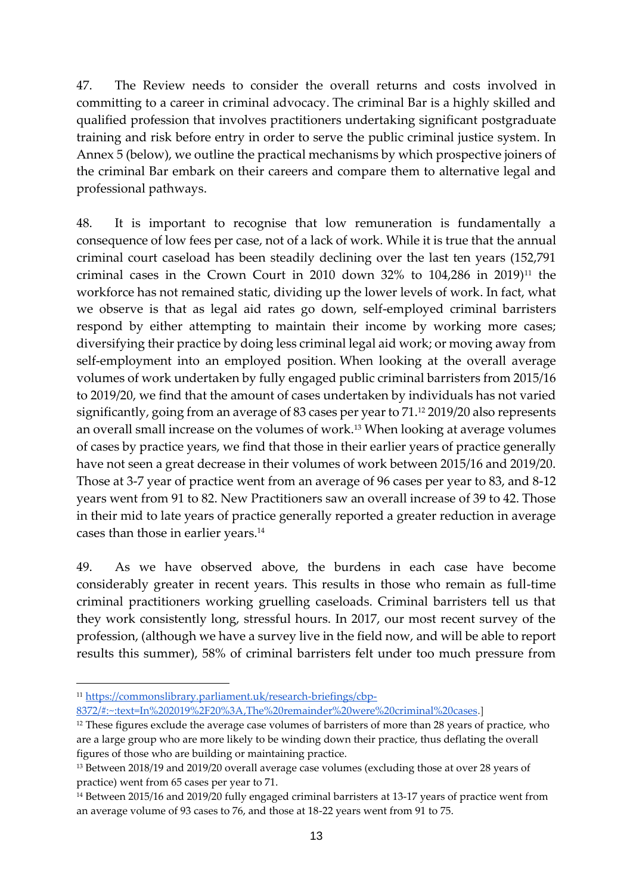47. The Review needs to consider the overall returns and costs involved in committing to a career in criminal advocacy. The criminal Bar is a highly skilled and qualified profession that involves practitioners undertaking significant postgraduate training and risk before entry in order to serve the public criminal justice system. In Annex 5 (below), we outline the practical mechanisms by which prospective joiners of the criminal Bar embark on their careers and compare them to alternative legal and professional pathways.

48. It is important to recognise that low remuneration is fundamentally a consequence of low fees per case, not of a lack of work. While it is true that the annual criminal court caseload has been steadily declining over the last ten years (152,791 criminal cases in the Crown Court in 2010 down 32% to 104,286 in 2019)[11] the workforce has not remained static, dividing up the lower levels of work. In fact, what we observe is that as legal aid rates go down, self-employed criminal barristers respond by either attempting to maintain their income by working more cases; diversifying their practice by doing less criminal legal aid work; or moving away from self-employment into an employed position. When looking at the overall average volumes of work undertaken by fully engaged public criminal barristers from 2015/16 to 2019/20, we find that the amount of cases undertaken by individuals has not varied significantly, going from an average of 83 cases per year to 71.[12] 2019/20 also represents an overall small increase on the volumes of work.[13] When looking at average volumes of cases by practice years, we find that those in their earlier years of practice generally have not seen a great decrease in their volumes of work between 2015/16 and 2019/20. Those at 3-7 year of practice went from an average of 96 cases per year to 83, and 8-12 years went from 91 to 82. New Practitioners saw an overall increase of 39 to 42. Those in their mid to late years of practice generally reported a greater reduction in average cases than those in earlier years.[14]

49. As we have observed above, the burdens in each case have become considerably greater in recent years. This results in those who remain as full-time criminal practitioners working gruelling caseloads. Criminal barristers tell us that they work consistently long, stressful hours. In 2017, our most recent survey of the profession, (although we have a survey live in the field now, and will be able to report results this summer), 58% of criminal barristers felt under too much pressure from

---

[11] https://commonslibrary.parliament.uk/research-briefings/cbp-8372/#:~:text=In%202019%2F20%3A,The%20remainder%20were%20criminal%20cases.]

[12] These figures exclude the average case volumes of barristers of more than 28 years of practice, who are a large group who are more likely to be winding down their practice, thus deflating the overall figures of those who are building or maintaining practice.

[13] Between 2018/19 and 2019/20 overall average case volumes (excluding those at over 28 years of practice) went from 65 cases per year to 71.

[14] Between 2015/16 and 2019/20 fully engaged criminal barristers at 13-17 years of practice went from an average volume of 93 cases to 76, and those at 18-22 years went from 91 to 75.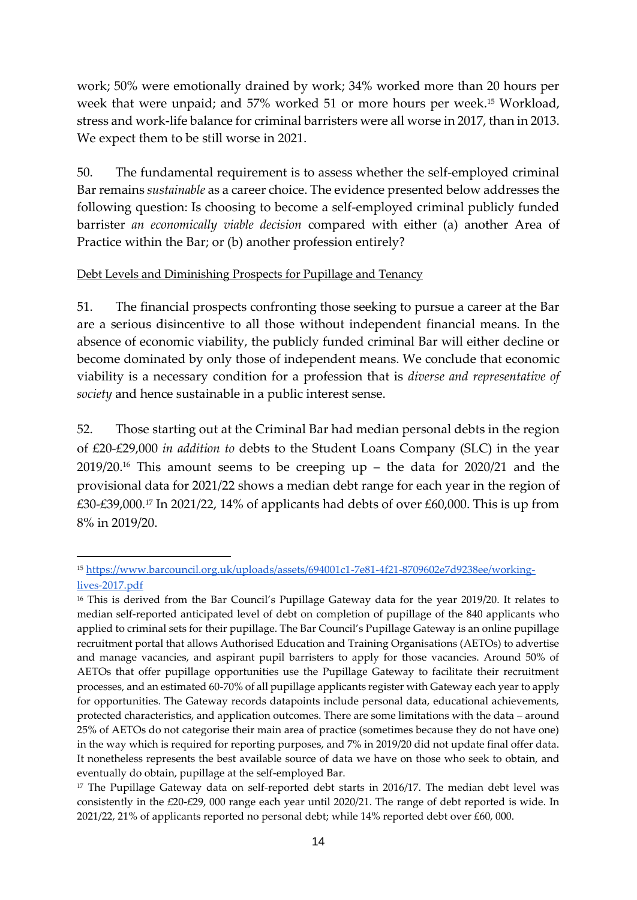work; 50% were emotionally drained by work; 34% worked more than 20 hours per week that were unpaid; and 57% worked 51 or more hours per week.[15] Workload, stress and work-life balance for criminal barristers were all worse in 2017, than in 2013. We expect them to be still worse in 2021.

50. The fundamental requirement is to assess whether the self-employed criminal Bar remains *sustainable* as a career choice. The evidence presented below addresses the following question: Is choosing to become a self-employed criminal publicly funded barrister *an economically viable decision* compared with either (a) another Area of Practice within the Bar; or (b) another profession entirely?

Debt Levels and Diminishing Prospects for Pupillage and Tenancy

51. The financial prospects confronting those seeking to pursue a career at the Bar are a serious disincentive to all those without independent financial means. In the absence of economic viability, the publicly funded criminal Bar will either decline or become dominated by only those of independent means. We conclude that economic viability is a necessary condition for a profession that is *diverse and representative of society* and hence sustainable in a public interest sense.

52. Those starting out at the Criminal Bar had median personal debts in the region of £20-£29,000 *in addition to* debts to the Student Loans Company (SLC) in the year 2019/20.[16] This amount seems to be creeping up – the data for 2020/21 and the provisional data for 2021/22 shows a median debt range for each year in the region of £30-£39,000.[17] In 2021/22, 14% of applicants had debts of over £60,000. This is up from 8% in 2019/20.

---

[15] https://www.barcouncil.org.uk/uploads/assets/694001c1-7e81-4f21-8709602e7d9238ee/working-lives-2017.pdf

[16] This is derived from the Bar Council's Pupillage Gateway data for the year 2019/20. It relates to median self-reported anticipated level of debt on completion of pupillage of the 840 applicants who applied to criminal sets for their pupillage. The Bar Council's Pupillage Gateway is an online pupillage recruitment portal that allows Authorised Education and Training Organisations (AETOs) to advertise and manage vacancies, and aspirant pupil barristers to apply for those vacancies. Around 50% of AETOs that offer pupillage opportunities use the Pupillage Gateway to facilitate their recruitment processes, and an estimated 60-70% of all pupillage applicants register with Gateway each year to apply for opportunities. The Gateway records datapoints include personal data, educational achievements, protected characteristics, and application outcomes. There are some limitations with the data – around 25% of AETOs do not categorise their main area of practice (sometimes because they do not have one) in the way which is required for reporting purposes, and 7% in 2019/20 did not update final offer data. It nonetheless represents the best available source of data we have on those who seek to obtain, and eventually do obtain, pupillage at the self-employed Bar.

[17] The Pupillage Gateway data on self-reported debt starts in 2016/17. The median debt level was consistently in the £20-£29, 000 range each year until 2020/21. The range of debt reported is wide. In 2021/22, 21% of applicants reported no personal debt; while 14% reported debt over £60, 000.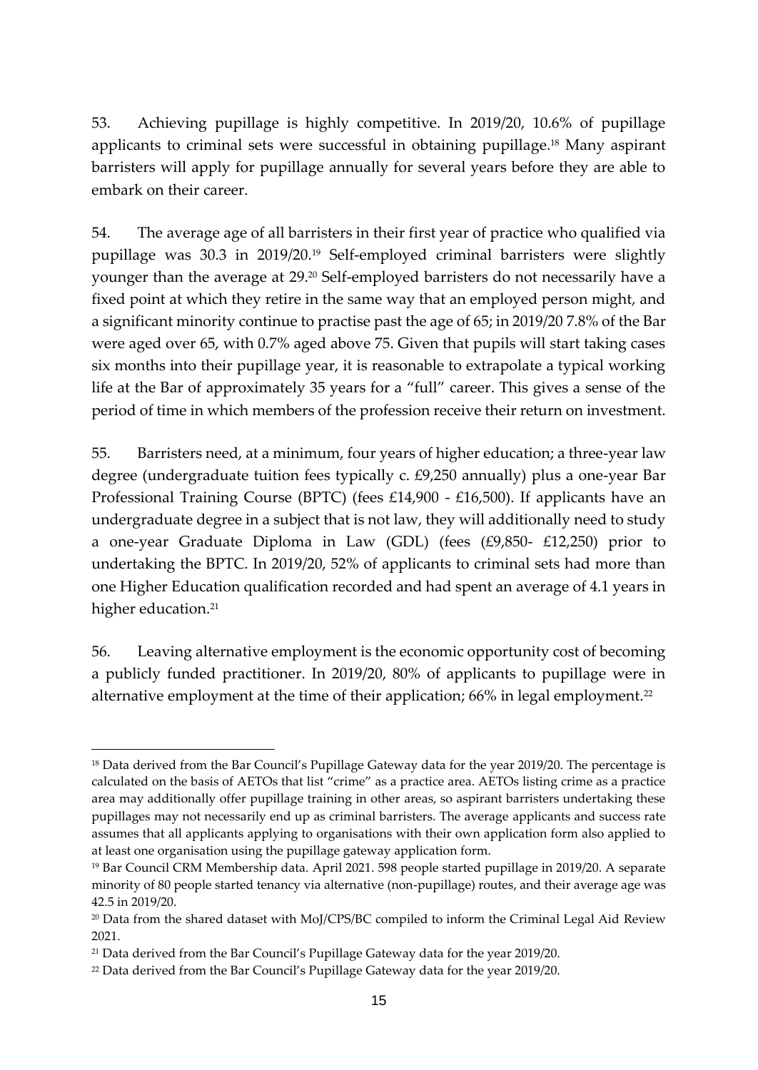53. Achieving pupillage is highly competitive. In 2019/20, 10.6% of pupillage applicants to criminal sets were successful in obtaining pupillage.[18] Many aspirant barristers will apply for pupillage annually for several years before they are able to embark on their career.

54. The average age of all barristers in their first year of practice who qualified via pupillage was 30.3 in 2019/20.[19] Self-employed criminal barristers were slightly younger than the average at 29.[20] Self-employed barristers do not necessarily have a fixed point at which they retire in the same way that an employed person might, and a significant minority continue to practise past the age of 65; in 2019/20 7.8% of the Bar were aged over 65, with 0.7% aged above 75. Given that pupils will start taking cases six months into their pupillage year, it is reasonable to extrapolate a typical working life at the Bar of approximately 35 years for a "full" career. This gives a sense of the period of time in which members of the profession receive their return on investment.

55. Barristers need, at a minimum, four years of higher education; a three-year law degree (undergraduate tuition fees typically c. £9,250 annually) plus a one-year Bar Professional Training Course (BPTC) (fees £14,900 - £16,500). If applicants have an undergraduate degree in a subject that is not law, they will additionally need to study a one-year Graduate Diploma in Law (GDL) (fees (£9,850- £12,250) prior to undertaking the BPTC. In 2019/20, 52% of applicants to criminal sets had more than one Higher Education qualification recorded and had spent an average of 4.1 years in higher education.[21]

56. Leaving alternative employment is the economic opportunity cost of becoming a publicly funded practitioner. In 2019/20, 80% of applicants to pupillage were in alternative employment at the time of their application; 66% in legal employment.[22]

---

[18] Data derived from the Bar Council's Pupillage Gateway data for the year 2019/20. The percentage is calculated on the basis of AETOs that list "crime" as a practice area. AETOs listing crime as a practice area may additionally offer pupillage training in other areas, so aspirant barristers undertaking these pupillages may not necessarily end up as criminal barristers. The average applicants and success rate assumes that all applicants applying to organisations with their own application form also applied to at least one organisation using the pupillage gateway application form.

[19] Bar Council CRM Membership data. April 2021. 598 people started pupillage in 2019/20. A separate minority of 80 people started tenancy via alternative (non-pupillage) routes, and their average age was 42.5 in 2019/20.

[20] Data from the shared dataset with MoJ/CPS/BC compiled to inform the Criminal Legal Aid Review 2021.

[21] Data derived from the Bar Council's Pupillage Gateway data for the year 2019/20.

[22] Data derived from the Bar Council's Pupillage Gateway data for the year 2019/20.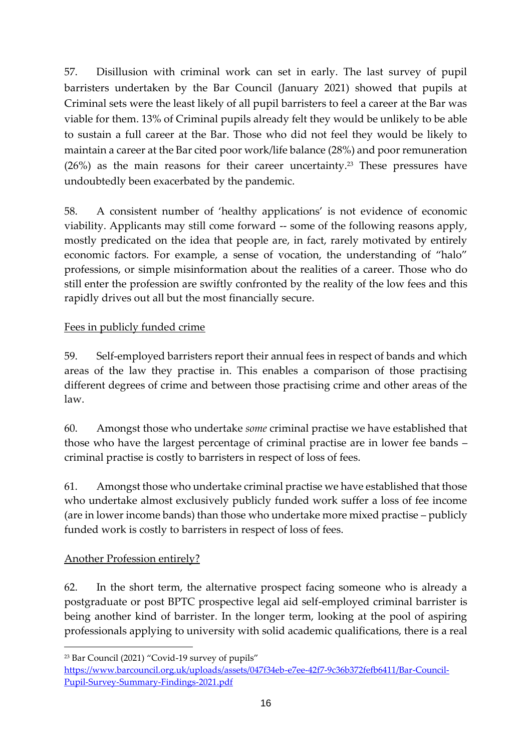57. Disillusion with criminal work can set in early. The last survey of pupil barristers undertaken by the Bar Council (January 2021) showed that pupils at Criminal sets were the least likely of all pupil barristers to feel a career at the Bar was viable for them. 13% of Criminal pupils already felt they would be unlikely to be able to sustain a full career at the Bar. Those who did not feel they would be likely to maintain a career at the Bar cited poor work/life balance (28%) and poor remuneration (26%) as the main reasons for their career uncertainty.[23] These pressures have undoubtedly been exacerbated by the pandemic.

58. A consistent number of 'healthy applications' is not evidence of economic viability. Applicants may still come forward -- some of the following reasons apply, mostly predicated on the idea that people are, in fact, rarely motivated by entirely economic factors. For example, a sense of vocation, the understanding of "halo" professions, or simple misinformation about the realities of a career. Those who do still enter the profession are swiftly confronted by the reality of the low fees and this rapidly drives out all but the most financially secure.

<u>Fees in publicly funded crime</u>

59. Self-employed barristers report their annual fees in respect of bands and which areas of the law they practise in. This enables a comparison of those practising different degrees of crime and between those practising crime and other areas of the law.

60. Amongst those who undertake *some* criminal practise we have established that those who have the largest percentage of criminal practise are in lower fee bands – criminal practise is costly to barristers in respect of loss of fees.

61. Amongst those who undertake criminal practise we have established that those who undertake almost exclusively publicly funded work suffer a loss of fee income (are in lower income bands) than those who undertake more mixed practise – publicly funded work is costly to barristers in respect of loss of fees.

<u>Another Profession entirely?</u>

62. In the short term, the alternative prospect facing someone who is already a postgraduate or post BPTC prospective legal aid self-employed criminal barrister is being another kind of barrister. In the longer term, looking at the pool of aspiring professionals applying to university with solid academic qualifications, there is a real

[23] Bar Council (2021) "Covid-19 survey of pupils" https://www.barcouncil.org.uk/uploads/assets/047f34eb-e7ee-42f7-9c36b372fefb6411/Bar-Council-Pupil-Survey-Summary-Findings-2021.pdf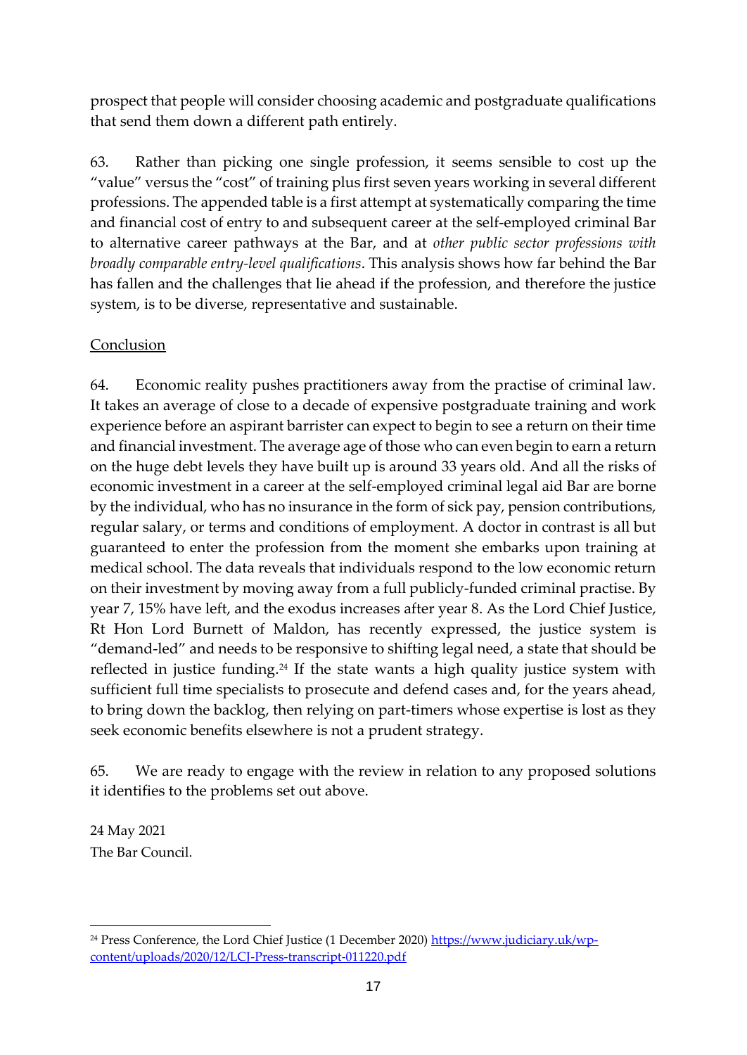prospect that people will consider choosing academic and postgraduate qualifications that send them down a different path entirely.

63. Rather than picking one single profession, it seems sensible to cost up the "value" versus the "cost" of training plus first seven years working in several different professions. The appended table is a first attempt at systematically comparing the time and financial cost of entry to and subsequent career at the self-employed criminal Bar to alternative career pathways at the Bar, and at *other public sector professions with broadly comparable entry-level qualifications*. This analysis shows how far behind the Bar has fallen and the challenges that lie ahead if the profession, and therefore the justice system, is to be diverse, representative and sustainable.

## Conclusion

64. Economic reality pushes practitioners away from the practise of criminal law. It takes an average of close to a decade of expensive postgraduate training and work experience before an aspirant barrister can expect to begin to see a return on their time and financial investment. The average age of those who can even begin to earn a return on the huge debt levels they have built up is around 33 years old. And all the risks of economic investment in a career at the self-employed criminal legal aid Bar are borne by the individual, who has no insurance in the form of sick pay, pension contributions, regular salary, or terms and conditions of employment. A doctor in contrast is all but guaranteed to enter the profession from the moment she embarks upon training at medical school. The data reveals that individuals respond to the low economic return on their investment by moving away from a full publicly-funded criminal practise. By year 7, 15% have left, and the exodus increases after year 8. As the Lord Chief Justice, Rt Hon Lord Burnett of Maldon, has recently expressed, the justice system is "demand-led" and needs to be responsive to shifting legal need, a state that should be reflected in justice funding.[24] If the state wants a high quality justice system with sufficient full time specialists to prosecute and defend cases and, for the years ahead, to bring down the backlog, then relying on part-timers whose expertise is lost as they seek economic benefits elsewhere is not a prudent strategy.

65. We are ready to engage with the review in relation to any proposed solutions it identifies to the problems set out above.

24 May 2021
The Bar Council.

---

[24] Press Conference, the Lord Chief Justice (1 December 2020) https://www.judiciary.uk/wp-content/uploads/2020/12/LCJ-Press-transcript-011220.pdf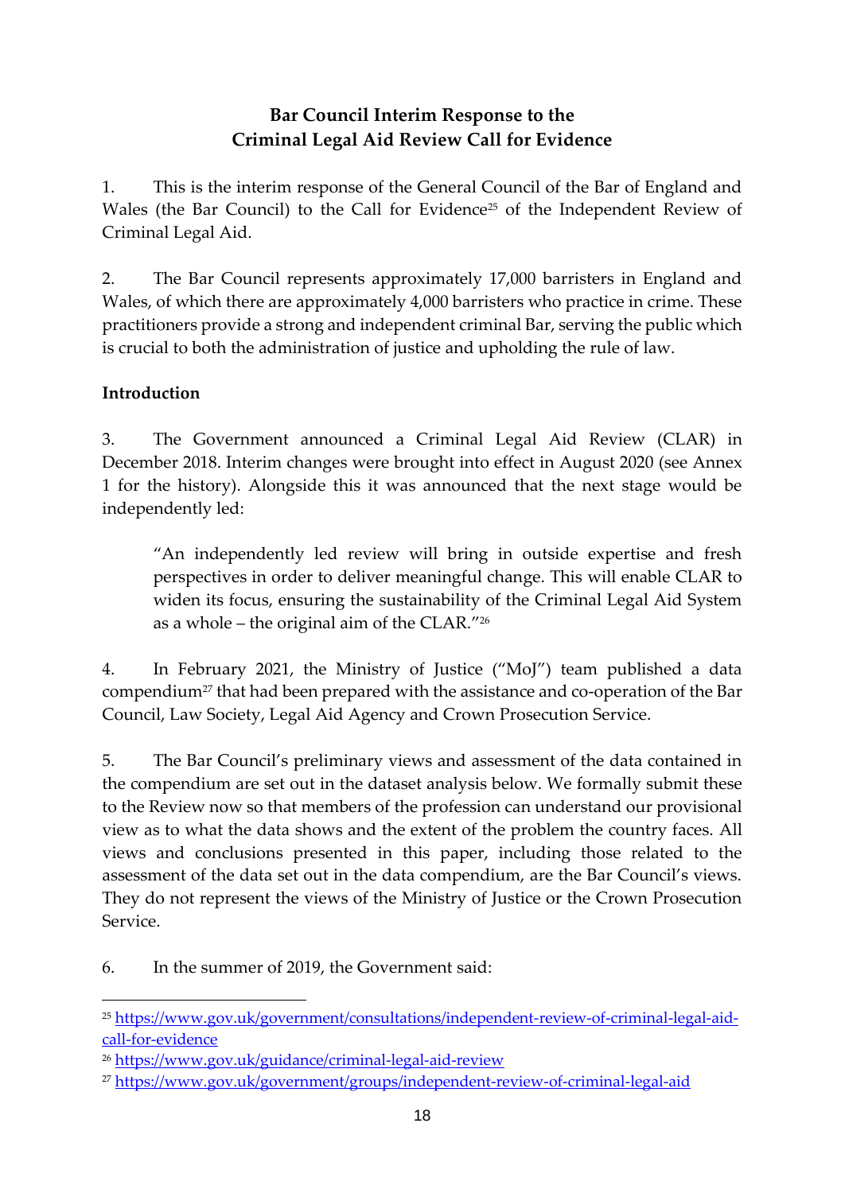**Bar Council Interim Response to the Criminal Legal Aid Review Call for Evidence**

1. This is the interim response of the General Council of the Bar of England and Wales (the Bar Council) to the Call for Evidence[25] of the Independent Review of Criminal Legal Aid.

2. The Bar Council represents approximately 17,000 barristers in England and Wales, of which there are approximately 4,000 barristers who practice in crime. These practitioners provide a strong and independent criminal Bar, serving the public which is crucial to both the administration of justice and upholding the rule of law.

**Introduction**

3. The Government announced a Criminal Legal Aid Review (CLAR) in December 2018. Interim changes were brought into effect in August 2020 (see Annex 1 for the history). Alongside this it was announced that the next stage would be independently led:

> "An independently led review will bring in outside expertise and fresh perspectives in order to deliver meaningful change. This will enable CLAR to widen its focus, ensuring the sustainability of the Criminal Legal Aid System as a whole – the original aim of the CLAR."[26]

4. In February 2021, the Ministry of Justice ("MoJ") team published a data compendium[27] that had been prepared with the assistance and co-operation of the Bar Council, Law Society, Legal Aid Agency and Crown Prosecution Service.

5. The Bar Council's preliminary views and assessment of the data contained in the compendium are set out in the dataset analysis below. We formally submit these to the Review now so that members of the profession can understand our provisional view as to what the data shows and the extent of the problem the country faces. All views and conclusions presented in this paper, including those related to the assessment of the data set out in the data compendium, are the Bar Council's views. They do not represent the views of the Ministry of Justice or the Crown Prosecution Service.

6. In the summer of 2019, the Government said:

---

[25] https://www.gov.uk/government/consultations/independent-review-of-criminal-legal-aid-call-for-evidence

[26] https://www.gov.uk/guidance/criminal-legal-aid-review

[27] https://www.gov.uk/government/groups/independent-review-of-criminal-legal-aid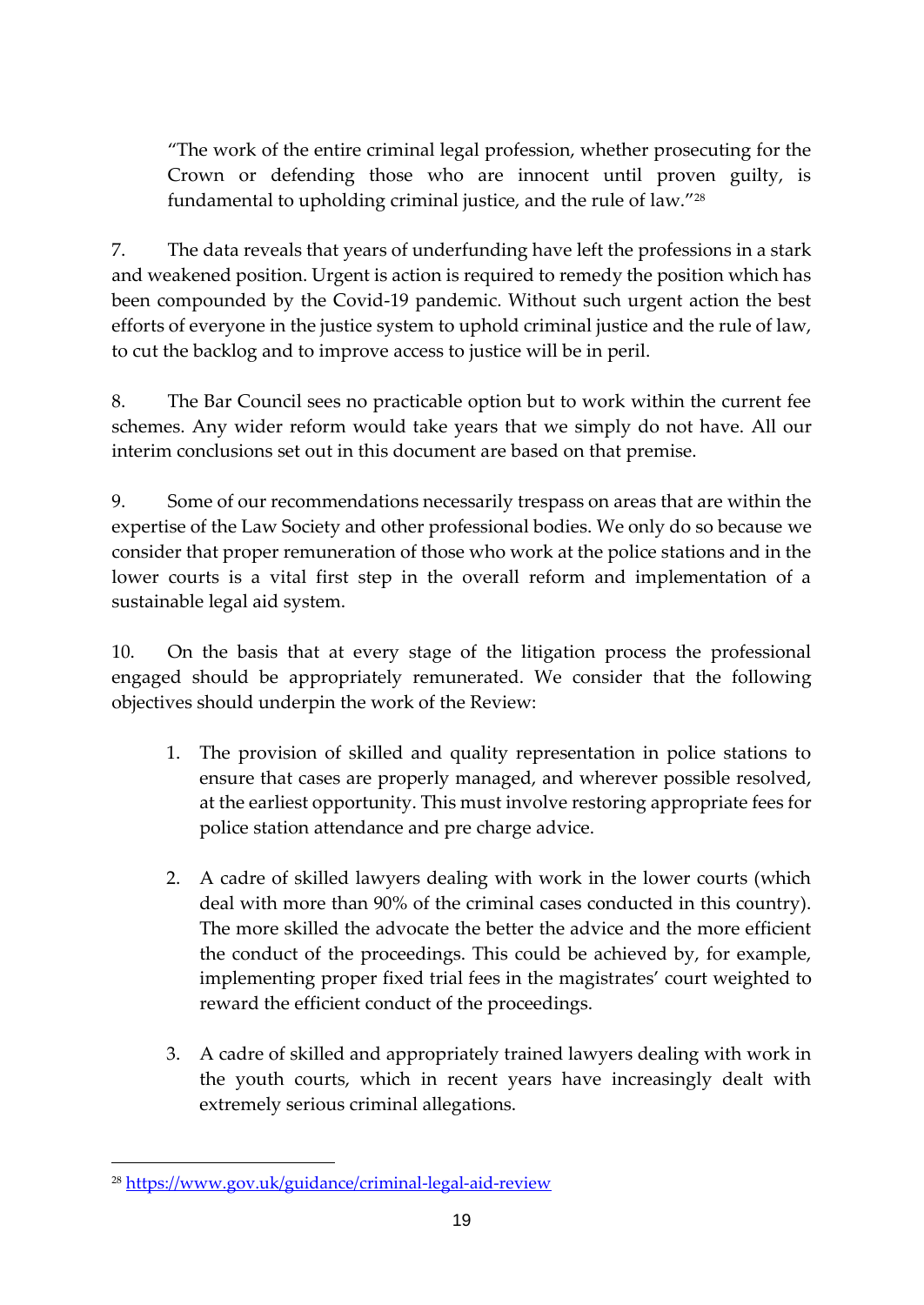> "The work of the entire criminal legal profession, whether prosecuting for the Crown or defending those who are innocent until proven guilty, is fundamental to upholding criminal justice, and the rule of law."[28]

7. The data reveals that years of underfunding have left the professions in a stark and weakened position. Urgent is action is required to remedy the position which has been compounded by the Covid-19 pandemic. Without such urgent action the best efforts of everyone in the justice system to uphold criminal justice and the rule of law, to cut the backlog and to improve access to justice will be in peril.

8. The Bar Council sees no practicable option but to work within the current fee schemes. Any wider reform would take years that we simply do not have. All our interim conclusions set out in this document are based on that premise.

9. Some of our recommendations necessarily trespass on areas that are within the expertise of the Law Society and other professional bodies. We only do so because we consider that proper remuneration of those who work at the police stations and in the lower courts is a vital first step in the overall reform and implementation of a sustainable legal aid system.

10. On the basis that at every stage of the litigation process the professional engaged should be appropriately remunerated. We consider that the following objectives should underpin the work of the Review:

1. The provision of skilled and quality representation in police stations to ensure that cases are properly managed, and wherever possible resolved, at the earliest opportunity. This must involve restoring appropriate fees for police station attendance and pre charge advice.

2. A cadre of skilled lawyers dealing with work in the lower courts (which deal with more than 90% of the criminal cases conducted in this country). The more skilled the advocate the better the advice and the more efficient the conduct of the proceedings. This could be achieved by, for example, implementing proper fixed trial fees in the magistrates' court weighted to reward the efficient conduct of the proceedings.

3. A cadre of skilled and appropriately trained lawyers dealing with work in the youth courts, which in recent years have increasingly dealt with extremely serious criminal allegations.

---

[28] https://www.gov.uk/guidance/criminal-legal-aid-review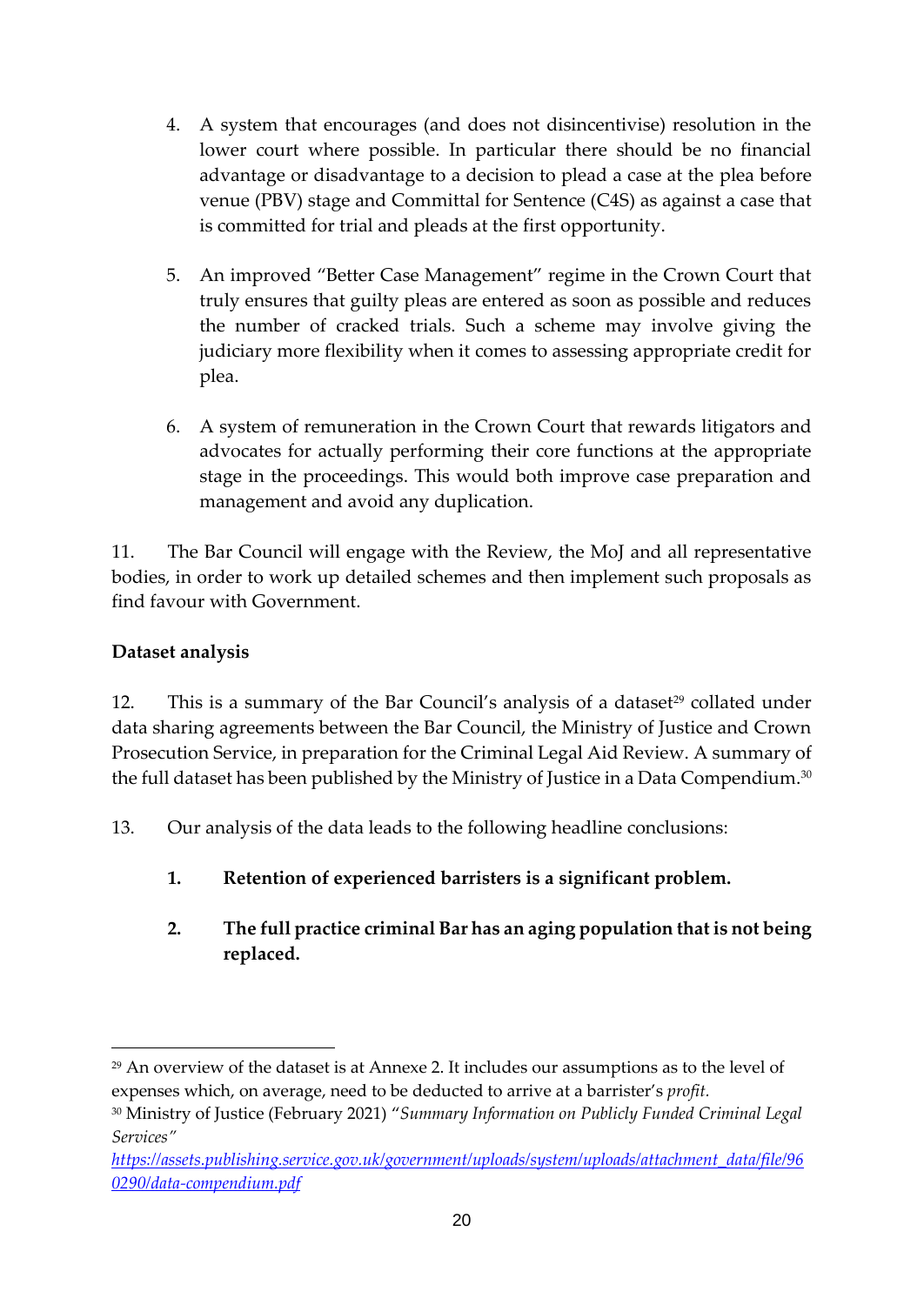4. A system that encourages (and does not disincentivise) resolution in the lower court where possible. In particular there should be no financial advantage or disadvantage to a decision to plead a case at the plea before venue (PBV) stage and Committal for Sentence (C4S) as against a case that is committed for trial and pleads at the first opportunity.

5. An improved "Better Case Management" regime in the Crown Court that truly ensures that guilty pleas are entered as soon as possible and reduces the number of cracked trials. Such a scheme may involve giving the judiciary more flexibility when it comes to assessing appropriate credit for plea.

6. A system of remuneration in the Crown Court that rewards litigators and advocates for actually performing their core functions at the appropriate stage in the proceedings. This would both improve case preparation and management and avoid any duplication.

11. The Bar Council will engage with the Review, the MoJ and all representative bodies, in order to work up detailed schemes and then implement such proposals as find favour with Government.

**Dataset analysis**

12. This is a summary of the Bar Council's analysis of a dataset[29] collated under data sharing agreements between the Bar Council, the Ministry of Justice and Crown Prosecution Service, in preparation for the Criminal Legal Aid Review. A summary of the full dataset has been published by the Ministry of Justice in a Data Compendium.[30]

13. Our analysis of the data leads to the following headline conclusions:

**1. Retention of experienced barristers is a significant problem.**

**2. The full practice criminal Bar has an aging population that is not being replaced.**

---

[29] An overview of the dataset is at Annexe 2. It includes our assumptions as to the level of expenses which, on average, need to be deducted to arrive at a barrister's *profit.*

[30] Ministry of Justice (February 2021) "*Summary Information on Publicly Funded Criminal Legal Services"* https://assets.publishing.service.gov.uk/government/uploads/system/uploads/attachment_data/file/960290/data-compendium.pdf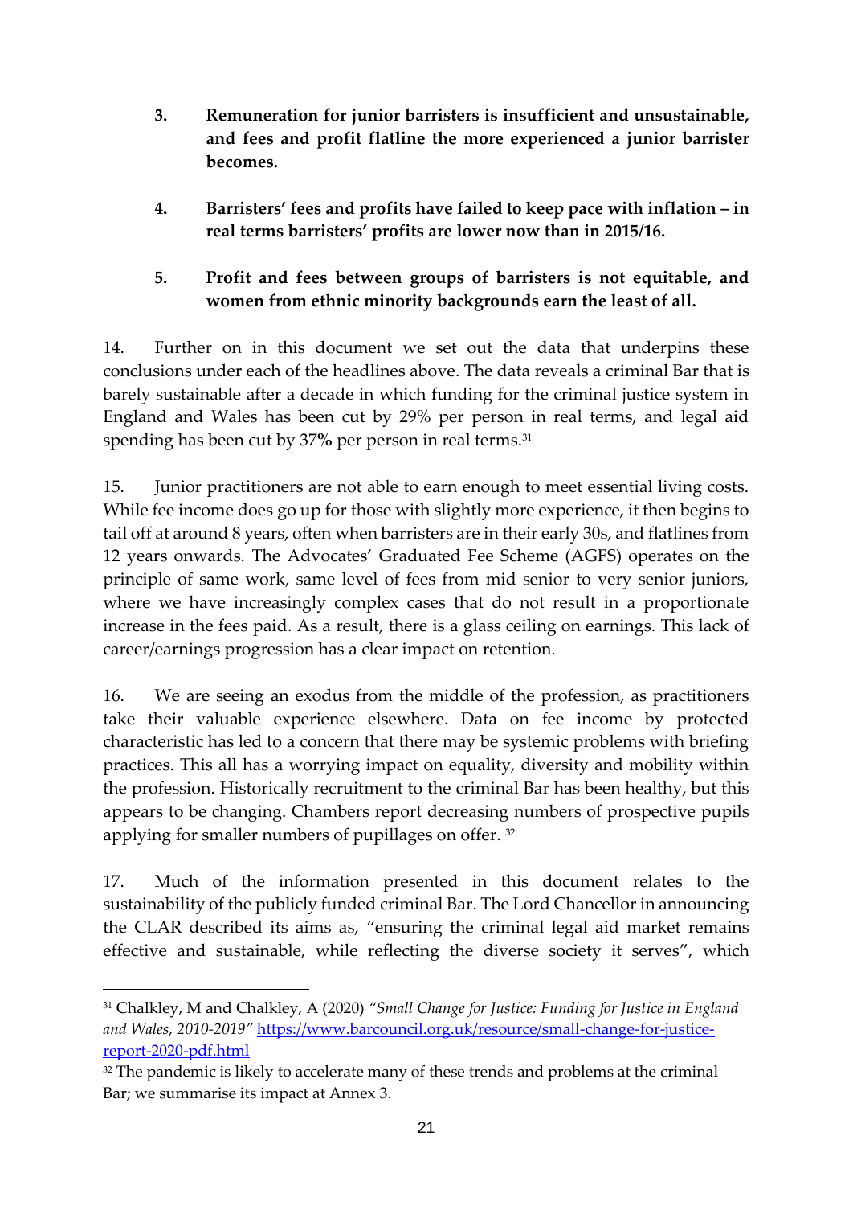3. **Remuneration for junior barristers is insufficient and unsustainable, and fees and profit flatline the more experienced a junior barrister becomes.**

4. **Barristers' fees and profits have failed to keep pace with inflation – in real terms barristers' profits are lower now than in 2015/16.**

5. **Profit and fees between groups of barristers is not equitable, and women from ethnic minority backgrounds earn the least of all.**

14. Further on in this document we set out the data that underpins these conclusions under each of the headlines above. The data reveals a criminal Bar that is barely sustainable after a decade in which funding for the criminal justice system in England and Wales has been cut by 29% per person in real terms, and legal aid spending has been cut by 37**%** per person in real terms.[31]

15. Junior practitioners are not able to earn enough to meet essential living costs. While fee income does go up for those with slightly more experience, it then begins to tail off at around 8 years, often when barristers are in their early 30s, and flatlines from 12 years onwards. The Advocates' Graduated Fee Scheme (AGFS) operates on the principle of same work, same level of fees from mid senior to very senior juniors, where we have increasingly complex cases that do not result in a proportionate increase in the fees paid. As a result, there is a glass ceiling on earnings. This lack of career/earnings progression has a clear impact on retention.

16. We are seeing an exodus from the middle of the profession, as practitioners take their valuable experience elsewhere. Data on fee income by protected characteristic has led to a concern that there may be systemic problems with briefing practices. This all has a worrying impact on equality, diversity and mobility within the profession. Historically recruitment to the criminal Bar has been healthy, but this appears to be changing. Chambers report decreasing numbers of prospective pupils applying for smaller numbers of pupillages on offer. [32]

17. Much of the information presented in this document relates to the sustainability of the publicly funded criminal Bar. The Lord Chancellor in announcing the CLAR described its aims as, "ensuring the criminal legal aid market remains effective and sustainable, while reflecting the diverse society it serves", which

---

[31] Chalkley, M and Chalkley, A (2020) *"Small Change for Justice: Funding for Justice in England and Wales, 2010-2019"* https://www.barcouncil.org.uk/resource/small-change-for-justice-report-2020-pdf.html

[32] The pandemic is likely to accelerate many of these trends and problems at the criminal Bar; we summarise its impact at Annex 3.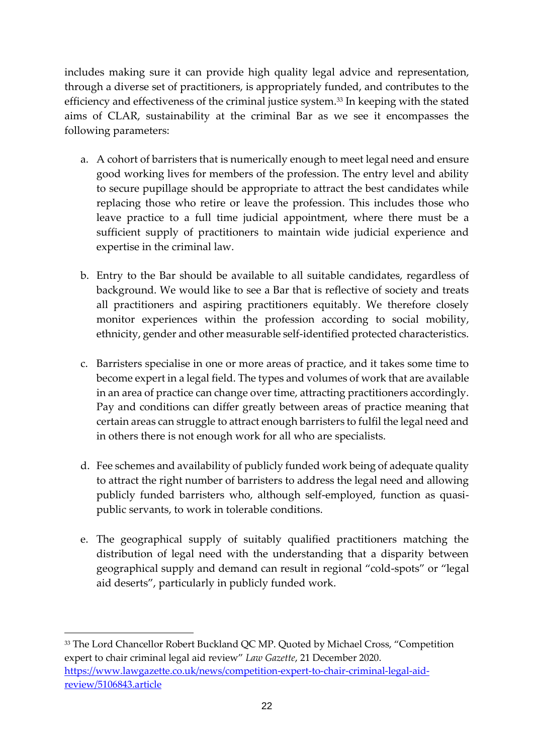includes making sure it can provide high quality legal advice and representation, through a diverse set of practitioners, is appropriately funded, and contributes to the efficiency and effectiveness of the criminal justice system.[33] In keeping with the stated aims of CLAR, sustainability at the criminal Bar as we see it encompasses the following parameters:

a. A cohort of barristers that is numerically enough to meet legal need and ensure good working lives for members of the profession. The entry level and ability to secure pupillage should be appropriate to attract the best candidates while replacing those who retire or leave the profession. This includes those who leave practice to a full time judicial appointment, where there must be a sufficient supply of practitioners to maintain wide judicial experience and expertise in the criminal law.

b. Entry to the Bar should be available to all suitable candidates, regardless of background. We would like to see a Bar that is reflective of society and treats all practitioners and aspiring practitioners equitably. We therefore closely monitor experiences within the profession according to social mobility, ethnicity, gender and other measurable self-identified protected characteristics.

c. Barristers specialise in one or more areas of practice, and it takes some time to become expert in a legal field. The types and volumes of work that are available in an area of practice can change over time, attracting practitioners accordingly. Pay and conditions can differ greatly between areas of practice meaning that certain areas can struggle to attract enough barristers to fulfil the legal need and in others there is not enough work for all who are specialists.

d. Fee schemes and availability of publicly funded work being of adequate quality to attract the right number of barristers to address the legal need and allowing publicly funded barristers who, although self-employed, function as quasi-public servants, to work in tolerable conditions.

e. The geographical supply of suitably qualified practitioners matching the distribution of legal need with the understanding that a disparity between geographical supply and demand can result in regional "cold-spots" or "legal aid deserts", particularly in publicly funded work.

---

[33] The Lord Chancellor Robert Buckland QC MP. Quoted by Michael Cross, "Competition expert to chair criminal legal aid review" *Law Gazette*, 21 December 2020. https://www.lawgazette.co.uk/news/competition-expert-to-chair-criminal-legal-aid-review/5106843.article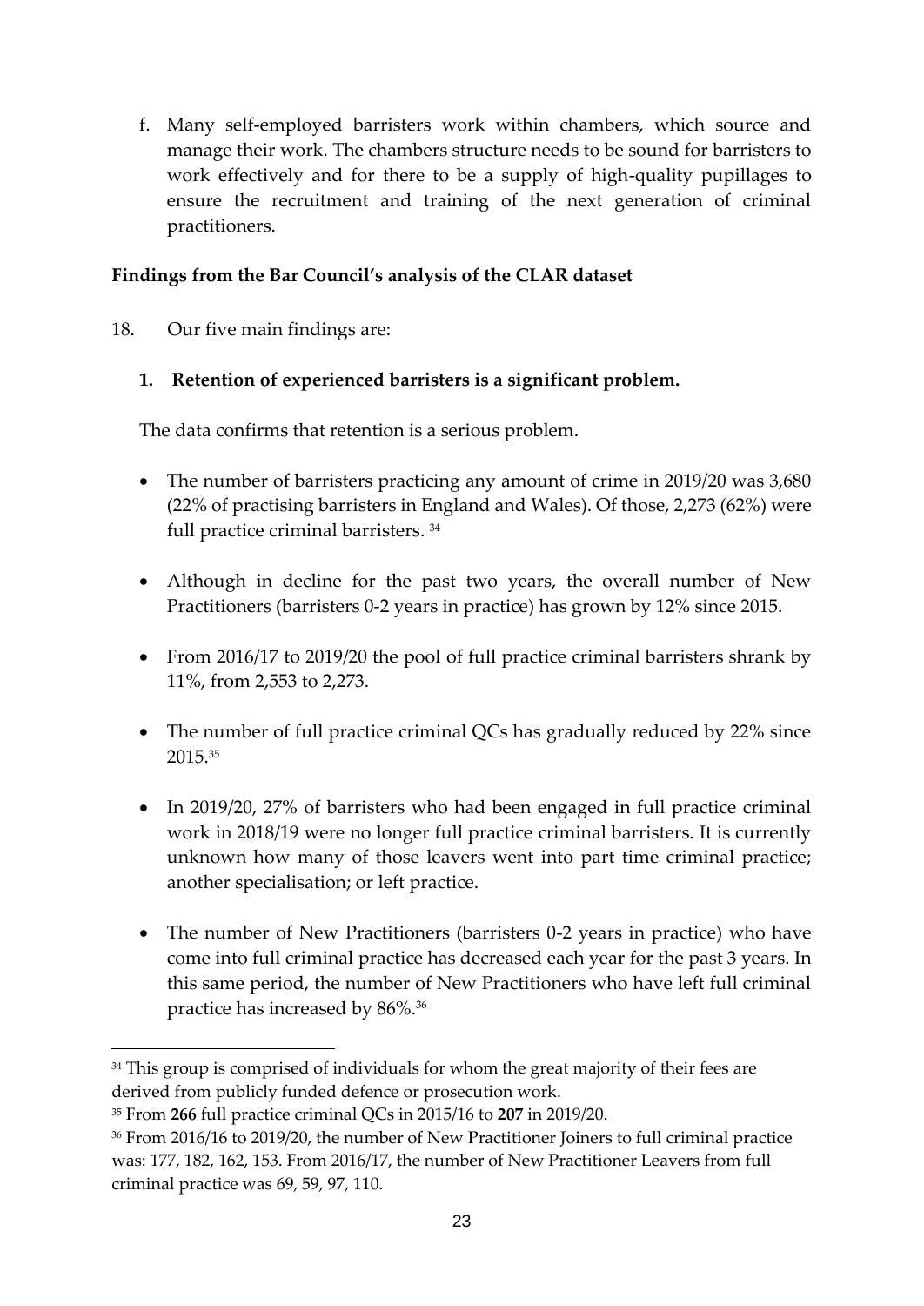f. Many self-employed barristers work within chambers, which source and manage their work. The chambers structure needs to be sound for barristers to work effectively and for there to be a supply of high-quality pupillages to ensure the recruitment and training of the next generation of criminal practitioners.

**Findings from the Bar Council's analysis of the CLAR dataset**

18. Our five main findings are:

**1. Retention of experienced barristers is a significant problem.**

The data confirms that retention is a serious problem.

- The number of barristers practicing any amount of crime in 2019/20 was 3,680 (22% of practising barristers in England and Wales). Of those, 2,273 (62%) were full practice criminal barristers. [34]
- Although in decline for the past two years, the overall number of New Practitioners (barristers 0-2 years in practice) has grown by 12% since 2015.
- From 2016/17 to 2019/20 the pool of full practice criminal barristers shrank by 11%, from 2,553 to 2,273.
- The number of full practice criminal QCs has gradually reduced by 22% since 2015.[35]
- In 2019/20, 27% of barristers who had been engaged in full practice criminal work in 2018/19 were no longer full practice criminal barristers. It is currently unknown how many of those leavers went into part time criminal practice; another specialisation; or left practice.
- The number of New Practitioners (barristers 0-2 years in practice) who have come into full criminal practice has decreased each year for the past 3 years. In this same period, the number of New Practitioners who have left full criminal practice has increased by 86%.[36]

---

[34] This group is comprised of individuals for whom the great majority of their fees are derived from publicly funded defence or prosecution work.

[35] From **266** full practice criminal QCs in 2015/16 to **207** in 2019/20.

[36] From 2016/16 to 2019/20, the number of New Practitioner Joiners to full criminal practice was: 177, 182, 162, 153. From 2016/17, the number of New Practitioner Leavers from full criminal practice was 69, 59, 97, 110.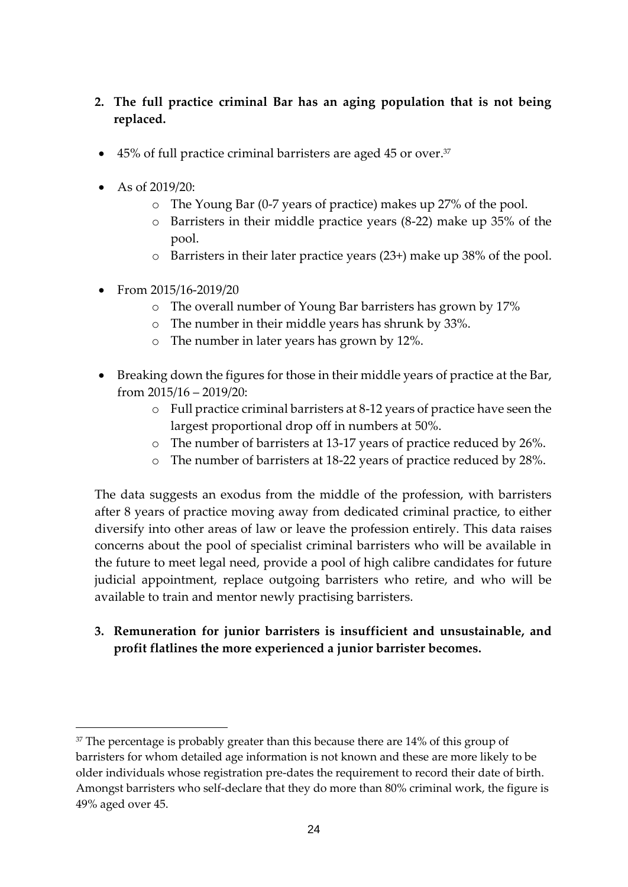**2. The full practice criminal Bar has an aging population that is not being replaced.**

- 45% of full practice criminal barristers are aged 45 or over.[37]
- As of 2019/20:
  - The Young Bar (0-7 years of practice) makes up 27% of the pool.
  - Barristers in their middle practice years (8-22) make up 35% of the pool.
  - Barristers in their later practice years (23+) make up 38% of the pool.
- From 2015/16-2019/20
  - The overall number of Young Bar barristers has grown by 17%
  - The number in their middle years has shrunk by 33%.
  - The number in later years has grown by 12%.
- Breaking down the figures for those in their middle years of practice at the Bar, from 2015/16 – 2019/20:
  - Full practice criminal barristers at 8-12 years of practice have seen the largest proportional drop off in numbers at 50%.
  - The number of barristers at 13-17 years of practice reduced by 26%.
  - The number of barristers at 18-22 years of practice reduced by 28%.

The data suggests an exodus from the middle of the profession, with barristers after 8 years of practice moving away from dedicated criminal practice, to either diversify into other areas of law or leave the profession entirely. This data raises concerns about the pool of specialist criminal barristers who will be available in the future to meet legal need, provide a pool of high calibre candidates for future judicial appointment, replace outgoing barristers who retire, and who will be available to train and mentor newly practising barristers.

**3. Remuneration for junior barristers is insufficient and unsustainable, and profit flatlines the more experienced a junior barrister becomes.**

[37] The percentage is probably greater than this because there are 14% of this group of barristers for whom detailed age information is not known and these are more likely to be older individuals whose registration pre-dates the requirement to record their date of birth. Amongst barristers who self-declare that they do more than 80% criminal work, the figure is 49% aged over 45.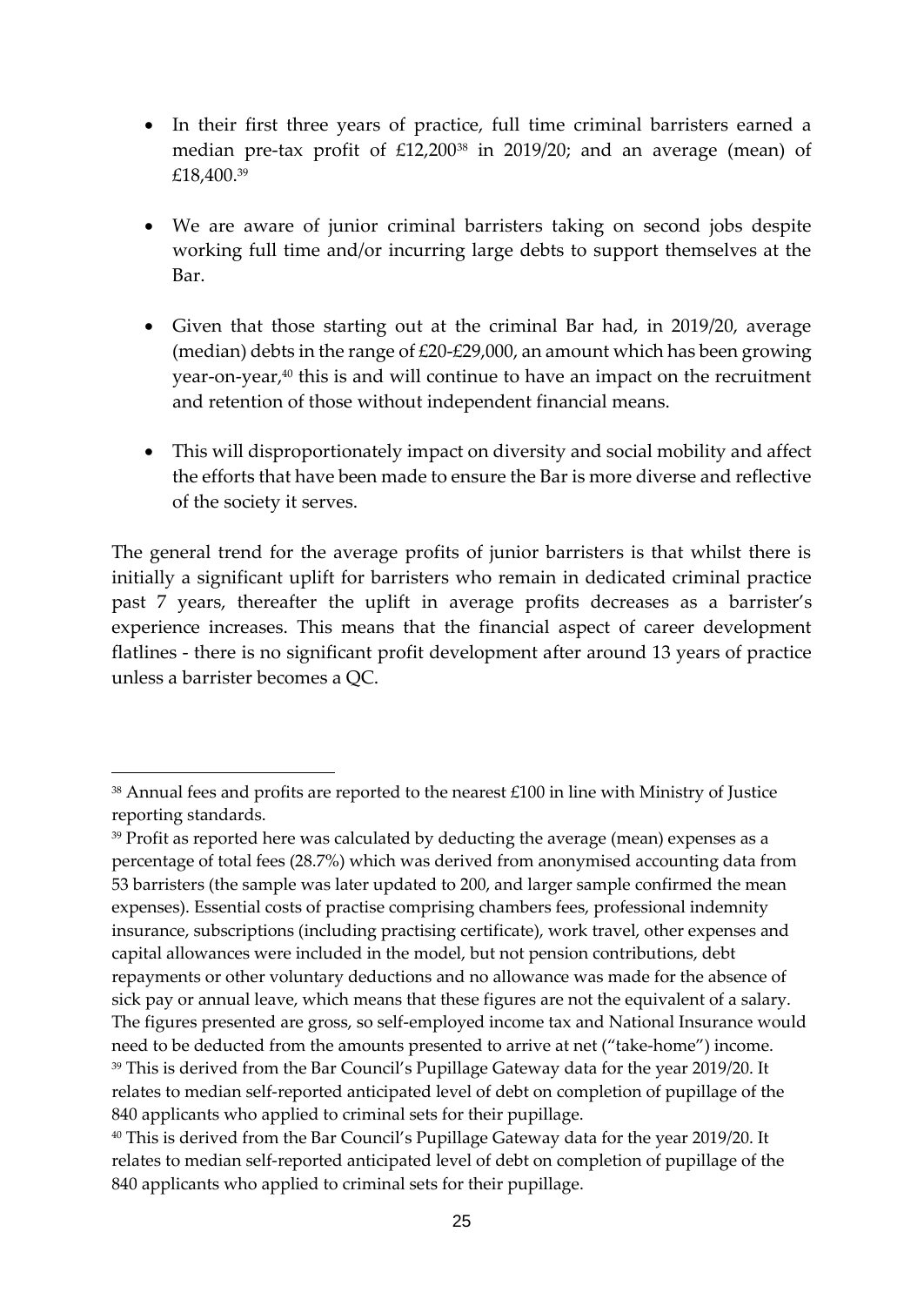- In their first three years of practice, full time criminal barristers earned a median pre-tax profit of £12,200[38] in 2019/20; and an average (mean) of £18,400.[39]

- We are aware of junior criminal barristers taking on second jobs despite working full time and/or incurring large debts to support themselves at the Bar.

- Given that those starting out at the criminal Bar had, in 2019/20, average (median) debts in the range of £20-£29,000, an amount which has been growing year-on-year,[40] this is and will continue to have an impact on the recruitment and retention of those without independent financial means.

- This will disproportionately impact on diversity and social mobility and affect the efforts that have been made to ensure the Bar is more diverse and reflective of the society it serves.

The general trend for the average profits of junior barristers is that whilst there is initially a significant uplift for barristers who remain in dedicated criminal practice past 7 years, thereafter the uplift in average profits decreases as a barrister's experience increases. This means that the financial aspect of career development flatlines - there is no significant profit development after around 13 years of practice unless a barrister becomes a QC.

---

[38] Annual fees and profits are reported to the nearest £100 in line with Ministry of Justice reporting standards.

[39] Profit as reported here was calculated by deducting the average (mean) expenses as a percentage of total fees (28.7%) which was derived from anonymised accounting data from 53 barristers (the sample was later updated to 200, and larger sample confirmed the mean expenses). Essential costs of practise comprising chambers fees, professional indemnity insurance, subscriptions (including practising certificate), work travel, other expenses and capital allowances were included in the model, but not pension contributions, debt repayments or other voluntary deductions and no allowance was made for the absence of sick pay or annual leave, which means that these figures are not the equivalent of a salary. The figures presented are gross, so self-employed income tax and National Insurance would need to be deducted from the amounts presented to arrive at net ("take-home") income.

[39] This is derived from the Bar Council's Pupillage Gateway data for the year 2019/20. It relates to median self-reported anticipated level of debt on completion of pupillage of the 840 applicants who applied to criminal sets for their pupillage.

[40] This is derived from the Bar Council's Pupillage Gateway data for the year 2019/20. It relates to median self-reported anticipated level of debt on completion of pupillage of the 840 applicants who applied to criminal sets for their pupillage.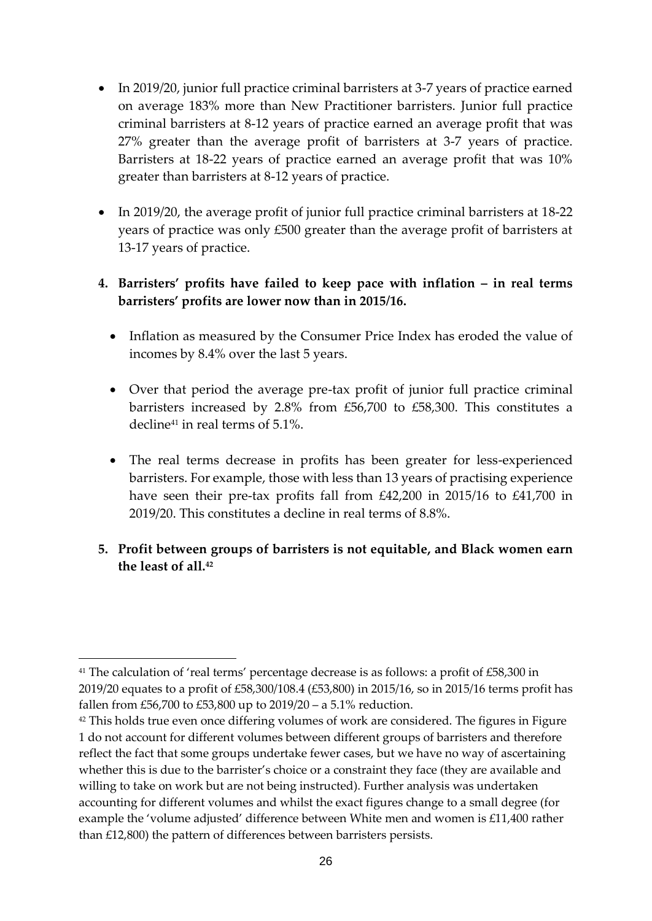- In 2019/20, junior full practice criminal barristers at 3-7 years of practice earned on average 183% more than New Practitioner barristers. Junior full practice criminal barristers at 8-12 years of practice earned an average profit that was 27% greater than the average profit of barristers at 3-7 years of practice. Barristers at 18-22 years of practice earned an average profit that was 10% greater than barristers at 8-12 years of practice.

- In 2019/20, the average profit of junior full practice criminal barristers at 18-22 years of practice was only £500 greater than the average profit of barristers at 13-17 years of practice.

4. **Barristers' profits have failed to keep pace with inflation – in real terms barristers' profits are lower now than in 2015/16.**

   - Inflation as measured by the Consumer Price Index has eroded the value of incomes by 8.4% over the last 5 years.

   - Over that period the average pre-tax profit of junior full practice criminal barristers increased by 2.8% from £56,700 to £58,300. This constitutes a decline[41] in real terms of 5.1%.

   - The real terms decrease in profits has been greater for less-experienced barristers. For example, those with less than 13 years of practising experience have seen their pre-tax profits fall from £42,200 in 2015/16 to £41,700 in 2019/20. This constitutes a decline in real terms of 8.8%.

5. **Profit between groups of barristers is not equitable, and Black women earn the least of all.[42]**

---

[41] The calculation of 'real terms' percentage decrease is as follows: a profit of £58,300 in 2019/20 equates to a profit of £58,300/108.4 (£53,800) in 2015/16, so in 2015/16 terms profit has fallen from £56,700 to £53,800 up to 2019/20 – a 5.1% reduction.

[42] This holds true even once differing volumes of work are considered. The figures in Figure 1 do not account for different volumes between different groups of barristers and therefore reflect the fact that some groups undertake fewer cases, but we have no way of ascertaining whether this is due to the barrister's choice or a constraint they face (they are available and willing to take on work but are not being instructed). Further analysis was undertaken accounting for different volumes and whilst the exact figures change to a small degree (for example the 'volume adjusted' difference between White men and women is £11,400 rather than £12,800) the pattern of differences between barristers persists.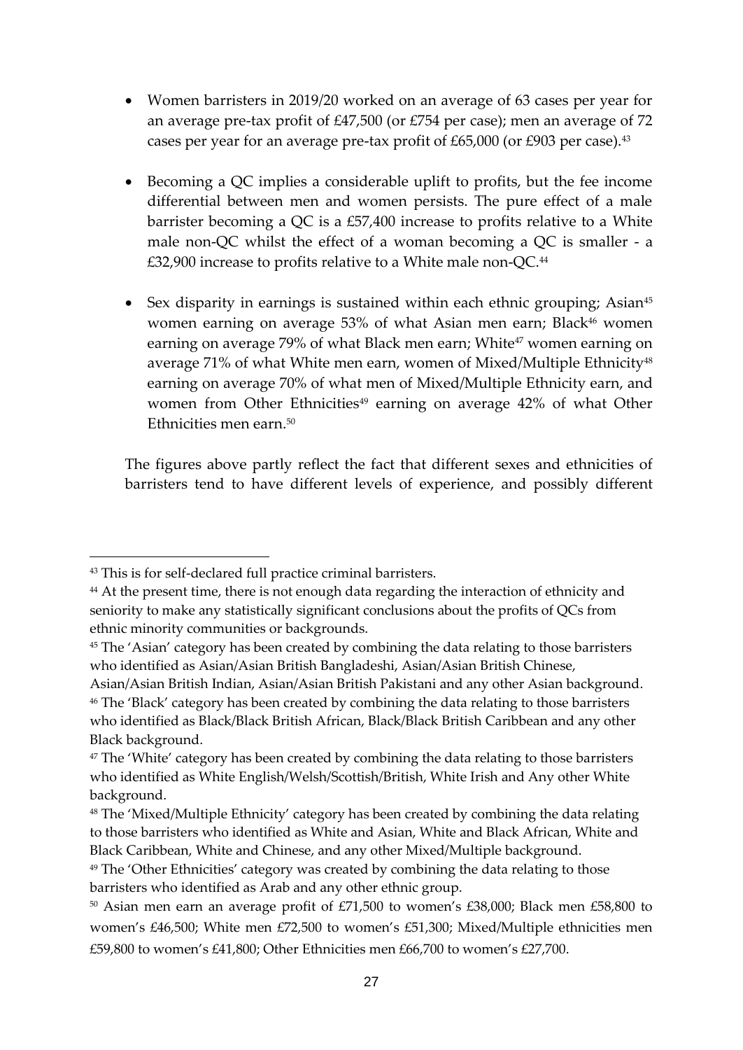- Women barristers in 2019/20 worked on an average of 63 cases per year for an average pre-tax profit of £47,500 (or £754 per case); men an average of 72 cases per year for an average pre-tax profit of £65,000 (or £903 per case).[43]

- Becoming a QC implies a considerable uplift to profits, but the fee income differential between men and women persists. The pure effect of a male barrister becoming a QC is a £57,400 increase to profits relative to a White male non-QC whilst the effect of a woman becoming a QC is smaller - a £32,900 increase to profits relative to a White male non-QC.[44]

- Sex disparity in earnings is sustained within each ethnic grouping; Asian[45] women earning on average 53% of what Asian men earn; Black[46] women earning on average 79% of what Black men earn; White[47] women earning on average 71% of what White men earn, women of Mixed/Multiple Ethnicity[48] earning on average 70% of what men of Mixed/Multiple Ethnicity earn, and women from Other Ethnicities[49] earning on average 42% of what Other Ethnicities men earn.[50]

The figures above partly reflect the fact that different sexes and ethnicities of barristers tend to have different levels of experience, and possibly different

---

[43] This is for self-declared full practice criminal barristers.

[44] At the present time, there is not enough data regarding the interaction of ethnicity and seniority to make any statistically significant conclusions about the profits of QCs from ethnic minority communities or backgrounds.

[45] The 'Asian' category has been created by combining the data relating to those barristers who identified as Asian/Asian British Bangladeshi, Asian/Asian British Chinese, Asian/Asian British Indian, Asian/Asian British Pakistani and any other Asian background.

[46] The 'Black' category has been created by combining the data relating to those barristers who identified as Black/Black British African, Black/Black British Caribbean and any other Black background.

[47] The 'White' category has been created by combining the data relating to those barristers who identified as White English/Welsh/Scottish/British, White Irish and Any other White background.

[48] The 'Mixed/Multiple Ethnicity' category has been created by combining the data relating to those barristers who identified as White and Asian, White and Black African, White and Black Caribbean, White and Chinese, and any other Mixed/Multiple background.

[49] The 'Other Ethnicities' category was created by combining the data relating to those barristers who identified as Arab and any other ethnic group.

[50] Asian men earn an average profit of £71,500 to women's £38,000; Black men £58,800 to women's £46,500; White men £72,500 to women's £51,300; Mixed/Multiple ethnicities men £59,800 to women's £41,800; Other Ethnicities men £66,700 to women's £27,700.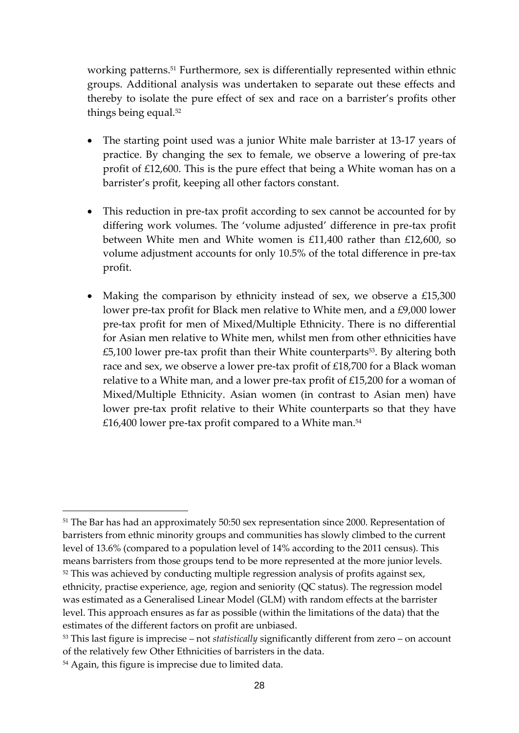working patterns.[51] Furthermore, sex is differentially represented within ethnic groups. Additional analysis was undertaken to separate out these effects and thereby to isolate the pure effect of sex and race on a barrister's profits other things being equal.[52]

- The starting point used was a junior White male barrister at 13-17 years of practice. By changing the sex to female, we observe a lowering of pre-tax profit of £12,600. This is the pure effect that being a White woman has on a barrister's profit, keeping all other factors constant.

- This reduction in pre-tax profit according to sex cannot be accounted for by differing work volumes. The 'volume adjusted' difference in pre-tax profit between White men and White women is £11,400 rather than £12,600, so volume adjustment accounts for only 10.5% of the total difference in pre-tax profit.

- Making the comparison by ethnicity instead of sex, we observe a £15,300 lower pre-tax profit for Black men relative to White men, and a £9,000 lower pre-tax profit for men of Mixed/Multiple Ethnicity. There is no differential for Asian men relative to White men, whilst men from other ethnicities have £5,100 lower pre-tax profit than their White counterparts[53]. By altering both race and sex, we observe a lower pre-tax profit of £18,700 for a Black woman relative to a White man, and a lower pre-tax profit of £15,200 for a woman of Mixed/Multiple Ethnicity. Asian women (in contrast to Asian men) have lower pre-tax profit relative to their White counterparts so that they have £16,400 lower pre-tax profit compared to a White man.[54]

---

[51] The Bar has had an approximately 50:50 sex representation since 2000. Representation of barristers from ethnic minority groups and communities has slowly climbed to the current level of 13.6% (compared to a population level of 14% according to the 2011 census). This means barristers from those groups tend to be more represented at the more junior levels.

[52] This was achieved by conducting multiple regression analysis of profits against sex, ethnicity, practise experience, age, region and seniority (QC status). The regression model was estimated as a Generalised Linear Model (GLM) with random effects at the barrister level. This approach ensures as far as possible (within the limitations of the data) that the estimates of the different factors on profit are unbiased.

[53] This last figure is imprecise – not *statistically* significantly different from zero – on account of the relatively few Other Ethnicities of barristers in the data.

[54] Again, this figure is imprecise due to limited data.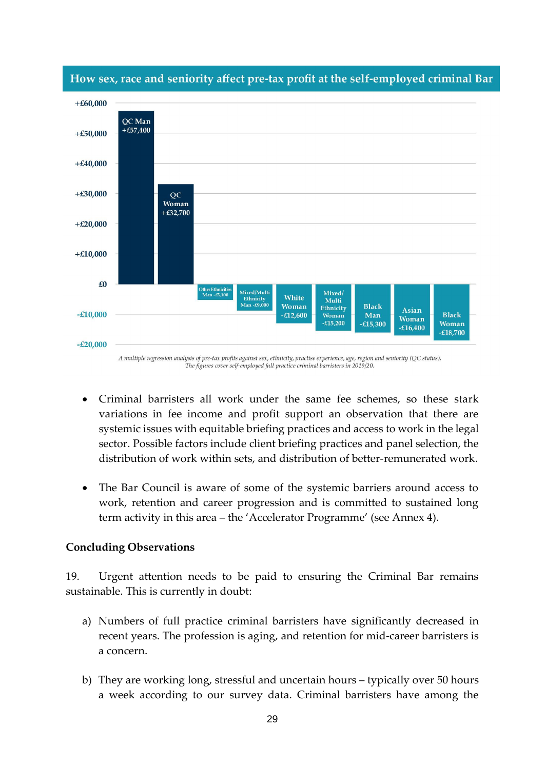**How sex, race and seniority affect pre-tax profit at the self-employed criminal Bar**

| Group | Pre-tax profit difference |
|---|---|
| QC Man | +£57,400 |
| QC Woman | +£32,700 |
| Other Ethnicities Man | -£5,100 |
| Mixed/Multi Ethnicity Man | -£9,000 |
| White Woman | -£12,600 |
| Mixed/Multi Ethnicity Woman | -£15,200 |
| Black Man | -£15,300 |
| Asian Woman | -£16,400 |
| Black Woman | -£18,700 |

*A multiple regression analysis of pre-tax profits against sex, ethnicity, practise experience, age, region and seniority (QC status). The figures cover self-employed full practice criminal barristers in 2019/20.*

- Criminal barristers all work under the same fee schemes, so these stark variations in fee income and profit support an observation that there are systemic issues with equitable briefing practices and access to work in the legal sector. Possible factors include client briefing practices and panel selection, the distribution of work within sets, and distribution of better-remunerated work.

- The Bar Council is aware of some of the systemic barriers around access to work, retention and career progression and is committed to sustained long term activity in this area – the 'Accelerator Programme' (see Annex 4).

**Concluding Observations**

19. Urgent attention needs to be paid to ensuring the Criminal Bar remains sustainable. This is currently in doubt:

a) Numbers of full practice criminal barristers have significantly decreased in recent years. The profession is aging, and retention for mid-career barristers is a concern.

b) They are working long, stressful and uncertain hours – typically over 50 hours a week according to our survey data. Criminal barristers have among the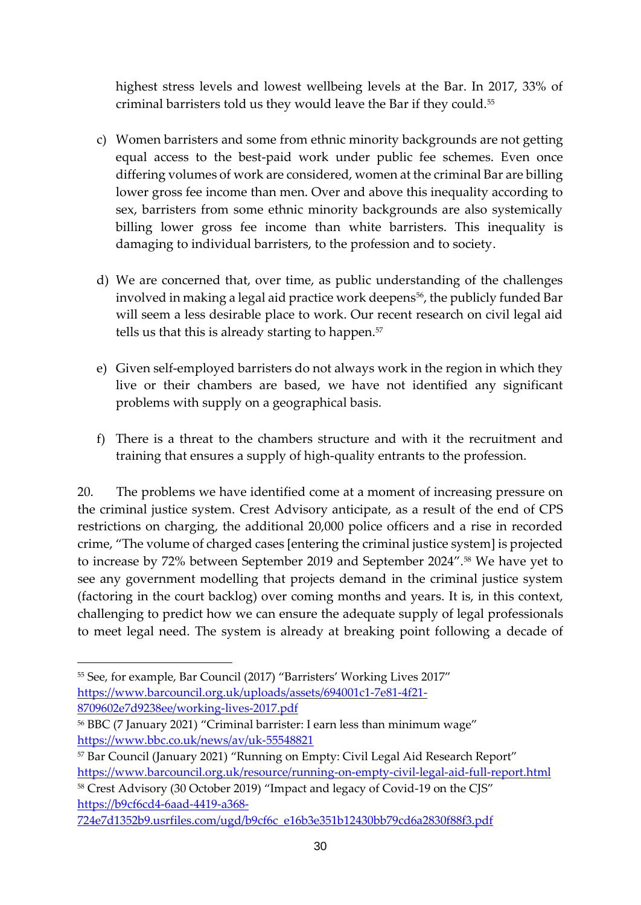highest stress levels and lowest wellbeing levels at the Bar. In 2017, 33% of criminal barristers told us they would leave the Bar if they could.[55]

c) Women barristers and some from ethnic minority backgrounds are not getting equal access to the best-paid work under public fee schemes. Even once differing volumes of work are considered, women at the criminal Bar are billing lower gross fee income than men. Over and above this inequality according to sex, barristers from some ethnic minority backgrounds are also systemically billing lower gross fee income than white barristers. This inequality is damaging to individual barristers, to the profession and to society.

d) We are concerned that, over time, as public understanding of the challenges involved in making a legal aid practice work deepens[56], the publicly funded Bar will seem a less desirable place to work. Our recent research on civil legal aid tells us that this is already starting to happen.[57]

e) Given self-employed barristers do not always work in the region in which they live or their chambers are based, we have not identified any significant problems with supply on a geographical basis.

f) There is a threat to the chambers structure and with it the recruitment and training that ensures a supply of high-quality entrants to the profession.

20. The problems we have identified come at a moment of increasing pressure on the criminal justice system. Crest Advisory anticipate, as a result of the end of CPS restrictions on charging, the additional 20,000 police officers and a rise in recorded crime, "The volume of charged cases [entering the criminal justice system] is projected to increase by 72% between September 2019 and September 2024".[58] We have yet to see any government modelling that projects demand in the criminal justice system (factoring in the court backlog) over coming months and years. It is, in this context, challenging to predict how we can ensure the adequate supply of legal professionals to meet legal need. The system is already at breaking point following a decade of

---

[55] See, for example, Bar Council (2017) "Barristers' Working Lives 2017" https://www.barcouncil.org.uk/uploads/assets/694001c1-7e81-4f21-8709602e7d9238ee/working-lives-2017.pdf

[56] BBC (7 January 2021) "Criminal barrister: I earn less than minimum wage" https://www.bbc.co.uk/news/av/uk-55548821

[57] Bar Council (January 2021) "Running on Empty: Civil Legal Aid Research Report" https://www.barcouncil.org.uk/resource/running-on-empty-civil-legal-aid-full-report.html

[58] Crest Advisory (30 October 2019) "Impact and legacy of Covid-19 on the CJS" https://b9cf6cd4-6aad-4419-a368-724e7d1352b9.usrfiles.com/ugd/b9cf6c_e16b3e351b12430bb79cd6a2830f88f3.pdf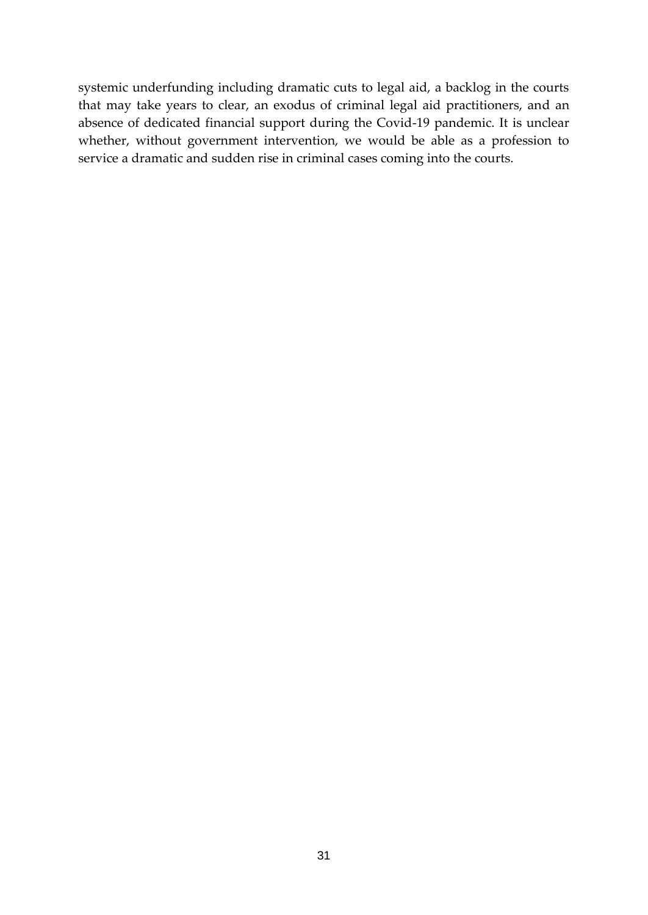systemic underfunding including dramatic cuts to legal aid, a backlog in the courts that may take years to clear, an exodus of criminal legal aid practitioners, and an absence of dedicated financial support during the Covid-19 pandemic. It is unclear whether, without government intervention, we would be able as a profession to service a dramatic and sudden rise in criminal cases coming into the courts.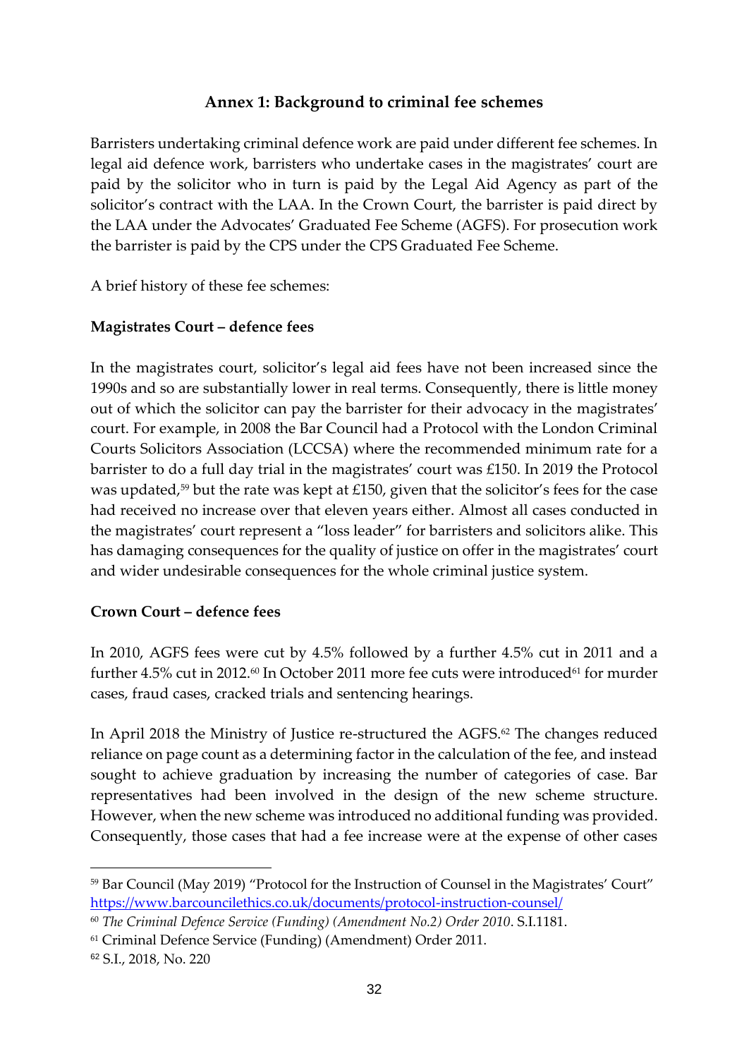## Annex 1: Background to criminal fee schemes

Barristers undertaking criminal defence work are paid under different fee schemes. In legal aid defence work, barristers who undertake cases in the magistrates' court are paid by the solicitor who in turn is paid by the Legal Aid Agency as part of the solicitor's contract with the LAA. In the Crown Court, the barrister is paid direct by the LAA under the Advocates' Graduated Fee Scheme (AGFS). For prosecution work the barrister is paid by the CPS under the CPS Graduated Fee Scheme.

A brief history of these fee schemes:

**Magistrates Court – defence fees**

In the magistrates court, solicitor's legal aid fees have not been increased since the 1990s and so are substantially lower in real terms. Consequently, there is little money out of which the solicitor can pay the barrister for their advocacy in the magistrates' court. For example, in 2008 the Bar Council had a Protocol with the London Criminal Courts Solicitors Association (LCCSA) where the recommended minimum rate for a barrister to do a full day trial in the magistrates' court was £150. In 2019 the Protocol was updated,[59] but the rate was kept at £150, given that the solicitor's fees for the case had received no increase over that eleven years either. Almost all cases conducted in the magistrates' court represent a "loss leader" for barristers and solicitors alike. This has damaging consequences for the quality of justice on offer in the magistrates' court and wider undesirable consequences for the whole criminal justice system.

**Crown Court – defence fees**

In 2010, AGFS fees were cut by 4.5% followed by a further 4.5% cut in 2011 and a further 4.5% cut in 2012.[60] In October 2011 more fee cuts were introduced[61] for murder cases, fraud cases, cracked trials and sentencing hearings.

In April 2018 the Ministry of Justice re-structured the AGFS.[62] The changes reduced reliance on page count as a determining factor in the calculation of the fee, and instead sought to achieve graduation by increasing the number of categories of case. Bar representatives had been involved in the design of the new scheme structure. However, when the new scheme was introduced no additional funding was provided. Consequently, those cases that had a fee increase were at the expense of other cases

---

[59] Bar Council (May 2019) "Protocol for the Instruction of Counsel in the Magistrates' Court" https://www.barcouncilethics.co.uk/documents/protocol-instruction-counsel/

[60] *The Criminal Defence Service (Funding) (Amendment No.2) Order 2010*. S.I.1181.

[61] Criminal Defence Service (Funding) (Amendment) Order 2011.

[62] S.I., 2018, No. 220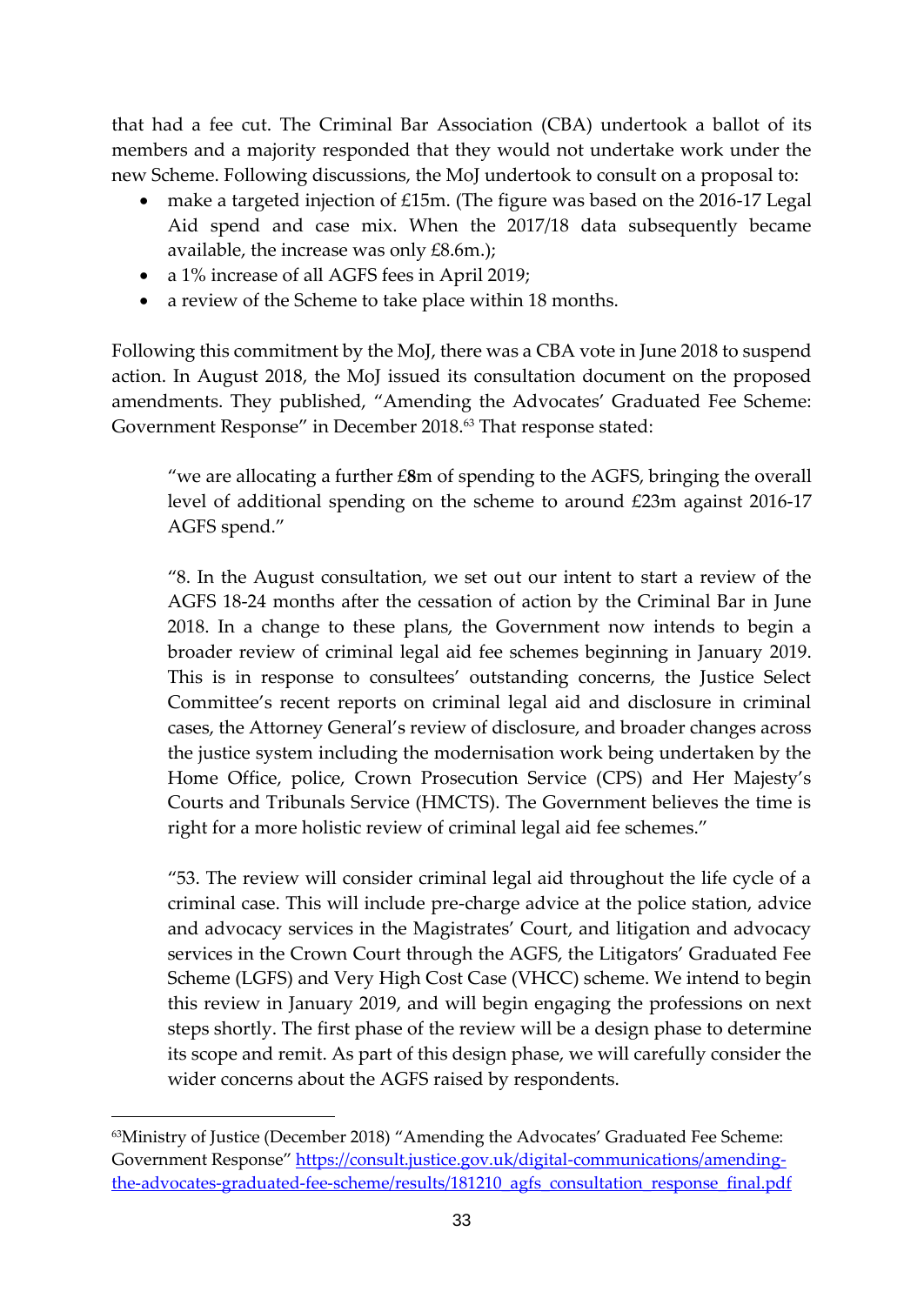that had a fee cut. The Criminal Bar Association (CBA) undertook a ballot of its members and a majority responded that they would not undertake work under the new Scheme. Following discussions, the MoJ undertook to consult on a proposal to:

- make a targeted injection of £15m. (The figure was based on the 2016-17 Legal Aid spend and case mix. When the 2017/18 data subsequently became available, the increase was only £8.6m.);
- a 1% increase of all AGFS fees in April 2019;
- a review of the Scheme to take place within 18 months.

Following this commitment by the MoJ, there was a CBA vote in June 2018 to suspend action. In August 2018, the MoJ issued its consultation document on the proposed amendments. They published, "Amending the Advocates' Graduated Fee Scheme: Government Response" in December 2018.[63] That response stated:

> "we are allocating a further £8m of spending to the AGFS, bringing the overall level of additional spending on the scheme to around £23m against 2016-17 AGFS spend."
>
> "8. In the August consultation, we set out our intent to start a review of the AGFS 18-24 months after the cessation of action by the Criminal Bar in June 2018. In a change to these plans, the Government now intends to begin a broader review of criminal legal aid fee schemes beginning in January 2019. This is in response to consultees' outstanding concerns, the Justice Select Committee's recent reports on criminal legal aid and disclosure in criminal cases, the Attorney General's review of disclosure, and broader changes across the justice system including the modernisation work being undertaken by the Home Office, police, Crown Prosecution Service (CPS) and Her Majesty's Courts and Tribunals Service (HMCTS). The Government believes the time is right for a more holistic review of criminal legal aid fee schemes."
>
> "53. The review will consider criminal legal aid throughout the life cycle of a criminal case. This will include pre-charge advice at the police station, advice and advocacy services in the Magistrates' Court, and litigation and advocacy services in the Crown Court through the AGFS, the Litigators' Graduated Fee Scheme (LGFS) and Very High Cost Case (VHCC) scheme. We intend to begin this review in January 2019, and will begin engaging the professions on next steps shortly. The first phase of the review will be a design phase to determine its scope and remit. As part of this design phase, we will carefully consider the wider concerns about the AGFS raised by respondents.

---

[63] Ministry of Justice (December 2018) "Amending the Advocates' Graduated Fee Scheme: Government Response" https://consult.justice.gov.uk/digital-communications/amending-the-advocates-graduated-fee-scheme/results/181210_agfs_consultation_response_final.pdf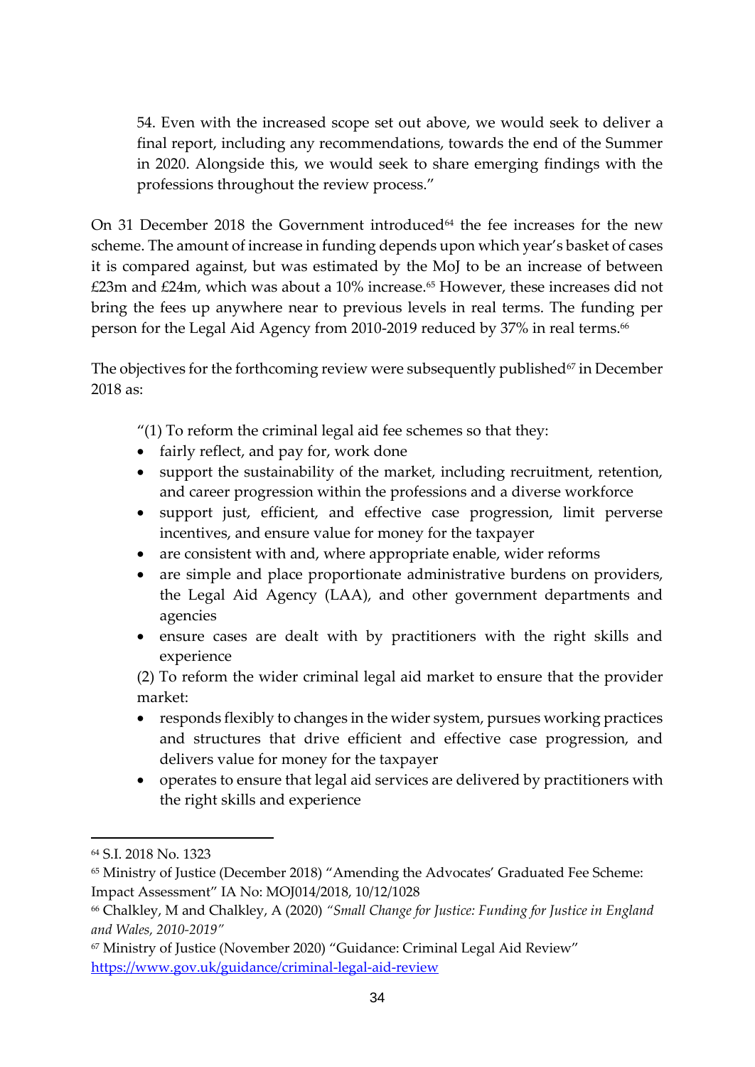> 54. Even with the increased scope set out above, we would seek to deliver a final report, including any recommendations, towards the end of the Summer in 2020. Alongside this, we would seek to share emerging findings with the professions throughout the review process."

On 31 December 2018 the Government introduced[64] the fee increases for the new scheme. The amount of increase in funding depends upon which year's basket of cases it is compared against, but was estimated by the MoJ to be an increase of between £23m and £24m, which was about a 10% increase.[65] However, these increases did not bring the fees up anywhere near to previous levels in real terms. The funding per person for the Legal Aid Agency from 2010-2019 reduced by 37% in real terms.[66]

The objectives for the forthcoming review were subsequently published[67] in December 2018 as:

> "(1) To reform the criminal legal aid fee schemes so that they:
> - fairly reflect, and pay for, work done
> - support the sustainability of the market, including recruitment, retention, and career progression within the professions and a diverse workforce
> - support just, efficient, and effective case progression, limit perverse incentives, and ensure value for money for the taxpayer
> - are consistent with and, where appropriate enable, wider reforms
> - are simple and place proportionate administrative burdens on providers, the Legal Aid Agency (LAA), and other government departments and agencies
> - ensure cases are dealt with by practitioners with the right skills and experience
>
> (2) To reform the wider criminal legal aid market to ensure that the provider market:
> - responds flexibly to changes in the wider system, pursues working practices and structures that drive efficient and effective case progression, and delivers value for money for the taxpayer
> - operates to ensure that legal aid services are delivered by practitioners with the right skills and experience

---

[64] S.I. 2018 No. 1323

[65] Ministry of Justice (December 2018) "Amending the Advocates' Graduated Fee Scheme: Impact Assessment" IA No: MOJ014/2018, 10/12/1028

[66] Chalkley, M and Chalkley, A (2020) *"Small Change for Justice: Funding for Justice in England and Wales, 2010-2019"*

[67] Ministry of Justice (November 2020) "Guidance: Criminal Legal Aid Review" https://www.gov.uk/guidance/criminal-legal-aid-review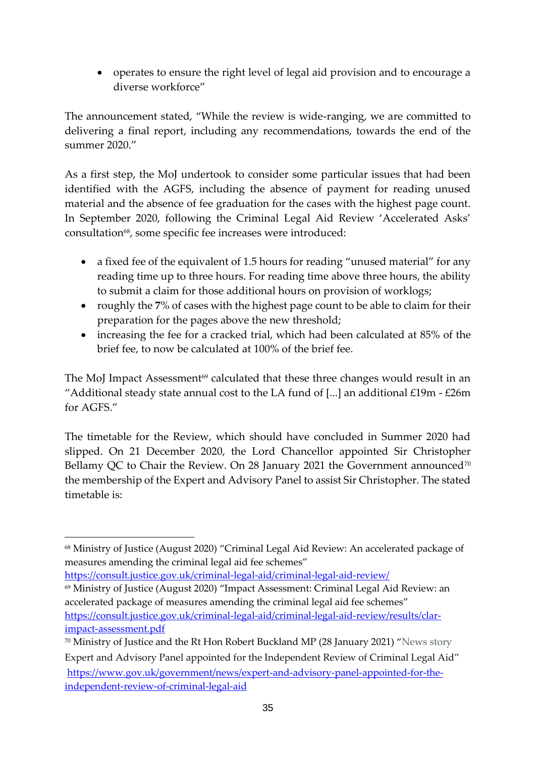- operates to ensure the right level of legal aid provision and to encourage a diverse workforce"

The announcement stated, "While the review is wide-ranging, we are committed to delivering a final report, including any recommendations, towards the end of the summer 2020."

As a first step, the MoJ undertook to consider some particular issues that had been identified with the AGFS, including the absence of payment for reading unused material and the absence of fee graduation for the cases with the highest page count. In September 2020, following the Criminal Legal Aid Review 'Accelerated Asks' consultation[68], some specific fee increases were introduced:

- a fixed fee of the equivalent of 1.5 hours for reading "unused material" for any reading time up to three hours. For reading time above three hours, the ability to submit a claim for those additional hours on provision of worklogs;
- roughly the **7**% of cases with the highest page count to be able to claim for their preparation for the pages above the new threshold;
- increasing the fee for a cracked trial, which had been calculated at 85% of the brief fee, to now be calculated at 100% of the brief fee.

The MoJ Impact Assessment[69] calculated that these three changes would result in an "Additional steady state annual cost to the LA fund of [...] an additional £19m - £26m for AGFS."

The timetable for the Review, which should have concluded in Summer 2020 had slipped. On 21 December 2020, the Lord Chancellor appointed Sir Christopher Bellamy QC to Chair the Review. On 28 January 2021 the Government announced[70] the membership of the Expert and Advisory Panel to assist Sir Christopher. The stated timetable is:

---

[68] Ministry of Justice (August 2020) "Criminal Legal Aid Review: An accelerated package of measures amending the criminal legal aid fee schemes" https://consult.justice.gov.uk/criminal-legal-aid/criminal-legal-aid-review/

[69] Ministry of Justice (August 2020) "Impact Assessment: Criminal Legal Aid Review: an accelerated package of measures amending the criminal legal aid fee schemes" https://consult.justice.gov.uk/criminal-legal-aid/criminal-legal-aid-review/results/clar-impact-assessment.pdf

[70] Ministry of Justice and the Rt Hon Robert Buckland MP (28 January 2021) "News story Expert and Advisory Panel appointed for the Independent Review of Criminal Legal Aid" https://www.gov.uk/government/news/expert-and-advisory-panel-appointed-for-the-independent-review-of-criminal-legal-aid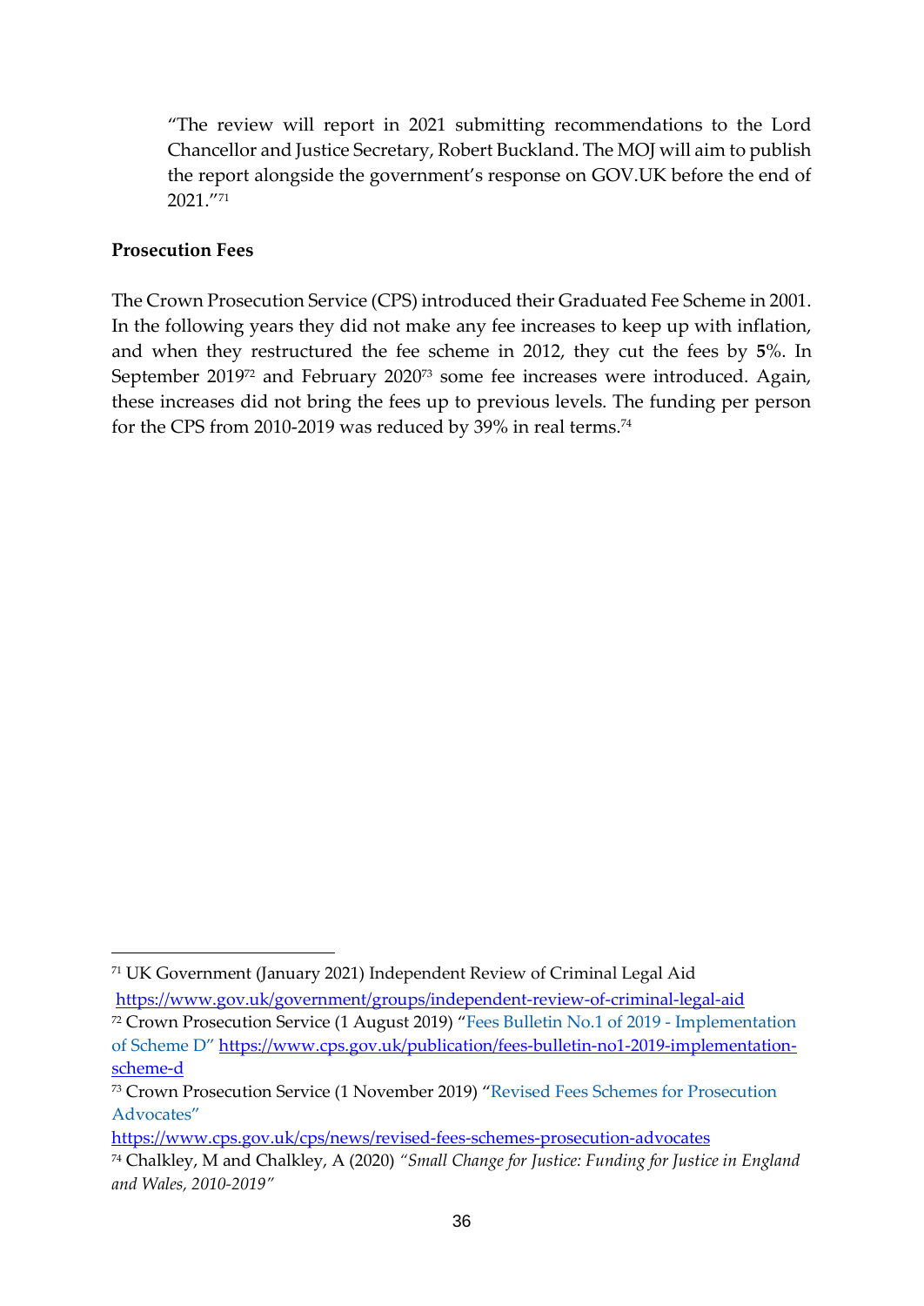> "The review will report in 2021 submitting recommendations to the Lord Chancellor and Justice Secretary, Robert Buckland. The MOJ will aim to publish the report alongside the government's response on GOV.UK before the end of 2021."[71]

**Prosecution Fees**

The Crown Prosecution Service (CPS) introduced their Graduated Fee Scheme in 2001. In the following years they did not make any fee increases to keep up with inflation, and when they restructured the fee scheme in 2012, they cut the fees by **5**%. In September 2019[72] and February 2020[73] some fee increases were introduced. Again, these increases did not bring the fees up to previous levels. The funding per person for the CPS from 2010-2019 was reduced by 39% in real terms.[74]

---

[71] UK Government (January 2021) Independent Review of Criminal Legal Aid https://www.gov.uk/government/groups/independent-review-of-criminal-legal-aid

[72] Crown Prosecution Service (1 August 2019) "Fees Bulletin No.1 of 2019 - Implementation of Scheme D" https://www.cps.gov.uk/publication/fees-bulletin-no1-2019-implementation-scheme-d

[73] Crown Prosecution Service (1 November 2019) "Revised Fees Schemes for Prosecution Advocates" https://www.cps.gov.uk/cps/news/revised-fees-schemes-prosecution-advocates

[74] Chalkley, M and Chalkley, A (2020) *"Small Change for Justice: Funding for Justice in England and Wales, 2010-2019"*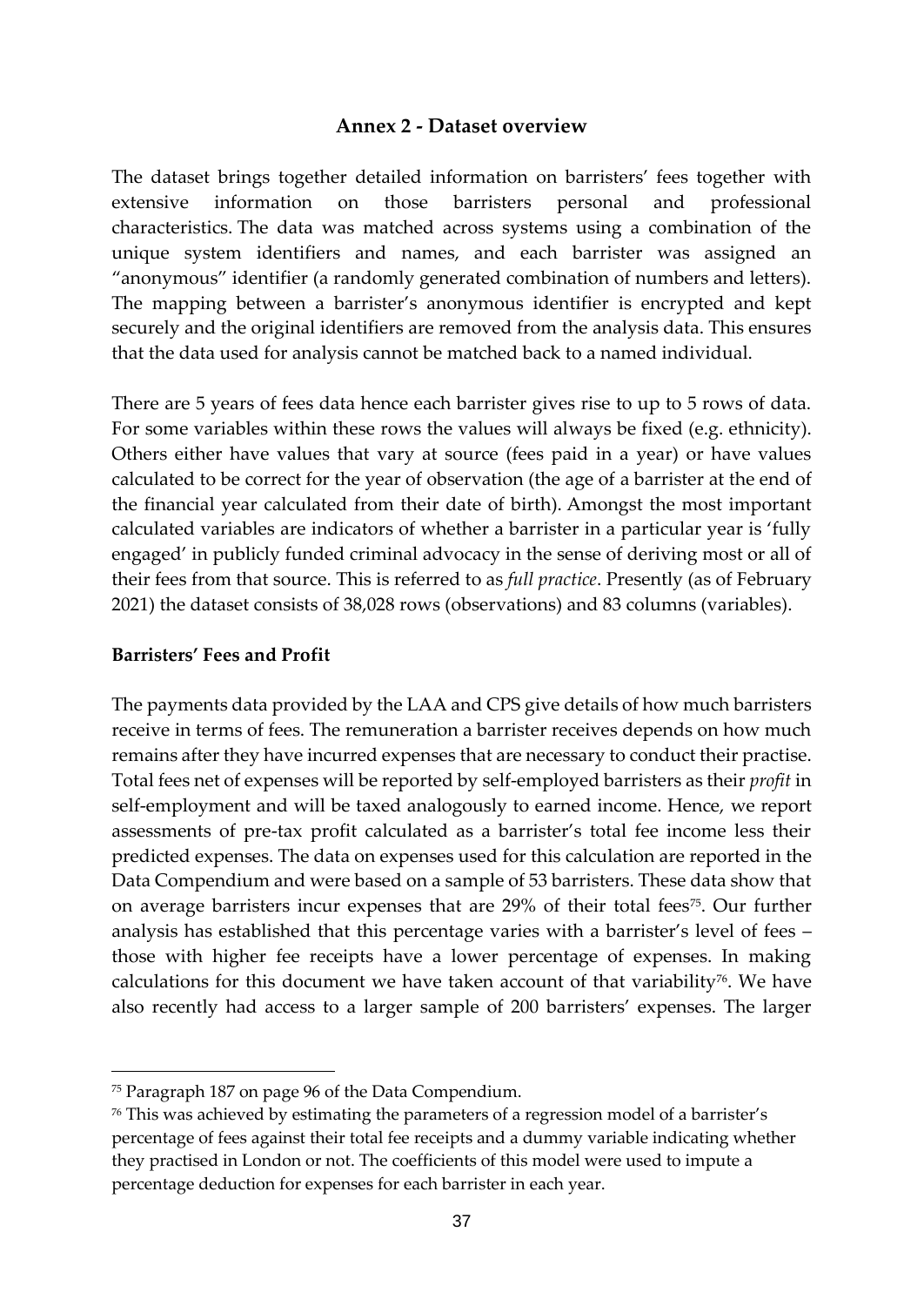## Annex 2 - Dataset overview

The dataset brings together detailed information on barristers' fees together with extensive information on those barristers personal and professional characteristics. The data was matched across systems using a combination of the unique system identifiers and names, and each barrister was assigned an "anonymous" identifier (a randomly generated combination of numbers and letters). The mapping between a barrister's anonymous identifier is encrypted and kept securely and the original identifiers are removed from the analysis data. This ensures that the data used for analysis cannot be matched back to a named individual.

There are 5 years of fees data hence each barrister gives rise to up to 5 rows of data. For some variables within these rows the values will always be fixed (e.g. ethnicity). Others either have values that vary at source (fees paid in a year) or have values calculated to be correct for the year of observation (the age of a barrister at the end of the financial year calculated from their date of birth). Amongst the most important calculated variables are indicators of whether a barrister in a particular year is 'fully engaged' in publicly funded criminal advocacy in the sense of deriving most or all of their fees from that source. This is referred to as *full practice*. Presently (as of February 2021) the dataset consists of 38,028 rows (observations) and 83 columns (variables).

**Barristers' Fees and Profit**

The payments data provided by the LAA and CPS give details of how much barristers receive in terms of fees. The remuneration a barrister receives depends on how much remains after they have incurred expenses that are necessary to conduct their practise. Total fees net of expenses will be reported by self-employed barristers as their *profit* in self-employment and will be taxed analogously to earned income. Hence, we report assessments of pre-tax profit calculated as a barrister's total fee income less their predicted expenses. The data on expenses used for this calculation are reported in the Data Compendium and were based on a sample of 53 barristers. These data show that on average barristers incur expenses that are 29% of their total fees[75]. Our further analysis has established that this percentage varies with a barrister's level of fees – those with higher fee receipts have a lower percentage of expenses. In making calculations for this document we have taken account of that variability[76]. We have also recently had access to a larger sample of 200 barristers' expenses. The larger

[75] Paragraph 187 on page 96 of the Data Compendium.

[76] This was achieved by estimating the parameters of a regression model of a barrister's percentage of fees against their total fee receipts and a dummy variable indicating whether they practised in London or not. The coefficients of this model were used to impute a percentage deduction for expenses for each barrister in each year.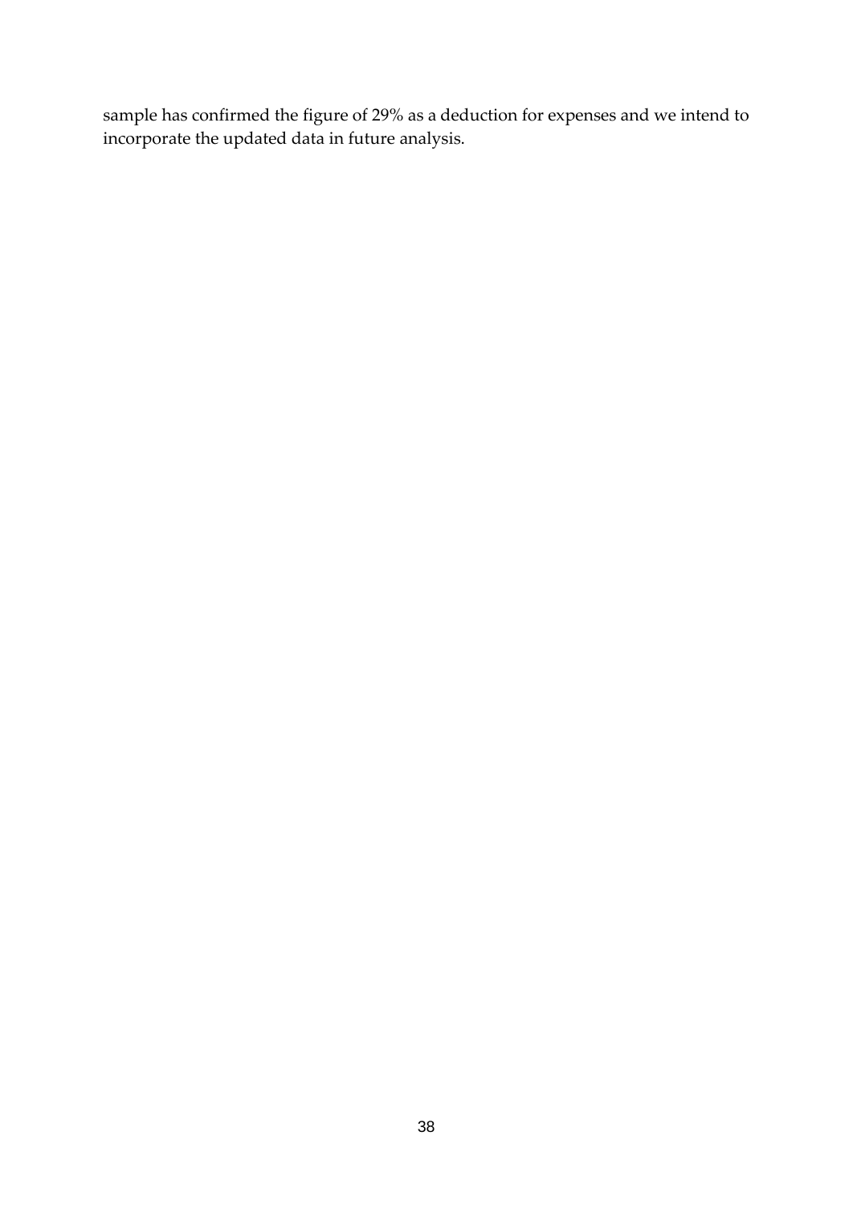sample has confirmed the figure of 29% as a deduction for expenses and we intend to incorporate the updated data in future analysis.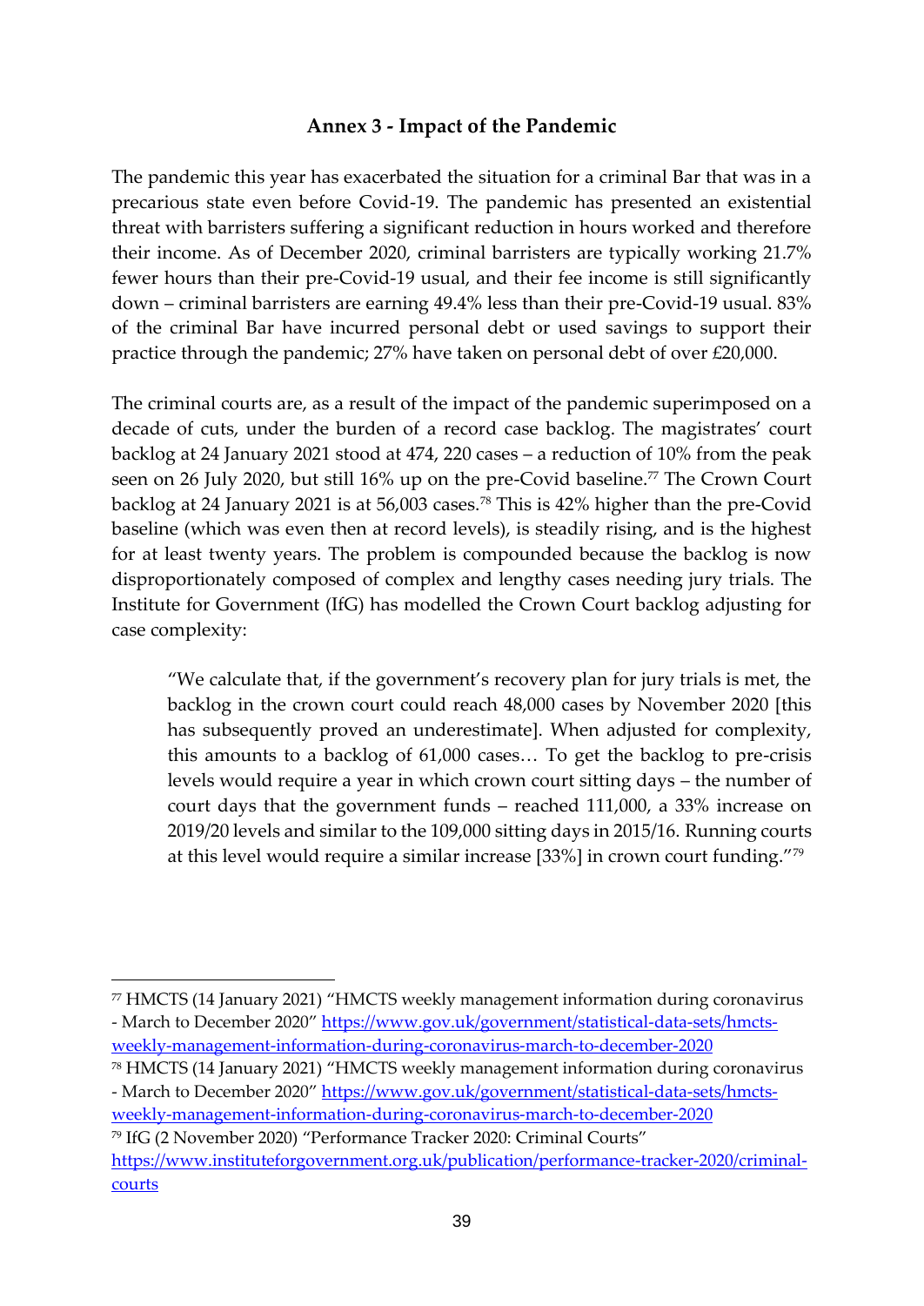## Annex 3 - Impact of the Pandemic

The pandemic this year has exacerbated the situation for a criminal Bar that was in a precarious state even before Covid-19. The pandemic has presented an existential threat with barristers suffering a significant reduction in hours worked and therefore their income. As of December 2020, criminal barristers are typically working 21.7% fewer hours than their pre-Covid-19 usual, and their fee income is still significantly down – criminal barristers are earning 49.4% less than their pre-Covid-19 usual. 83% of the criminal Bar have incurred personal debt or used savings to support their practice through the pandemic; 27% have taken on personal debt of over £20,000.

The criminal courts are, as a result of the impact of the pandemic superimposed on a decade of cuts, under the burden of a record case backlog. The magistrates' court backlog at 24 January 2021 stood at 474, 220 cases – a reduction of 10% from the peak seen on 26 July 2020, but still 16% up on the pre-Covid baseline.[77] The Crown Court backlog at 24 January 2021 is at 56,003 cases.[78] This is 42% higher than the pre-Covid baseline (which was even then at record levels), is steadily rising, and is the highest for at least twenty years. The problem is compounded because the backlog is now disproportionately composed of complex and lengthy cases needing jury trials. The Institute for Government (IfG) has modelled the Crown Court backlog adjusting for case complexity:

> "We calculate that, if the government's recovery plan for jury trials is met, the backlog in the crown court could reach 48,000 cases by November 2020 [this has subsequently proved an underestimate]. When adjusted for complexity, this amounts to a backlog of 61,000 cases… To get the backlog to pre-crisis levels would require a year in which crown court sitting days – the number of court days that the government funds – reached 111,000, a 33% increase on 2019/20 levels and similar to the 109,000 sitting days in 2015/16. Running courts at this level would require a similar increase [33%] in crown court funding."[79]

---

[77] HMCTS (14 January 2021) "HMCTS weekly management information during coronavirus - March to December 2020" https://www.gov.uk/government/statistical-data-sets/hmcts-weekly-management-information-during-coronavirus-march-to-december-2020

[78] HMCTS (14 January 2021) "HMCTS weekly management information during coronavirus - March to December 2020" https://www.gov.uk/government/statistical-data-sets/hmcts-weekly-management-information-during-coronavirus-march-to-december-2020

[79] IfG (2 November 2020) "Performance Tracker 2020: Criminal Courts" https://www.instituteforgovernment.org.uk/publication/performance-tracker-2020/criminal-courts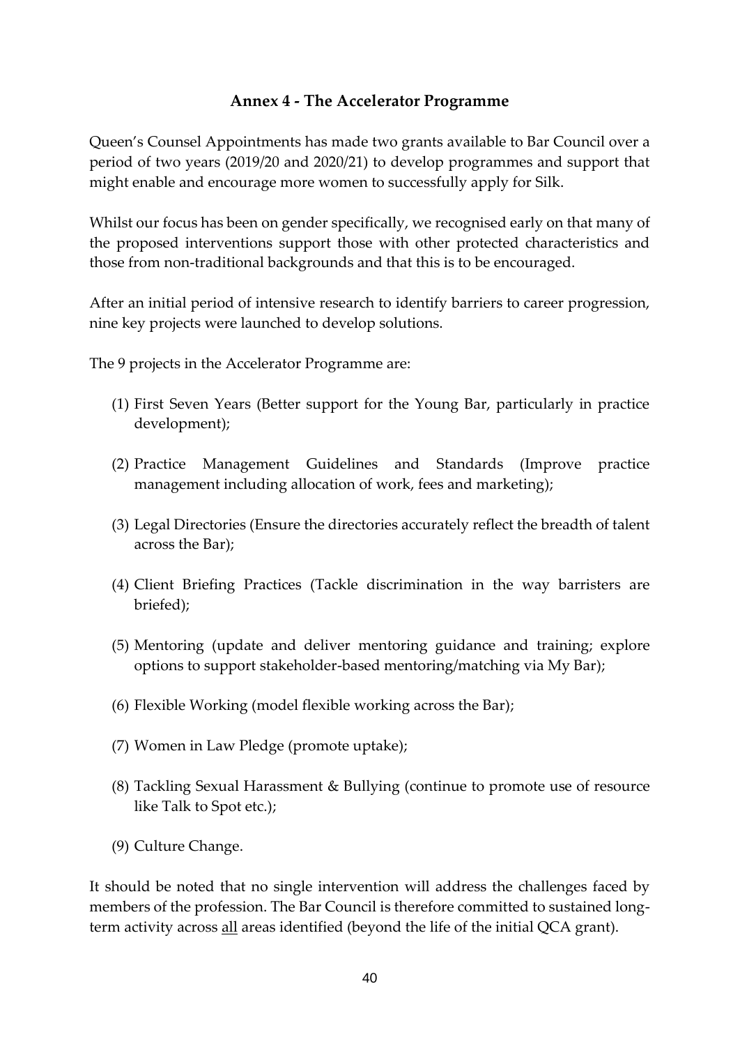## Annex 4 - The Accelerator Programme

Queen's Counsel Appointments has made two grants available to Bar Council over a period of two years (2019/20 and 2020/21) to develop programmes and support that might enable and encourage more women to successfully apply for Silk.

Whilst our focus has been on gender specifically, we recognised early on that many of the proposed interventions support those with other protected characteristics and those from non-traditional backgrounds and that this is to be encouraged.

After an initial period of intensive research to identify barriers to career progression, nine key projects were launched to develop solutions.

The 9 projects in the Accelerator Programme are:

(1) First Seven Years (Better support for the Young Bar, particularly in practice development);

(2) Practice Management Guidelines and Standards (Improve practice management including allocation of work, fees and marketing);

(3) Legal Directories (Ensure the directories accurately reflect the breadth of talent across the Bar);

(4) Client Briefing Practices (Tackle discrimination in the way barristers are briefed);

(5) Mentoring (update and deliver mentoring guidance and training; explore options to support stakeholder-based mentoring/matching via My Bar);

(6) Flexible Working (model flexible working across the Bar);

(7) Women in Law Pledge (promote uptake);

(8) Tackling Sexual Harassment & Bullying (continue to promote use of resource like Talk to Spot etc.);

(9) Culture Change.

It should be noted that no single intervention will address the challenges faced by members of the profession. The Bar Council is therefore committed to sustained long-term activity across <u>all</u> areas identified (beyond the life of the initial QCA grant).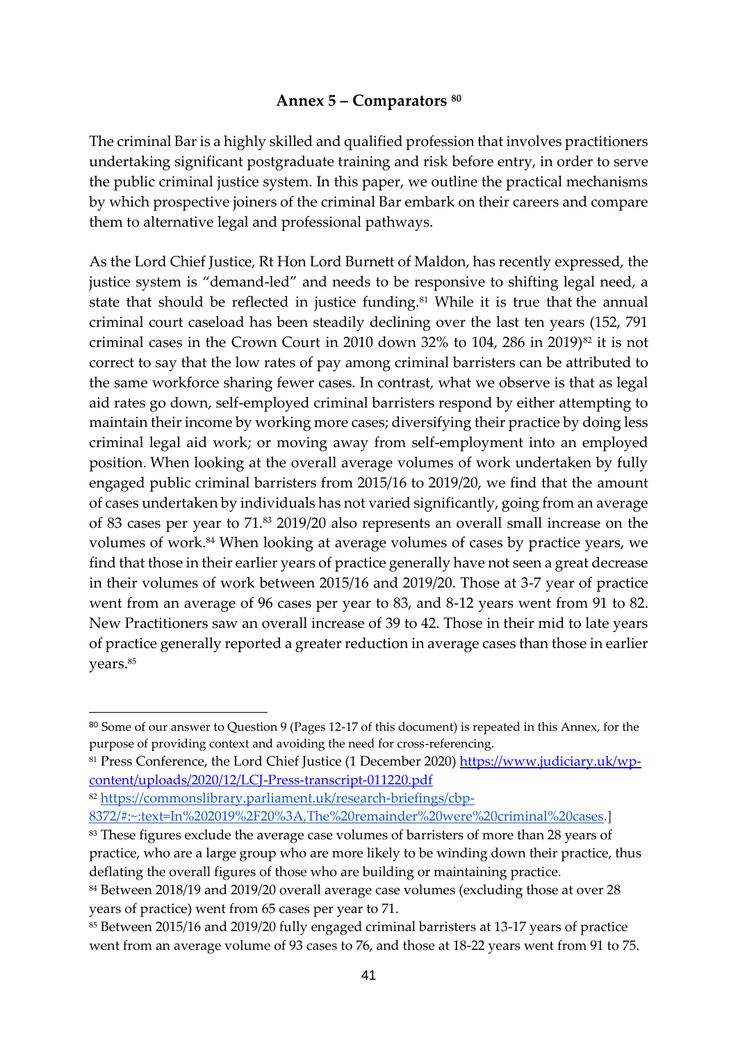## Annex 5 – Comparators [80]

The criminal Bar is a highly skilled and qualified profession that involves practitioners undertaking significant postgraduate training and risk before entry, in order to serve the public criminal justice system. In this paper, we outline the practical mechanisms by which prospective joiners of the criminal Bar embark on their careers and compare them to alternative legal and professional pathways.

As the Lord Chief Justice, Rt Hon Lord Burnett of Maldon, has recently expressed, the justice system is "demand-led" and needs to be responsive to shifting legal need, a state that should be reflected in justice funding.[81] While it is true that the annual criminal court caseload has been steadily declining over the last ten years (152, 791 criminal cases in the Crown Court in 2010 down 32% to 104, 286 in 2019)[82] it is not correct to say that the low rates of pay among criminal barristers can be attributed to the same workforce sharing fewer cases. In contrast, what we observe is that as legal aid rates go down, self-employed criminal barristers respond by either attempting to maintain their income by working more cases; diversifying their practice by doing less criminal legal aid work; or moving away from self-employment into an employed position. When looking at the overall average volumes of work undertaken by fully engaged public criminal barristers from 2015/16 to 2019/20, we find that the amount of cases undertaken by individuals has not varied significantly, going from an average of 83 cases per year to 71.[83] 2019/20 also represents an overall small increase on the volumes of work.[84] When looking at average volumes of cases by practice years, we find that those in their earlier years of practice generally have not seen a great decrease in their volumes of work between 2015/16 and 2019/20. Those at 3-7 year of practice went from an average of 96 cases per year to 83, and 8-12 years went from 91 to 82. New Practitioners saw an overall increase of 39 to 42. Those in their mid to late years of practice generally reported a greater reduction in average cases than those in earlier years.[85]

---

[80] Some of our answer to Question 9 (Pages 12-17 of this document) is repeated in this Annex, for the purpose of providing context and avoiding the need for cross-referencing.

[81] Press Conference, the Lord Chief Justice (1 December 2020) https://www.judiciary.uk/wp-content/uploads/2020/12/LCJ-Press-transcript-011220.pdf

[82] https://commonslibrary.parliament.uk/research-briefings/cbp-8372/#:~:text=In%202019%2F20%3A,The%20remainder%20were%20criminal%20cases.]

[83] These figures exclude the average case volumes of barristers of more than 28 years of practice, who are a large group who are more likely to be winding down their practice, thus deflating the overall figures of those who are building or maintaining practice.

[84] Between 2018/19 and 2019/20 overall average case volumes (excluding those at over 28 years of practice) went from 65 cases per year to 71.

[85] Between 2015/16 and 2019/20 fully engaged criminal barristers at 13-17 years of practice went from an average volume of 93 cases to 76, and those at 18-22 years went from 91 to 75.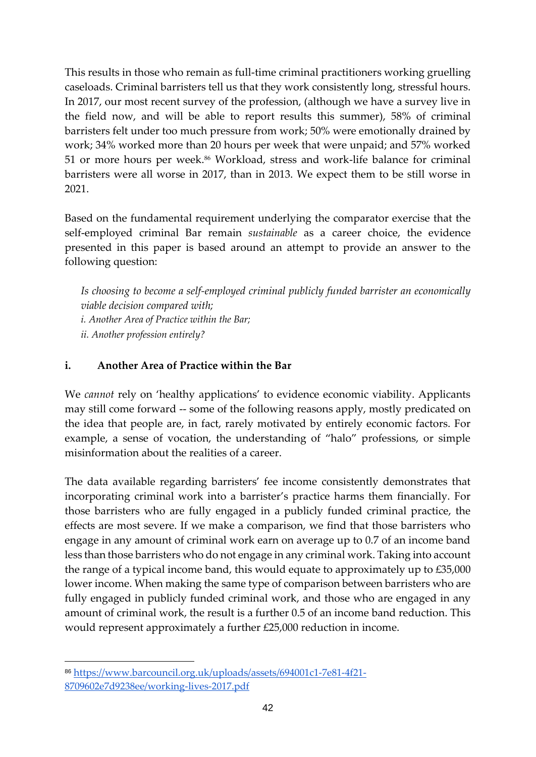This results in those who remain as full-time criminal practitioners working gruelling caseloads. Criminal barristers tell us that they work consistently long, stressful hours. In 2017, our most recent survey of the profession, (although we have a survey live in the field now, and will be able to report results this summer), 58% of criminal barristers felt under too much pressure from work; 50% were emotionally drained by work; 34% worked more than 20 hours per week that were unpaid; and 57% worked 51 or more hours per week.[86] Workload, stress and work-life balance for criminal barristers were all worse in 2017, than in 2013. We expect them to be still worse in 2021.

Based on the fundamental requirement underlying the comparator exercise that the self-employed criminal Bar remain *sustainable* as a career choice, the evidence presented in this paper is based around an attempt to provide an answer to the following question:

> *Is choosing to become a self-employed criminal publicly funded barrister an economically viable decision compared with;*
> *i. Another Area of Practice within the Bar;*
> *ii. Another profession entirely?*

### i. Another Area of Practice within the Bar

We *cannot* rely on 'healthy applications' to evidence economic viability. Applicants may still come forward -- some of the following reasons apply, mostly predicated on the idea that people are, in fact, rarely motivated by entirely economic factors. For example, a sense of vocation, the understanding of "halo" professions, or simple misinformation about the realities of a career.

The data available regarding barristers' fee income consistently demonstrates that incorporating criminal work into a barrister's practice harms them financially. For those barristers who are fully engaged in a publicly funded criminal practice, the effects are most severe. If we make a comparison, we find that those barristers who engage in any amount of criminal work earn on average up to 0.7 of an income band less than those barristers who do not engage in any criminal work. Taking into account the range of a typical income band, this would equate to approximately up to £35,000 lower income. When making the same type of comparison between barristers who are fully engaged in publicly funded criminal work, and those who are engaged in any amount of criminal work, the result is a further 0.5 of an income band reduction. This would represent approximately a further £25,000 reduction in income.

---

[86] https://www.barcouncil.org.uk/uploads/assets/694001c1-7e81-4f21-8709602e7d9238ee/working-lives-2017.pdf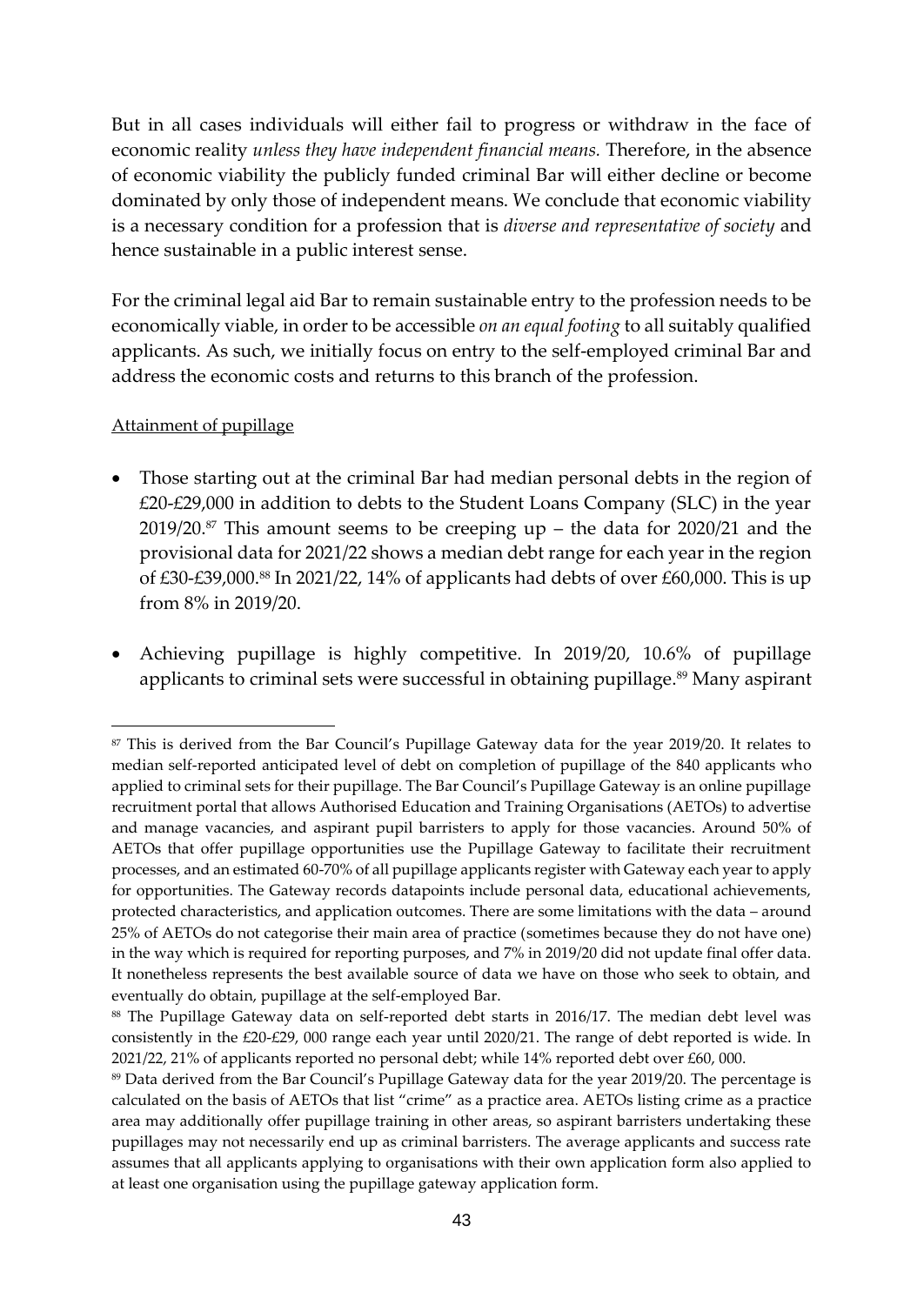But in all cases individuals will either fail to progress or withdraw in the face of economic reality *unless they have independent financial means.* Therefore, in the absence of economic viability the publicly funded criminal Bar will either decline or become dominated by only those of independent means. We conclude that economic viability is a necessary condition for a profession that is *diverse and representative of society* and hence sustainable in a public interest sense.

For the criminal legal aid Bar to remain sustainable entry to the profession needs to be economically viable, in order to be accessible *on an equal footing* to all suitably qualified applicants. As such, we initially focus on entry to the self-employed criminal Bar and address the economic costs and returns to this branch of the profession.

<u>Attainment of pupillage</u>

- Those starting out at the criminal Bar had median personal debts in the region of £20-£29,000 in addition to debts to the Student Loans Company (SLC) in the year 2019/20.[87] This amount seems to be creeping up – the data for 2020/21 and the provisional data for 2021/22 shows a median debt range for each year in the region of £30-£39,000.[88] In 2021/22, 14% of applicants had debts of over £60,000. This is up from 8% in 2019/20.
- Achieving pupillage is highly competitive. In 2019/20, 10.6% of pupillage applicants to criminal sets were successful in obtaining pupillage.[89] Many aspirant

---

[87] This is derived from the Bar Council's Pupillage Gateway data for the year 2019/20. It relates to median self-reported anticipated level of debt on completion of pupillage of the 840 applicants who applied to criminal sets for their pupillage. The Bar Council's Pupillage Gateway is an online pupillage recruitment portal that allows Authorised Education and Training Organisations (AETOs) to advertise and manage vacancies, and aspirant pupil barristers to apply for those vacancies. Around 50% of AETOs that offer pupillage opportunities use the Pupillage Gateway to facilitate their recruitment processes, and an estimated 60-70% of all pupillage applicants register with Gateway each year to apply for opportunities. The Gateway records datapoints include personal data, educational achievements, protected characteristics, and application outcomes. There are some limitations with the data – around 25% of AETOs do not categorise their main area of practice (sometimes because they do not have one) in the way which is required for reporting purposes, and 7% in 2019/20 did not update final offer data. It nonetheless represents the best available source of data we have on those who seek to obtain, and eventually do obtain, pupillage at the self-employed Bar.

[88] The Pupillage Gateway data on self-reported debt starts in 2016/17. The median debt level was consistently in the £20-£29, 000 range each year until 2020/21. The range of debt reported is wide. In 2021/22, 21% of applicants reported no personal debt; while 14% reported debt over £60, 000.

[89] Data derived from the Bar Council's Pupillage Gateway data for the year 2019/20. The percentage is calculated on the basis of AETOs that list "crime" as a practice area. AETOs listing crime as a practice area may additionally offer pupillage training in other areas, so aspirant barristers undertaking these pupillages may not necessarily end up as criminal barristers. The average applicants and success rate assumes that all applicants applying to organisations with their own application form also applied to at least one organisation using the pupillage gateway application form.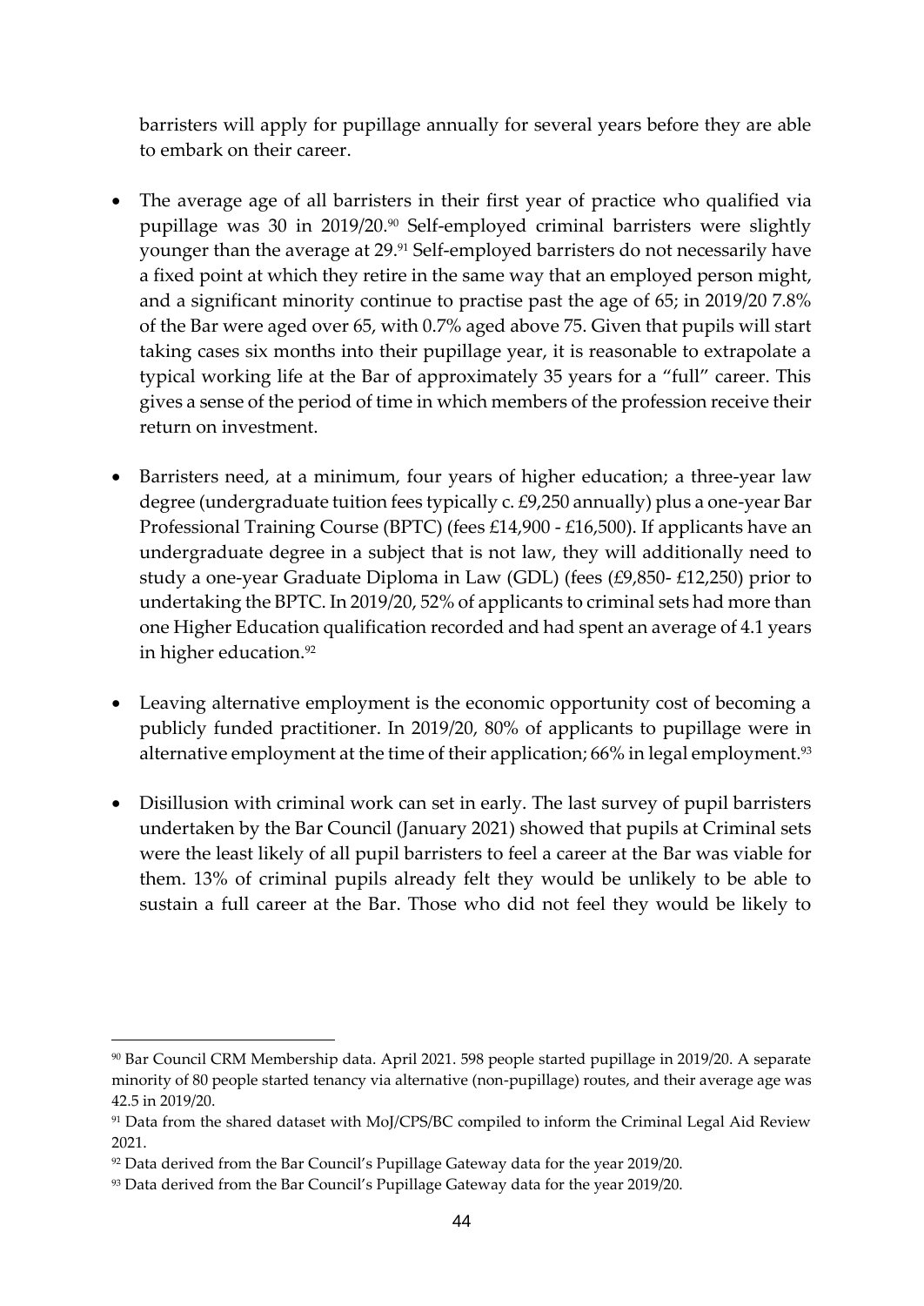barristers will apply for pupillage annually for several years before they are able to embark on their career.

- The average age of all barristers in their first year of practice who qualified via pupillage was 30 in 2019/20.[90] Self-employed criminal barristers were slightly younger than the average at 29.[91] Self-employed barristers do not necessarily have a fixed point at which they retire in the same way that an employed person might, and a significant minority continue to practise past the age of 65; in 2019/20 7.8% of the Bar were aged over 65, with 0.7% aged above 75. Given that pupils will start taking cases six months into their pupillage year, it is reasonable to extrapolate a typical working life at the Bar of approximately 35 years for a "full" career. This gives a sense of the period of time in which members of the profession receive their return on investment.

- Barristers need, at a minimum, four years of higher education; a three-year law degree (undergraduate tuition fees typically c. £9,250 annually) plus a one-year Bar Professional Training Course (BPTC) (fees £14,900 - £16,500). If applicants have an undergraduate degree in a subject that is not law, they will additionally need to study a one-year Graduate Diploma in Law (GDL) (fees (£9,850- £12,250) prior to undertaking the BPTC. In 2019/20, 52% of applicants to criminal sets had more than one Higher Education qualification recorded and had spent an average of 4.1 years in higher education.[92]

- Leaving alternative employment is the economic opportunity cost of becoming a publicly funded practitioner. In 2019/20, 80% of applicants to pupillage were in alternative employment at the time of their application; 66% in legal employment.[93]

- Disillusion with criminal work can set in early. The last survey of pupil barristers undertaken by the Bar Council (January 2021) showed that pupils at Criminal sets were the least likely of all pupil barristers to feel a career at the Bar was viable for them. 13% of criminal pupils already felt they would be unlikely to be able to sustain a full career at the Bar. Those who did not feel they would be likely to

---

[90] Bar Council CRM Membership data. April 2021. 598 people started pupillage in 2019/20. A separate minority of 80 people started tenancy via alternative (non-pupillage) routes, and their average age was 42.5 in 2019/20.

[91] Data from the shared dataset with MoJ/CPS/BC compiled to inform the Criminal Legal Aid Review 2021.

[92] Data derived from the Bar Council's Pupillage Gateway data for the year 2019/20.

[93] Data derived from the Bar Council's Pupillage Gateway data for the year 2019/20.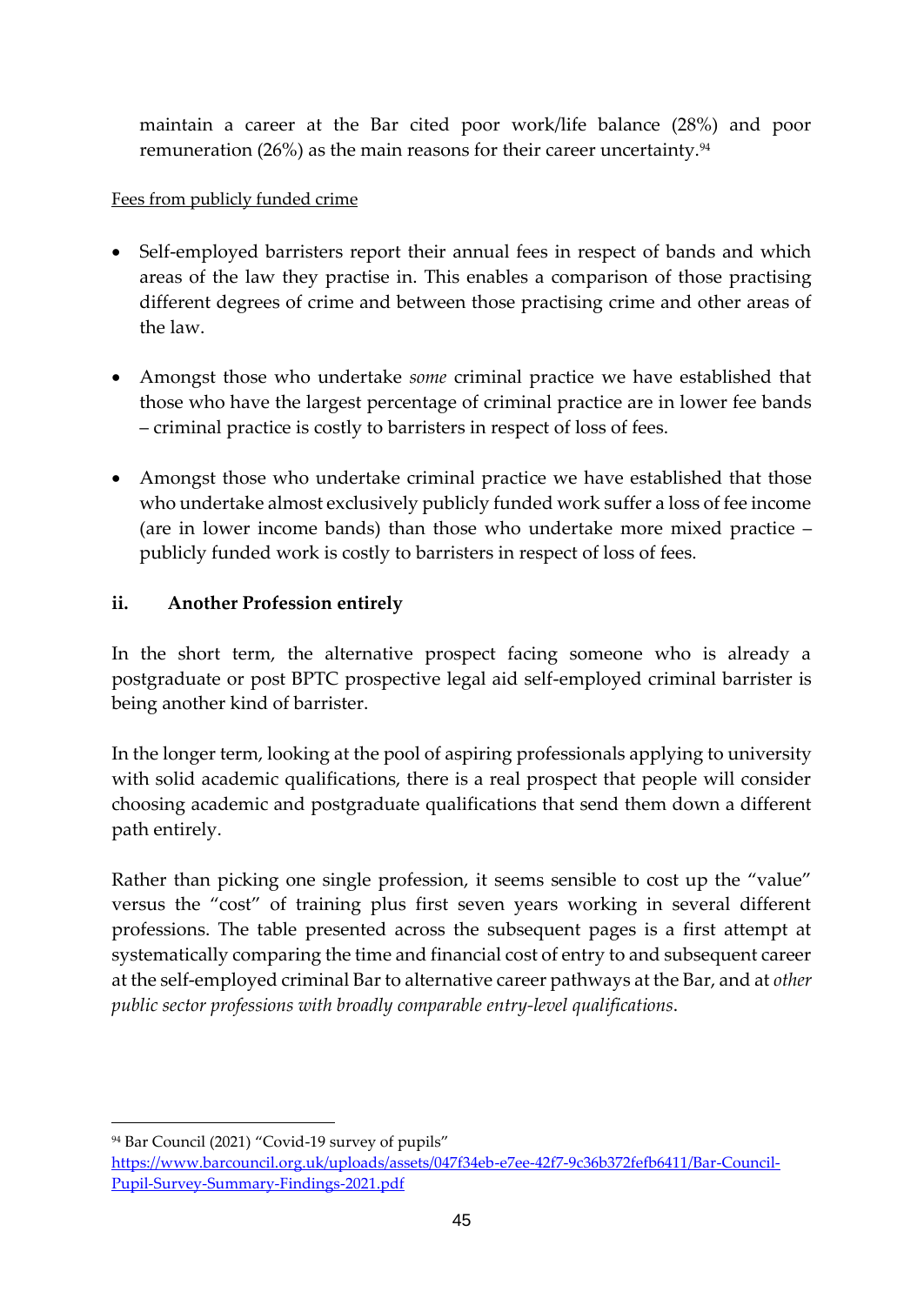maintain a career at the Bar cited poor work/life balance (28%) and poor remuneration (26%) as the main reasons for their career uncertainty.[94]

Fees from publicly funded crime

- Self-employed barristers report their annual fees in respect of bands and which areas of the law they practise in. This enables a comparison of those practising different degrees of crime and between those practising crime and other areas of the law.

- Amongst those who undertake *some* criminal practice we have established that those who have the largest percentage of criminal practice are in lower fee bands – criminal practice is costly to barristers in respect of loss of fees.

- Amongst those who undertake criminal practice we have established that those who undertake almost exclusively publicly funded work suffer a loss of fee income (are in lower income bands) than those who undertake more mixed practice – publicly funded work is costly to barristers in respect of loss of fees.

### ii. Another Profession entirely

In the short term, the alternative prospect facing someone who is already a postgraduate or post BPTC prospective legal aid self-employed criminal barrister is being another kind of barrister.

In the longer term, looking at the pool of aspiring professionals applying to university with solid academic qualifications, there is a real prospect that people will consider choosing academic and postgraduate qualifications that send them down a different path entirely.

Rather than picking one single profession, it seems sensible to cost up the "value" versus the "cost" of training plus first seven years working in several different professions. The table presented across the subsequent pages is a first attempt at systematically comparing the time and financial cost of entry to and subsequent career at the self-employed criminal Bar to alternative career pathways at the Bar, and at *other public sector professions with broadly comparable entry-level qualifications*.

---

[94] Bar Council (2021) "Covid-19 survey of pupils" https://www.barcouncil.org.uk/uploads/assets/047f34eb-e7ee-42f7-9c36b372fefb6411/Bar-Council-Pupil-Survey-Summary-Findings-2021.pdf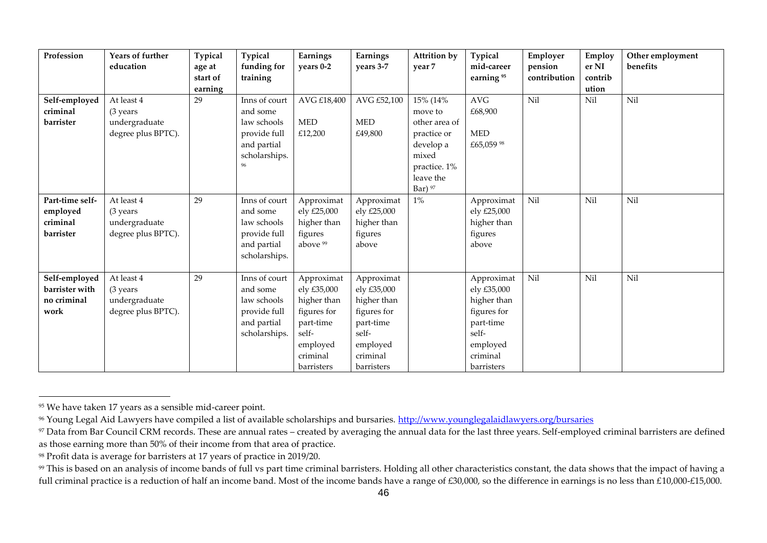| Profession | Years of further education | Typical age at start of earning | Typical funding for training | Earnings years 0-2 | Earnings years 3-7 | Attrition by year 7 | Typical mid-career earning [95] | Employer pension contribution | Employer NI contribution | Other employment benefits |
|---|---|---|---|---|---|---|---|---|---|---|
| **Self-employed criminal barrister** | At least 4 (3 years undergraduate degree plus BPTC). | 29 | Inns of court and some law schools provide full and partial scholarships. [96] | AVG £18,400<br>MED £12,200 | AVG £52,100<br>MED £49,800 | 15% (14% move to other area of practice or develop a mixed practice. 1% leave the Bar) [97] | AVG £68,900<br>MED £65,059 [98] | Nil | Nil | Nil |
| **Part-time self-employed criminal barrister** | At least 4 (3 years undergraduate degree plus BPTC). | 29 | Inns of court and some law schools provide full and partial scholarships. | Approximately £25,000 higher than figures above [99] | Approximately £25,000 higher than figures above | 1% | Approximately £25,000 higher than figures above | Nil | Nil | Nil |
| **Self-employed barrister with no criminal work** | At least 4 (3 years undergraduate degree plus BPTC). | 29 | Inns of court and some law schools provide full and partial scholarships. | Approximately £35,000 higher than figures for part-time self-employed criminal barristers | Approximately £35,000 higher than figures for part-time self-employed criminal barristers | | Approximately £35,000 higher than figures for part-time self-employed criminal barristers | Nil | Nil | Nil |

---

[95] We have taken 17 years as a sensible mid-career point.

[96] Young Legal Aid Lawyers have compiled a list of available scholarships and bursaries. http://www.younglegalaidlawyers.org/bursaries

[97] Data from Bar Council CRM records. These are annual rates – created by averaging the annual data for the last three years. Self-employed criminal barristers are defined as those earning more than 50% of their income from that area of practice.

[98] Profit data is average for barristers at 17 years of practice in 2019/20.

[99] This is based on an analysis of income bands of full vs part time criminal barristers. Holding all other characteristics constant, the data shows that the impact of having a full criminal practice is a reduction of half an income band. Most of the income bands have a range of £30,000, so the difference in earnings is no less than £10,000-£15,000.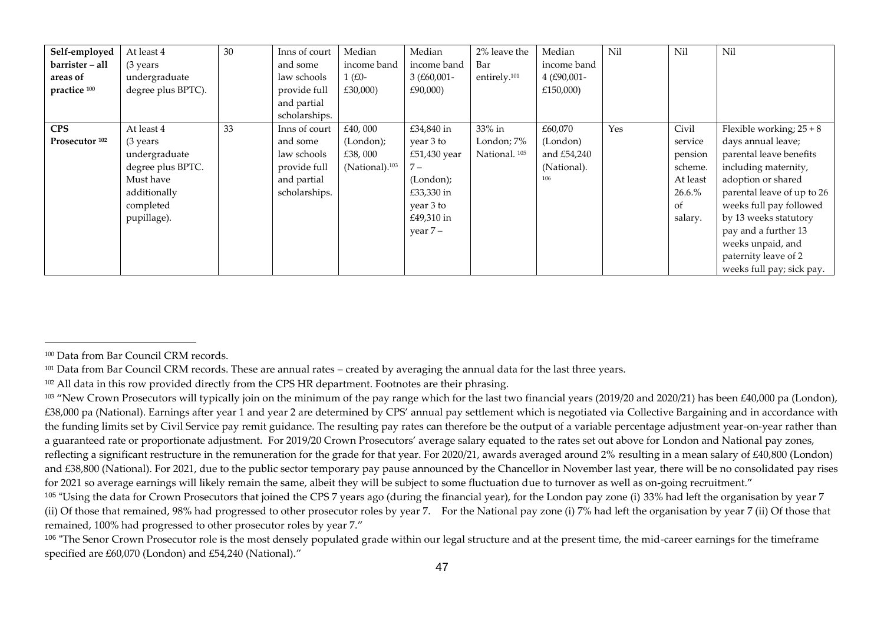| | | | | | | | | | | |
|---|---|---|---|---|---|---|---|---|---|---|
| **Self-employed barrister – all areas of practice** [100] | At least 4 (3 years undergraduate degree plus BPTC). | 30 | Inns of court and some law schools provide full and partial scholarships. | Median income band 1 (£0-£30,000) | Median income band 3 (£60,001-£90,000) | 2% leave the Bar entirely.[101] | Median income band 4 (£90,001-£150,000) | Nil | Nil | Nil |
| **CPS Prosecutor** [102] | At least 4 (3 years undergraduate degree plus BPTC. Must have additionally completed pupillage). | 33 | Inns of court and some law schools provide full and partial scholarships. | £40, 000 (London); £38, 000 (National).[103] | £34,840 in year 3 to £51,430 year 7 – (London); £33,330 in year 3 to £49,310 in year 7 – | 33% in London; 7% National. [105] | £60,070 (London) and £54,240 (National). [106] | Yes | Civil service pension scheme. At least 26.6.% of salary. | Flexible working; 25 + 8 days annual leave; parental leave benefits including maternity, adoption or shared parental leave of up to 26 weeks full pay followed by 13 weeks statutory pay and a further 13 weeks unpaid, and paternity leave of 2 weeks full pay; sick pay. |

---

[100] Data from Bar Council CRM records.

[101] Data from Bar Council CRM records. These are annual rates – created by averaging the annual data for the last three years.

[102] All data in this row provided directly from the CPS HR department. Footnotes are their phrasing.

[103] "New Crown Prosecutors will typically join on the minimum of the pay range which for the last two financial years (2019/20 and 2020/21) has been £40,000 pa (London), £38,000 pa (National). Earnings after year 1 and year 2 are determined by CPS' annual pay settlement which is negotiated via Collective Bargaining and in accordance with the funding limits set by Civil Service pay remit guidance. The resulting pay rates can therefore be the output of a variable percentage adjustment year-on-year rather than a guaranteed rate or proportionate adjustment. For 2019/20 Crown Prosecutors' average salary equated to the rates set out above for London and National pay zones, reflecting a significant restructure in the remuneration for the grade for that year. For 2020/21, awards averaged around 2% resulting in a mean salary of £40,800 (London) and £38,800 (National). For 2021, due to the public sector temporary pay pause announced by the Chancellor in November last year, there will be no consolidated pay rises for 2021 so average earnings will likely remain the same, albeit they will be subject to some fluctuation due to turnover as well as on-going recruitment."

[105] "Using the data for Crown Prosecutors that joined the CPS 7 years ago (during the financial year), for the London pay zone (i) 33% had left the organisation by year 7 (ii) Of those that remained, 98% had progressed to other prosecutor roles by year 7. For the National pay zone (i) 7% had left the organisation by year 7 (ii) Of those that remained, 100% had progressed to other prosecutor roles by year 7."

[106] "The Senor Crown Prosecutor role is the most densely populated grade within our legal structure and at the present time, the mid-career earnings for the timeframe specified are £60,070 (London) and £54,240 (National)."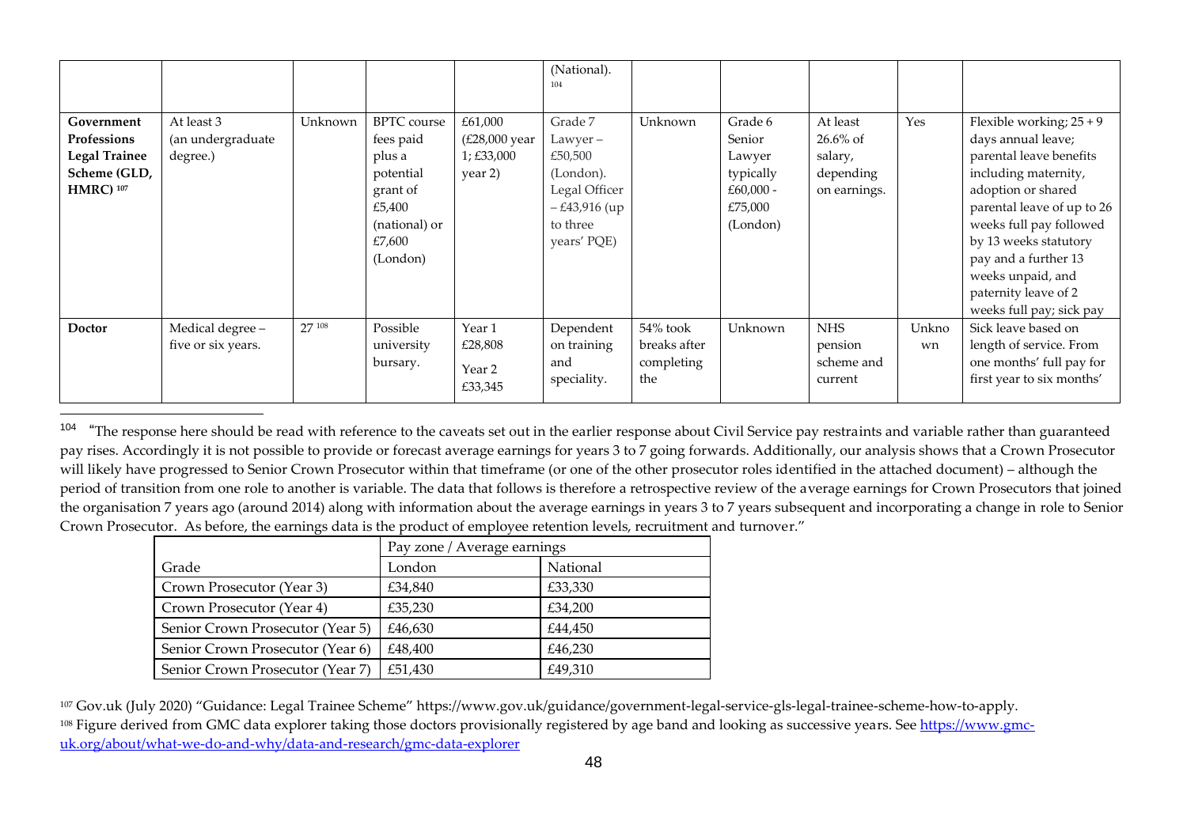| | | | | | (National).[104] | | | | | |
|---|---|---|---|---|---|---|---|---|---|---|
| **Government Professions Legal Trainee Scheme (GLD, HMRC)**[107] | At least 3 (an undergraduate degree.) | Unknown | BPTC course fees paid plus a potential grant of £5,400 (national) or £7,600 (London) | £61,000 (£28,000 year 1; £33,000 year 2) | Grade 7 Lawyer – £50,500 (London). Legal Officer – £43,916 (up to three years' PQE) | Unknown | Grade 6 Senior Lawyer typically £60,000 - £75,000 (London) | At least 26.6% of salary, depending on earnings. | Yes | Flexible working; 25 + 9 days annual leave; parental leave benefits including maternity, adoption or shared parental leave of up to 26 weeks full pay followed by 13 weeks statutory pay and a further 13 weeks unpaid, and paternity leave of 2 weeks full pay; sick pay |
| **Doctor** | Medical degree – five or six years. | 27[108] | Possible university bursary. | Year 1 £28,808<br><br>Year 2 £33,345 | Dependent on training and speciality. | 54% took breaks after completing the | Unknown | NHS pension scheme and current | Unknown | Sick leave based on length of service. From one months' full pay for first year to six months' |

[104] "The response here should be read with reference to the caveats set out in the earlier response about Civil Service pay restraints and variable rather than guaranteed pay rises. Accordingly it is not possible to provide or forecast average earnings for years 3 to 7 going forwards. Additionally, our analysis shows that a Crown Prosecutor will likely have progressed to Senior Crown Prosecutor within that timeframe (or one of the other prosecutor roles identified in the attached document) – although the period of transition from one role to another is variable. The data that follows is therefore a retrospective review of the average earnings for Crown Prosecutors that joined the organisation 7 years ago (around 2014) along with information about the average earnings in years 3 to 7 years subsequent and incorporating a change in role to Senior Crown Prosecutor. As before, the earnings data is the product of employee retention levels, recruitment and turnover."

| | Pay zone / Average earnings | |
|---|---|---|
| Grade | London | National |
| Crown Prosecutor (Year 3) | £34,840 | £33,330 |
| Crown Prosecutor (Year 4) | £35,230 | £34,200 |
| Senior Crown Prosecutor (Year 5) | £46,630 | £44,450 |
| Senior Crown Prosecutor (Year 6) | £48,400 | £46,230 |
| Senior Crown Prosecutor (Year 7) | £51,430 | £49,310 |

[107] Gov.uk (July 2020) "Guidance: Legal Trainee Scheme" https://www.gov.uk/guidance/government-legal-service-gls-legal-trainee-scheme-how-to-apply.

[108] Figure derived from GMC data explorer taking those doctors provisionally registered by age band and looking as successive years. See https://www.gmc-uk.org/about/what-we-do-and-why/data-and-research/gmc-data-explorer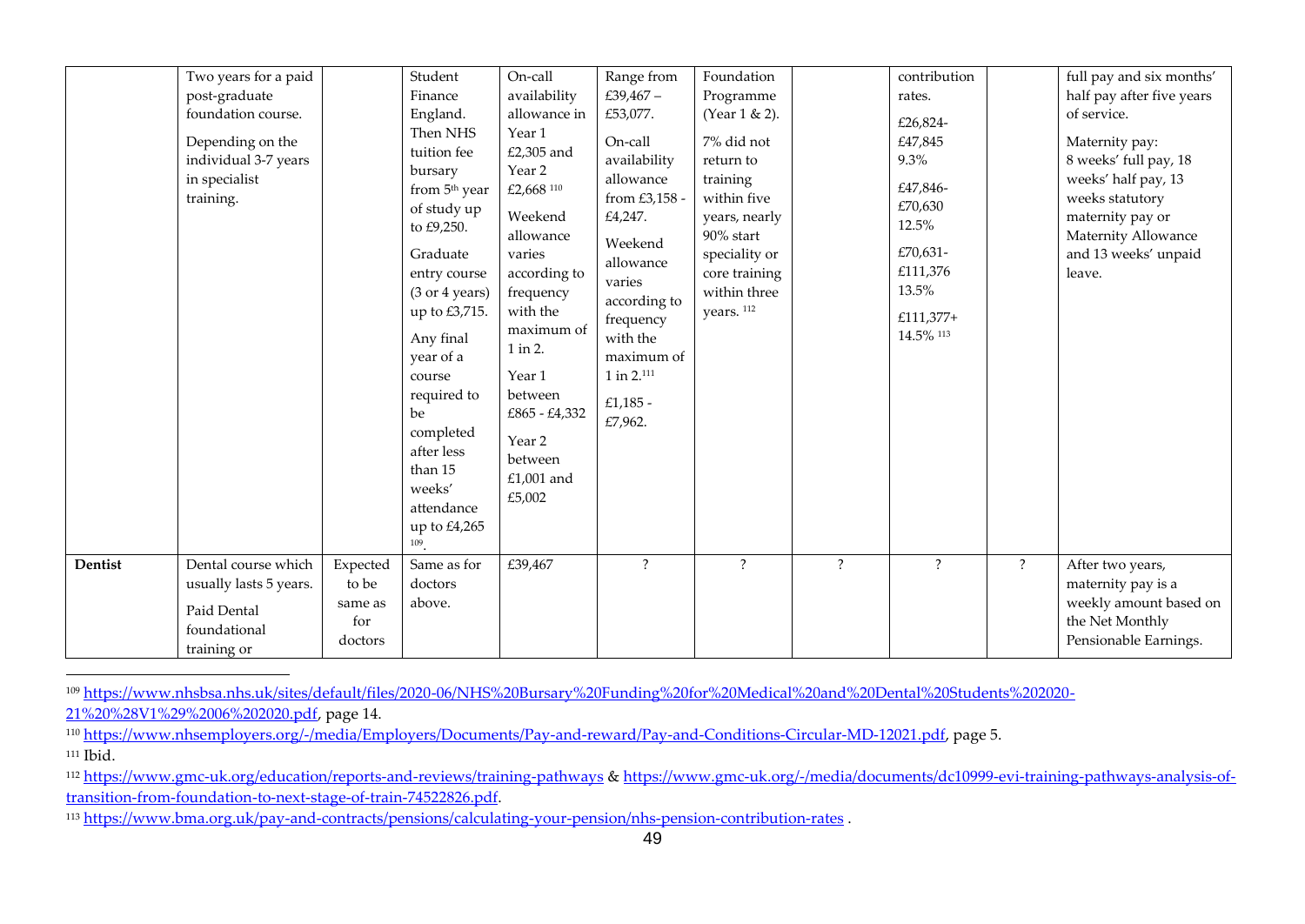| | | | | | | | | | | | |
|---|---|---|---|---|---|---|---|---|---|---|---|
| | Two years for a paid post-graduate foundation course. Depending on the individual 3-7 years in specialist training. | | Student Finance England. Then NHS tuition fee bursary from 5th year of study up to £9,250. Graduate entry course (3 or 4 years) up to £3,715. Any final year of a course required to be completed after less than 15 weeks' attendance up to £4,265 [109]. | On-call availability allowance in Year 1 £2,305 and Year 2 £2,668 [110] Weekend allowance varies according to frequency with the maximum of 1 in 2. Year 1 between £865 - £4,332 Year 2 between £1,001 and £5,002 | Range from £39,467 – £53,077. On-call availability allowance from £3,158 - £4,247. Weekend allowance varies according to frequency with the maximum of 1 in 2.[111] £1,185 - £7,962. | Foundation Programme (Year 1 & 2). 7% did not return to training within five years, nearly 90% start speciality or core training within three years. [112] | | contribution rates. £26,824- £47,845 9.3% £47,846- £70,630 12.5% £70,631- £111,376 13.5% £111,377+ 14.5% [113] | | full pay and six months' half pay after five years of service. Maternity pay: 8 weeks' full pay, 18 weeks' half pay, 13 weeks statutory maternity pay or Maternity Allowance and 13 weeks' unpaid leave. |
| **Dentist** | Dental course which usually lasts 5 years. Paid Dental foundational training or | Expected to be same as for doctors | Same as for doctors above. | £39,467 | ? | ? | ? | ? | ? | After two years, maternity pay is a weekly amount based on the Net Monthly Pensionable Earnings. |

[109] https://www.nhsbsa.nhs.uk/sites/default/files/2020-06/NHS%20Bursary%20Funding%20for%20Medical%20and%20Dental%20Students%202020-21%20%28V1%29%2006%202020.pdf, page 14.

[110] https://www.nhsemployers.org/-/media/Employers/Documents/Pay-and-reward/Pay-and-Conditions-Circular-MD-12021.pdf, page 5.

[111] Ibid.

[112] https://www.gmc-uk.org/education/reports-and-reviews/training-pathways & https://www.gmc-uk.org/-/media/documents/dc10999-evi-training-pathways-analysis-of-transition-from-foundation-to-next-stage-of-train-74522826.pdf.

[113] https://www.bma.org.uk/pay-and-contracts/pensions/calculating-your-pension/nhs-pension-contribution-rates .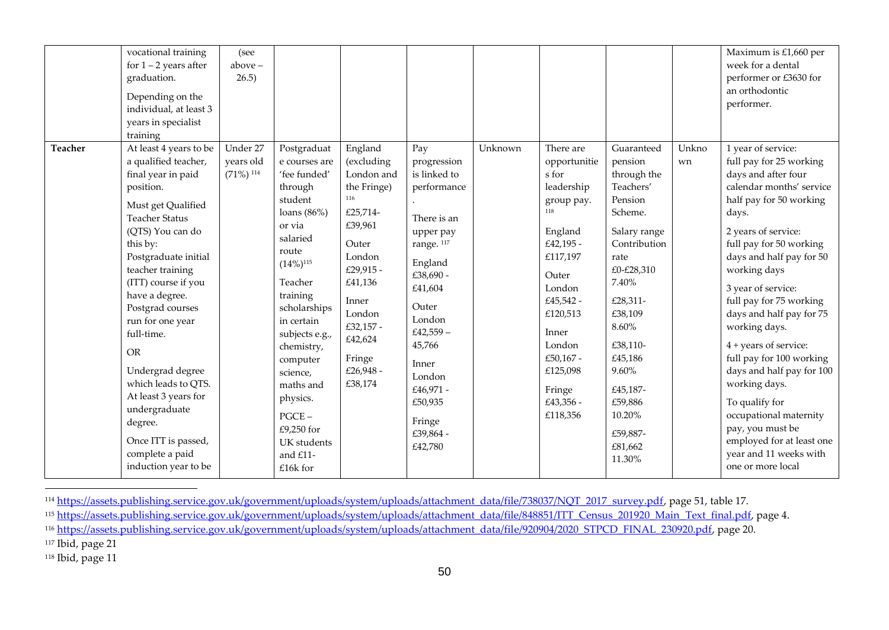|  |  |  |  |  |  |  |  |  |  |  |
|---|---|---|---|---|---|---|---|---|---|---|
|  | vocational training for 1 – 2 years after graduation.<br><br>Depending on the individual, at least 3 years in specialist training | (see above – 26.5) |  |  |  |  |  |  |  | Maximum is £1,660 per week for a dental performer or £3630 for an orthodontic performer. |
| **Teacher** | At least 4 years to be a qualified teacher, final year in paid position.<br><br>Must get Qualified Teacher Status (QTS) You can do this by:<br>Postgraduate initial teacher training (ITT) course if you have a degree. Postgrad courses run for one year full-time.<br><br>OR<br><br>Undergrad degree which leads to QTS. At least 3 years for undergraduate degree.<br><br>Once ITT is passed, complete a paid induction year to be | Under 27 years old (71%) [114] | Postgraduate courses are 'fee funded' through student loans (86%) or via salaried route (14%)[115]<br><br>Teacher training scholarships in certain subjects e.g., chemistry, computer science, maths and physics.<br><br>PGCE – £9,250 for UK students and £11-£16k for | England (excluding London and the Fringe) [116]<br>£25,714-£39,961<br><br>Outer London<br>£29,915 - £41,136<br><br>Inner London<br>£32,157 - £42,624<br><br>Fringe<br>£26,948 - £38,174 | Pay progression is linked to performance.<br><br>There is an upper pay range. [117]<br><br>England<br>£38,690 - £41,604<br><br>Outer London<br>£42,559 – 45,766<br><br>Inner London<br>£46,971 - £50,935<br><br>Fringe<br>£39,864 - £42,780 | Unknown | There are opportunities for leadership group pay. [118]<br><br>England<br>£42,195 - £117,197<br><br>Outer London<br>£45,542 - £120,513<br><br>Inner London<br>£50,167 - £125,098<br><br>Fringe<br>£43,356 - £118,356 | Guaranteed pension through the Teachers' Pension Scheme.<br><br>Salary range Contribution rate<br>£0-£28,310<br>7.40%<br>£28,311-£38,109<br>8.60%<br>£38,110-£45,186<br>9.60%<br>£45,187-£59,886<br>10.20%<br>£59,887-£81,662<br>11.30% | Unknown | 1 year of service: full pay for 25 working days and after four calendar months' service half pay for 50 working days.<br><br>2 years of service: full pay for 50 working days and half pay for 50 working days<br><br>3 year of service: full pay for 75 working days and half pay for 75 working days.<br><br>4 + years of service: full pay for 100 working days and half pay for 100 working days.<br><br>To qualify for occupational maternity pay, you must be employed for at least one year and 11 weeks with one or more local |

[114] https://assets.publishing.service.gov.uk/government/uploads/system/uploads/attachment_data/file/738037/NQT_2017_survey.pdf, page 51, table 17.

[115] https://assets.publishing.service.gov.uk/government/uploads/system/uploads/attachment_data/file/848851/ITT_Census_201920_Main_Text_final.pdf, page 4.

[116] https://assets.publishing.service.gov.uk/government/uploads/system/uploads/attachment_data/file/920904/2020_STPCD_FINAL_230920.pdf, page 20.

[117] Ibid, page 21

[118] Ibid, page 11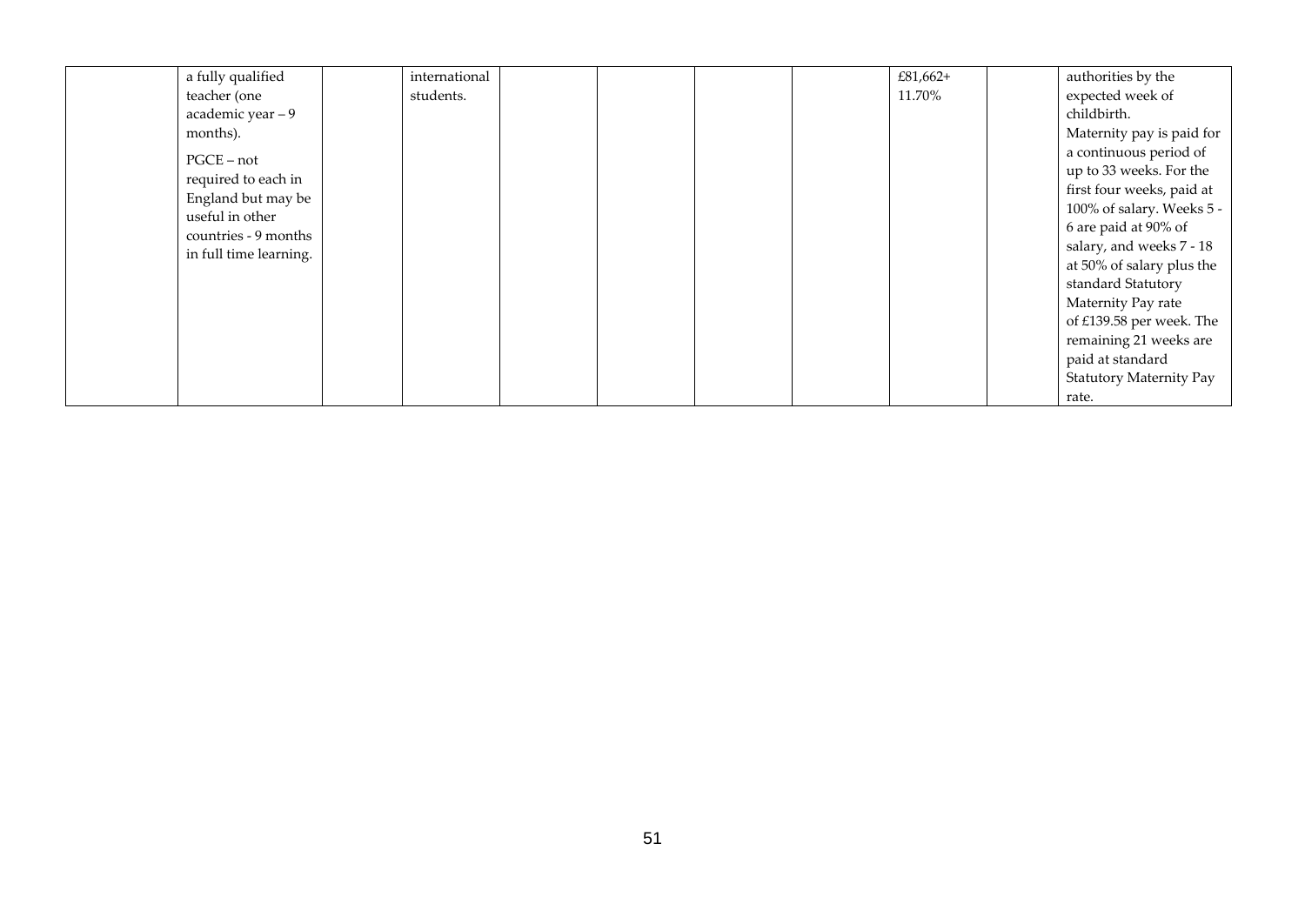| | | | | | | | | | | |
|---|---|---|---|---|---|---|---|---|---|---|
| | a fully qualified teacher (one academic year – 9 months).<br><br>PGCE – not required to each in England but may be useful in other countries - 9 months in full time learning. | | international students. | | | | | £81,662+ 11.70% | | authorities by the expected week of childbirth.<br>Maternity pay is paid for a continuous period of up to 33 weeks. For the first four weeks, paid at 100% of salary. Weeks 5 - 6 are paid at 90% of salary, and weeks 7 - 18 at 50% of salary plus the standard Statutory Maternity Pay rate of £139.58 per week. The remaining 21 weeks are paid at standard Statutory Maternity Pay rate. |